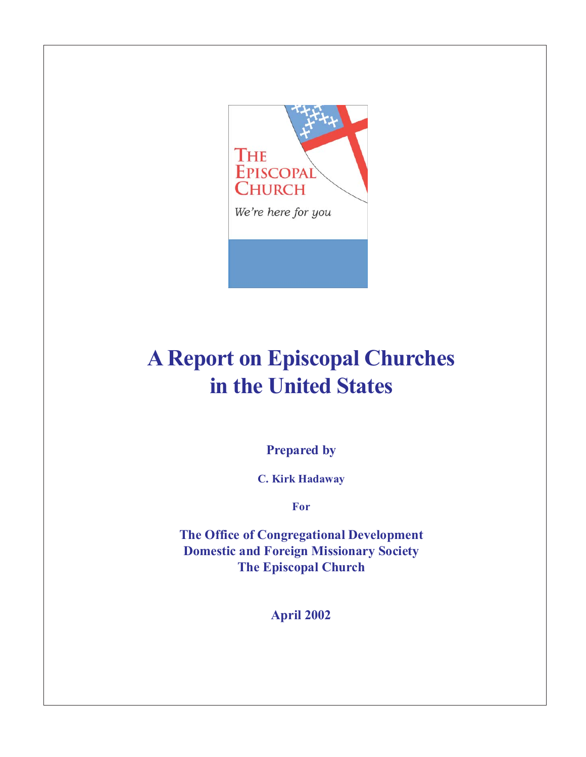THE EPISCOPAL CHURCH

*We're here for you*

# A Report on Episcopal Churches in the United States

**Prepared by**

**C. Kirk Hadaway**

**For**

**The Office of Congregational Development**
**Domestic and Foreign Missionary Society**
**The Episcopal Church**

**April 2002**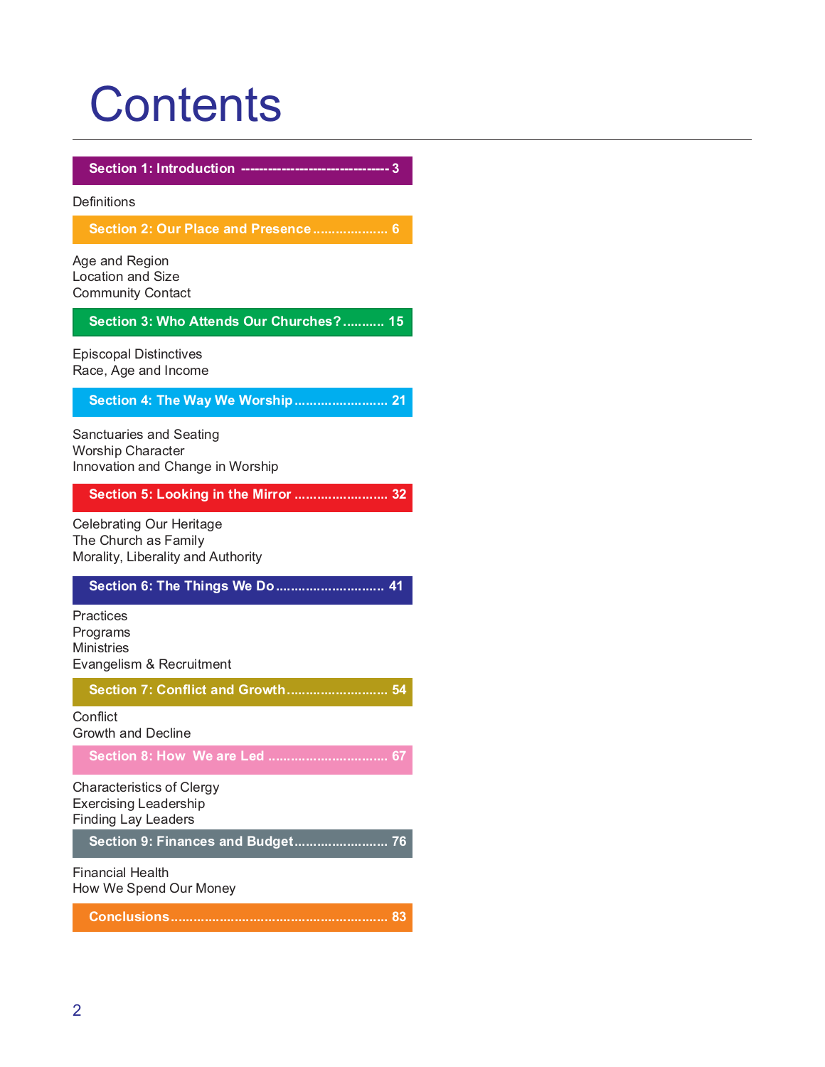# Contents

**Section 1: Introduction -------------------------------- 3**

Definitions

**Section 2: Our Place and Presence .................... 6**

Age and Region
Location and Size
Community Contact

**Section 3: Who Attends Our Churches? ........... 15**

Episcopal Distinctives
Race, Age and Income

**Section 4: The Way We Worship ......................... 21**

Sanctuaries and Seating
Worship Character
Innovation and Change in Worship

**Section 5: Looking in the Mirror ......................... 32**

Celebrating Our Heritage
The Church as Family
Morality, Liberality and Authority

**Section 6: The Things We Do ............................. 41**

Practices
Programs
Ministries
Evangelism & Recruitment

**Section 7: Conflict and Growth ........................... 54**

Conflict
Growth and Decline

**Section 8: How We are Led ................................ 67**

Characteristics of Clergy
Exercising Leadership
Finding Lay Leaders

**Section 9: Finances and Budget ......................... 76**

Financial Health
How We Spend Our Money

**Conclusions .......................................................... 83**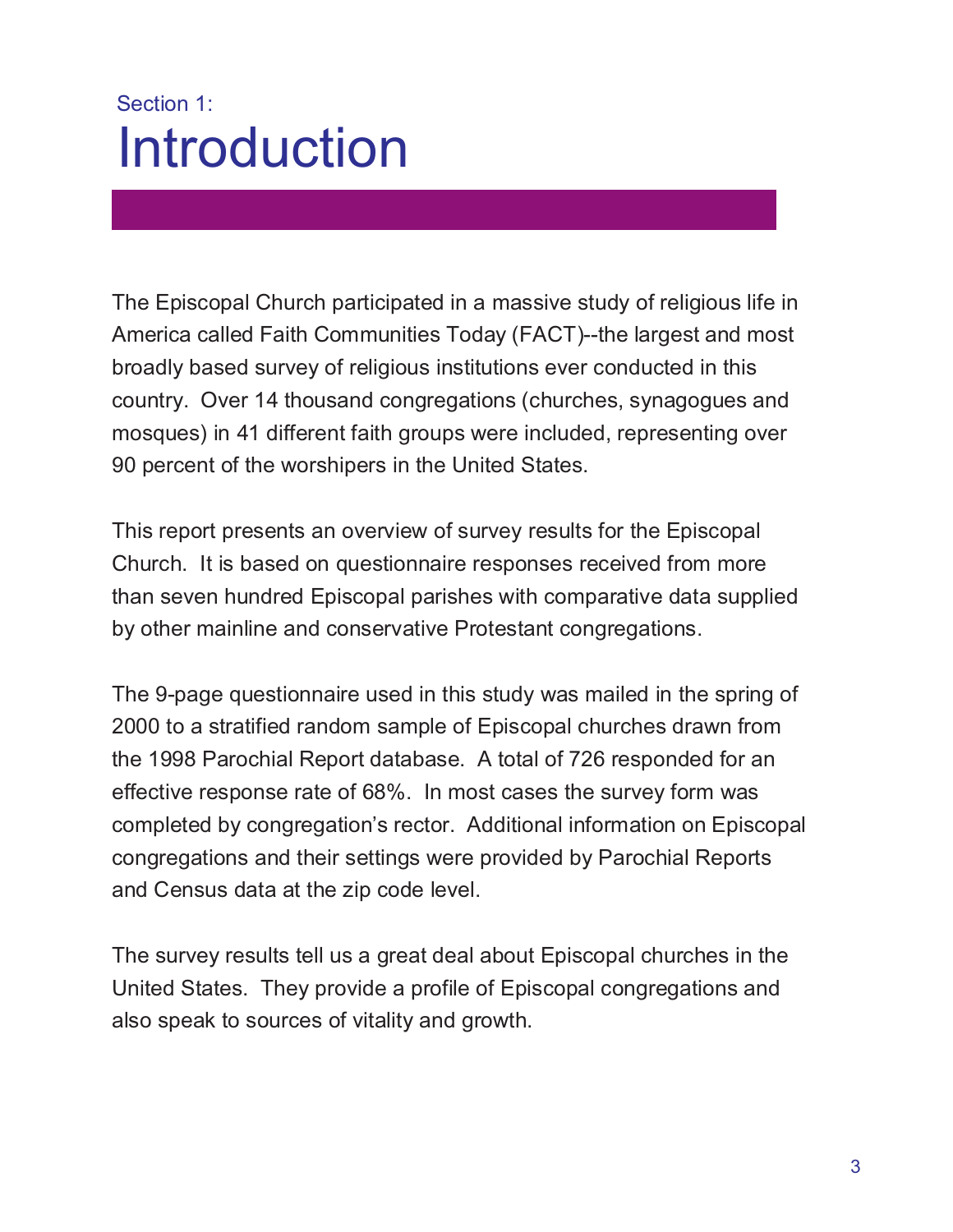Section 1:

# Introduction

The Episcopal Church participated in a massive study of religious life in America called Faith Communities Today (FACT)--the largest and most broadly based survey of religious institutions ever conducted in this country. Over 14 thousand congregations (churches, synagogues and mosques) in 41 different faith groups were included, representing over 90 percent of the worshipers in the United States.

This report presents an overview of survey results for the Episcopal Church. It is based on questionnaire responses received from more than seven hundred Episcopal parishes with comparative data supplied by other mainline and conservative Protestant congregations.

The 9-page questionnaire used in this study was mailed in the spring of 2000 to a stratified random sample of Episcopal churches drawn from the 1998 Parochial Report database. A total of 726 responded for an effective response rate of 68%. In most cases the survey form was completed by congregation's rector. Additional information on Episcopal congregations and their settings were provided by Parochial Reports and Census data at the zip code level.

The survey results tell us a great deal about Episcopal churches in the United States. They provide a profile of Episcopal congregations and also speak to sources of vitality and growth.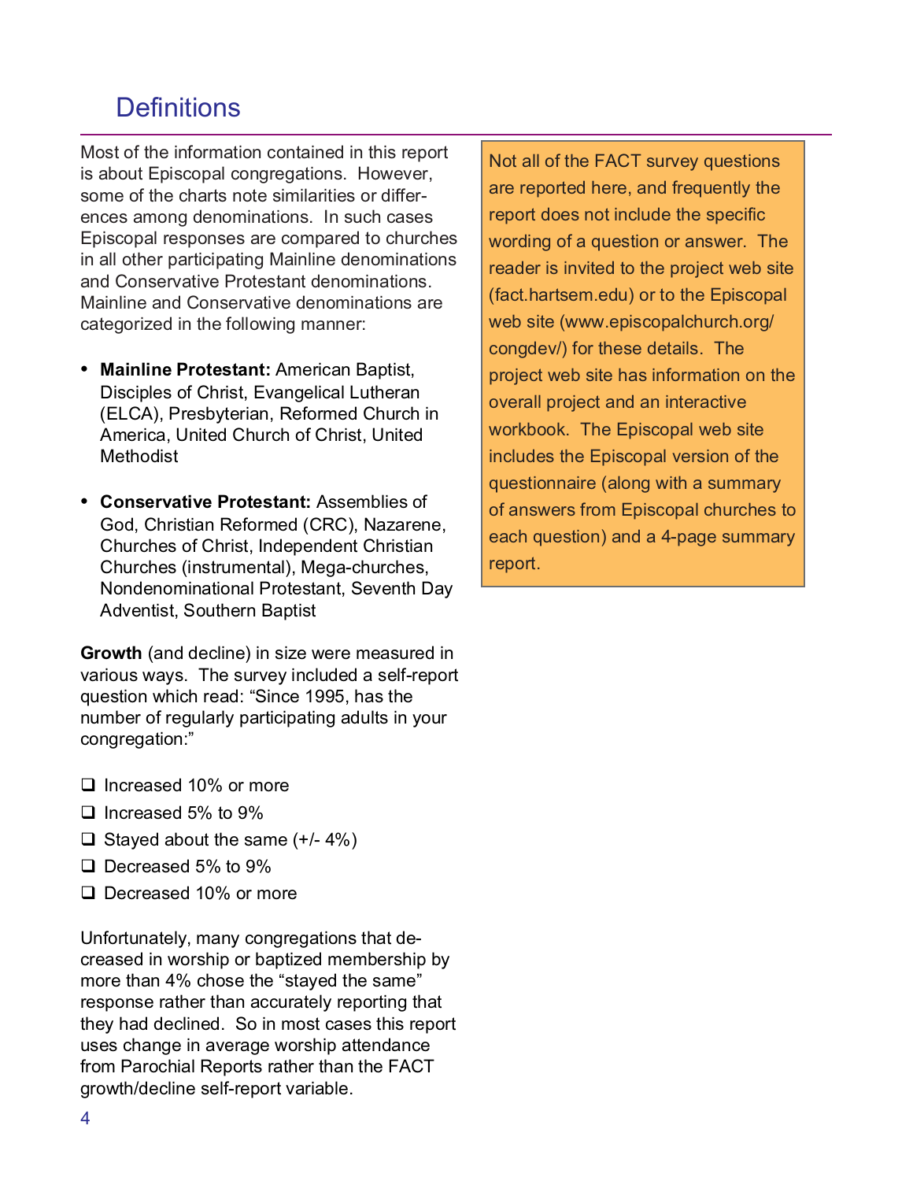# Definitions

Most of the information contained in this report is about Episcopal congregations. However, some of the charts note similarities or differences among denominations. In such cases Episcopal responses are compared to churches in all other participating Mainline denominations and Conservative Protestant denominations. Mainline and Conservative denominations are categorized in the following manner:

- **Mainline Protestant:** American Baptist, Disciples of Christ, Evangelical Lutheran (ELCA), Presbyterian, Reformed Church in America, United Church of Christ, United Methodist
- **Conservative Protestant:** Assemblies of God, Christian Reformed (CRC), Nazarene, Churches of Christ, Independent Christian Churches (instrumental), Mega-churches, Nondenominational Protestant, Seventh Day Adventist, Southern Baptist

**Growth** (and decline) in size were measured in various ways. The survey included a self-report question which read: "Since 1995, has the number of regularly participating adults in your congregation:"

- ❑ Increased 10% or more
- ❑ Increased 5% to 9%
- ❑ Stayed about the same (+/- 4%)
- ❑ Decreased 5% to 9%
- ❑ Decreased 10% or more

Unfortunately, many congregations that decreased in worship or baptized membership by more than 4% chose the "stayed the same" response rather than accurately reporting that they had declined. So in most cases this report uses change in average worship attendance from Parochial Reports rather than the FACT growth/decline self-report variable.

Not all of the FACT survey questions are reported here, and frequently the report does not include the specific wording of a question or answer. The reader is invited to the project web site (fact.hartsem.edu) or to the Episcopal web site (www.episcopalchurch.org/congdev/) for these details. The project web site has information on the overall project and an interactive workbook. The Episcopal web site includes the Episcopal version of the questionnaire (along with a summary of answers from Episcopal churches to each question) and a 4-page summary report.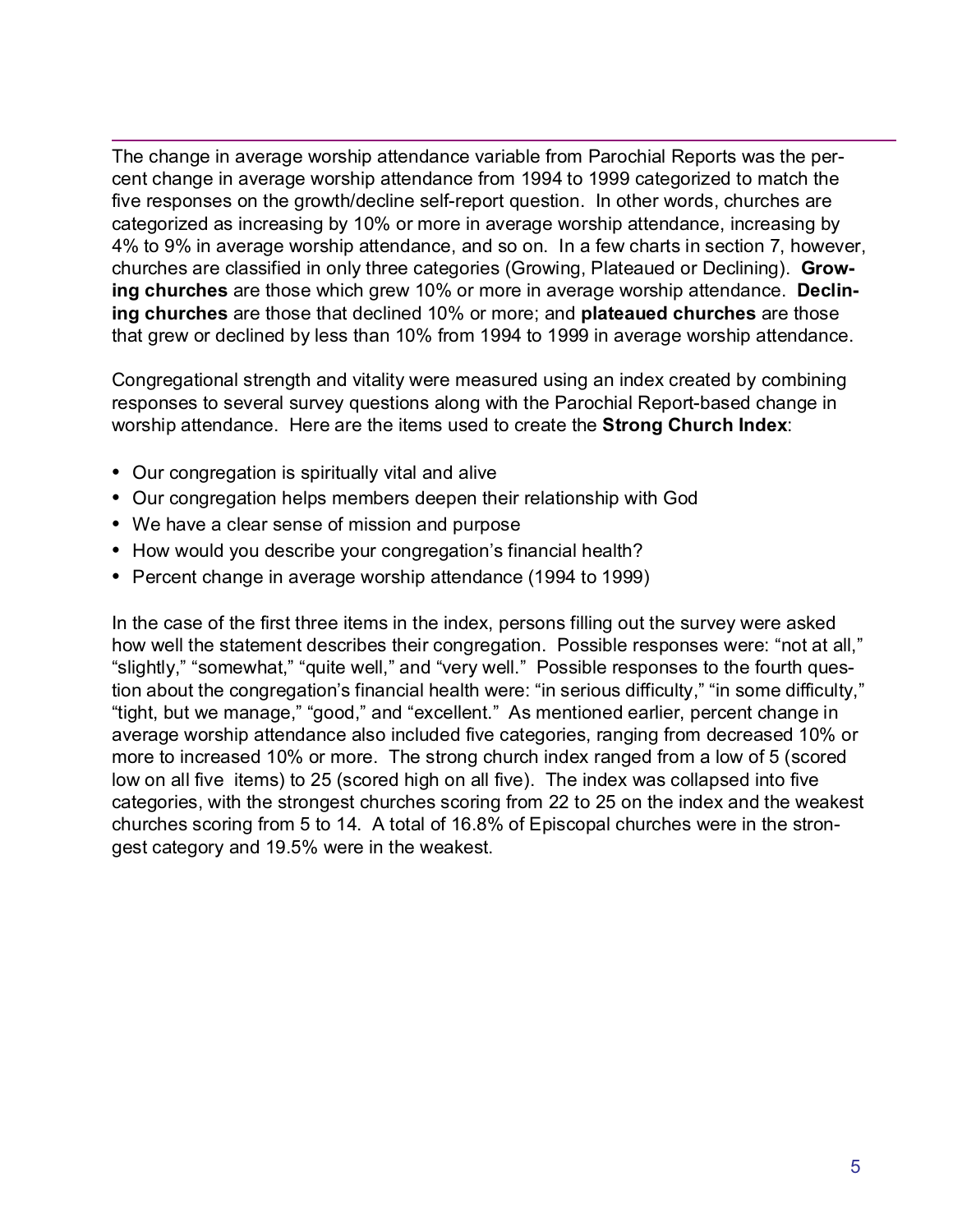The change in average worship attendance variable from Parochial Reports was the percent change in average worship attendance from 1994 to 1999 categorized to match the five responses on the growth/decline self-report question. In other words, churches are categorized as increasing by 10% or more in average worship attendance, increasing by 4% to 9% in average worship attendance, and so on. In a few charts in section 7, however, churches are classified in only three categories (Growing, Plateaued or Declining). **Growing churches** are those which grew 10% or more in average worship attendance. **Declining churches** are those that declined 10% or more; and **plateaued churches** are those that grew or declined by less than 10% from 1994 to 1999 in average worship attendance.

Congregational strength and vitality were measured using an index created by combining responses to several survey questions along with the Parochial Report-based change in worship attendance. Here are the items used to create the **Strong Church Index**:

- Our congregation is spiritually vital and alive
- Our congregation helps members deepen their relationship with God
- We have a clear sense of mission and purpose
- How would you describe your congregation's financial health?
- Percent change in average worship attendance (1994 to 1999)

In the case of the first three items in the index, persons filling out the survey were asked how well the statement describes their congregation. Possible responses were: "not at all," "slightly," "somewhat," "quite well," and "very well." Possible responses to the fourth question about the congregation's financial health were: "in serious difficulty," "in some difficulty," "tight, but we manage," "good," and "excellent." As mentioned earlier, percent change in average worship attendance also included five categories, ranging from decreased 10% or more to increased 10% or more. The strong church index ranged from a low of 5 (scored low on all five items) to 25 (scored high on all five). The index was collapsed into five categories, with the strongest churches scoring from 22 to 25 on the index and the weakest churches scoring from 5 to 14. A total of 16.8% of Episcopal churches were in the strongest category and 19.5% were in the weakest.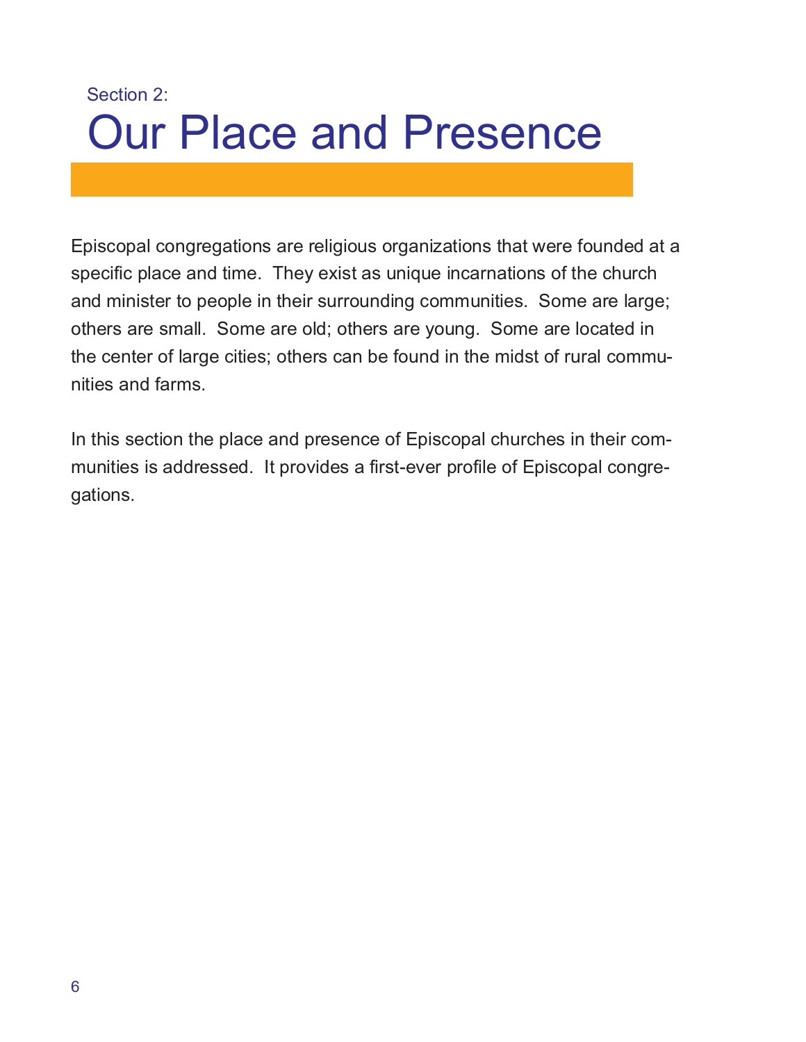Section 2:

# Our Place and Presence

Episcopal congregations are religious organizations that were founded at a specific place and time. They exist as unique incarnations of the church and minister to people in their surrounding communities. Some are large; others are small. Some are old; others are young. Some are located in the center of large cities; others can be found in the midst of rural communities and farms.

In this section the place and presence of Episcopal churches in their communities is addressed. It provides a first-ever profile of Episcopal congregations.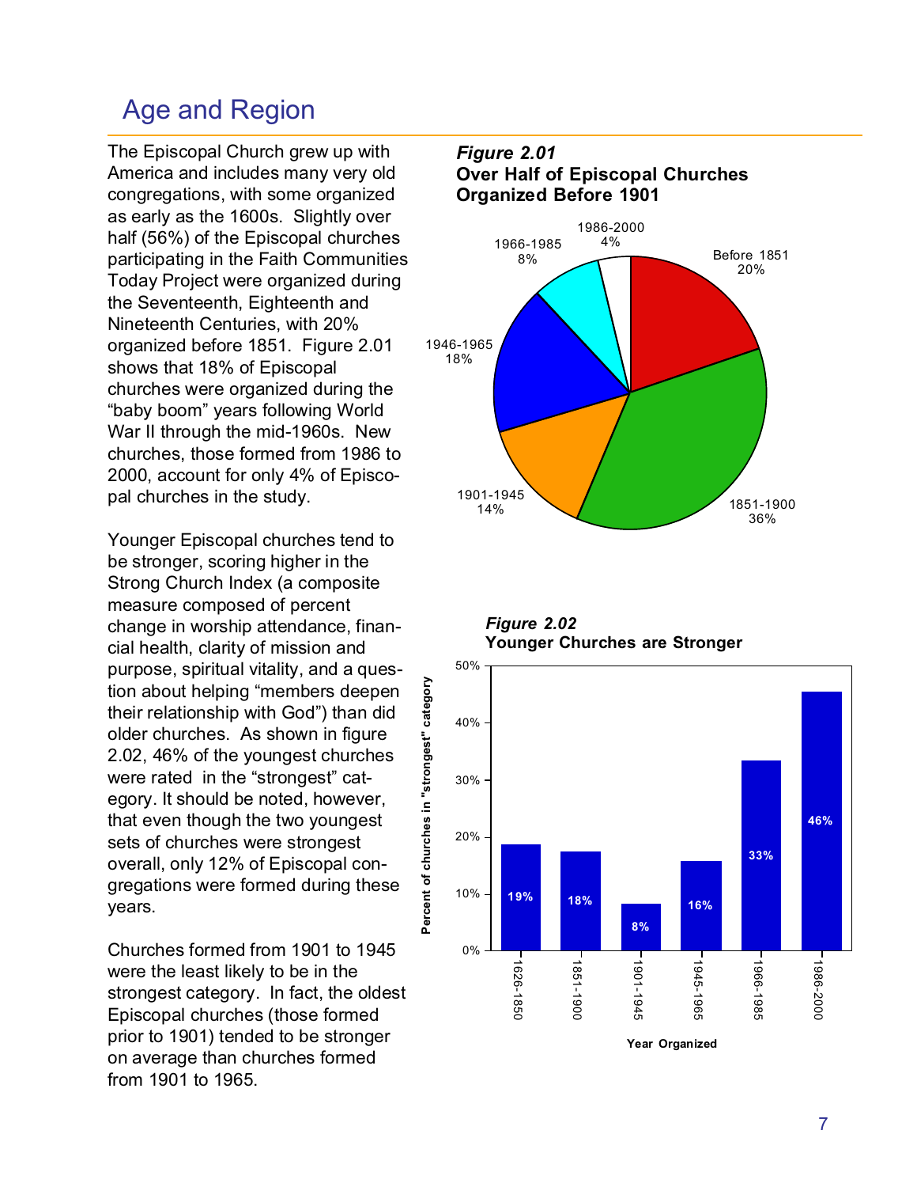## Age and Region

The Episcopal Church grew up with America and includes many very old congregations, with some organized as early as the 1600s. Slightly over half (56%) of the Episcopal churches participating in the Faith Communities Today Project were organized during the Seventeenth, Eighteenth and Nineteenth Centuries, with 20% organized before 1851. Figure 2.01 shows that 18% of Episcopal churches were organized during the "baby boom" years following World War II through the mid-1960s. New churches, those formed from 1986 to 2000, account for only 4% of Episcopal churches in the study.

Younger Episcopal churches tend to be stronger, scoring higher in the Strong Church Index (a composite measure composed of percent change in worship attendance, financial health, clarity of mission and purpose, spiritual vitality, and a question about helping "members deepen their relationship with God") than did older churches. As shown in figure 2.02, 46% of the youngest churches were rated in the "strongest" category. It should be noted, however, that even though the two youngest sets of churches were strongest overall, only 12% of Episcopal congregations were formed during these years.

Churches formed from 1901 to 1945 were the least likely to be in the strongest category. In fact, the oldest Episcopal churches (those formed prior to 1901) tended to be stronger on average than churches formed from 1901 to 1965.

***Figure 2.01***
**Over Half of Episcopal Churches Organized Before 1901**

| Year Organized | Percent |
|---|---|
| Before 1851 | 20% |
| 1851-1900 | 36% |
| 1901-1945 | 14% |
| 1946-1965 | 18% |
| 1966-1985 | 8% |
| 1986-2000 | 4% |

***Figure 2.02***
**Younger Churches are Stronger**

| Year Organized | Percent of churches in "strongest" category |
|---|---|
| 1626-1850 | 19% |
| 1851-1900 | 18% |
| 1901-1945 | 8% |
| 1945-1965 | 16% |
| 1966-1985 | 33% |
| 1986-2000 | 46% |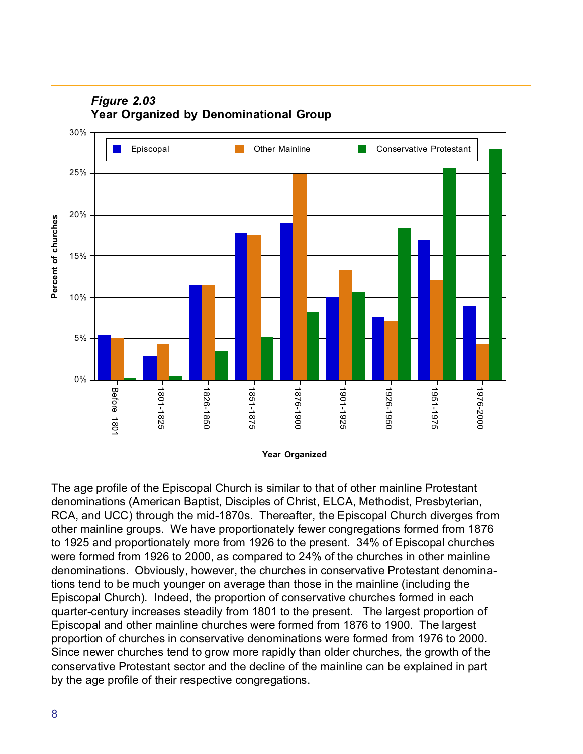***Figure 2.03***
**Year Organized by Denominational Group**

The age profile of the Episcopal Church is similar to that of other mainline Protestant denominations (American Baptist, Disciples of Christ, ELCA, Methodist, Presbyterian, RCA, and UCC) through the mid-1870s. Thereafter, the Episcopal Church diverges from other mainline groups. We have proportionately fewer congregations formed from 1876 to 1925 and proportionately more from 1926 to the present. 34% of Episcopal churches were formed from 1926 to 2000, as compared to 24% of the churches in other mainline denominations. Obviously, however, the churches in conservative Protestant denominations tend to be much younger on average than those in the mainline (including the Episcopal Church). Indeed, the proportion of conservative churches formed in each quarter-century increases steadily from 1801 to the present. The largest proportion of Episcopal and other mainline churches were formed from 1876 to 1900. The largest proportion of churches in conservative denominations were formed from 1976 to 2000. Since newer churches tend to grow more rapidly than older churches, the growth of the conservative Protestant sector and the decline of the mainline can be explained in part by the age profile of their respective congregations.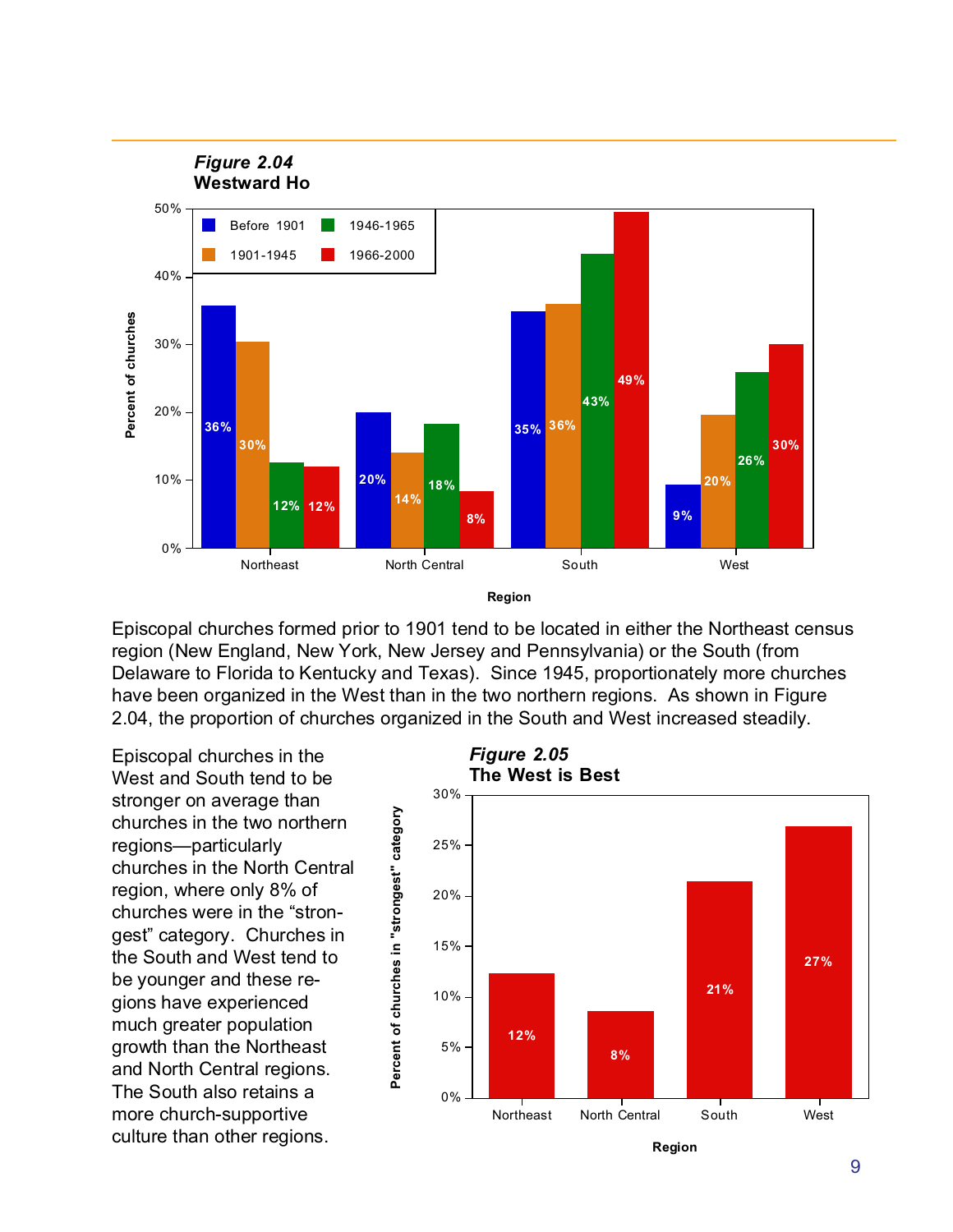***Figure 2.04***
**Westward Ho**

| Region | Before 1901 | 1901-1945 | 1946-1965 | 1966-2000 |
|---|---|---|---|---|
| Northeast | 36% | 30% | 12% | 12% |
| North Central | 20% | 14% | 18% | 8% |
| South | 35% | 36% | 43% | 49% |
| West | 9% | 20% | 26% | 30% |

Episcopal churches formed prior to 1901 tend to be located in either the Northeast census region (New England, New York, New Jersey and Pennsylvania) or the South (from Delaware to Florida to Kentucky and Texas). Since 1945, proportionately more churches have been organized in the West than in the two northern regions. As shown in Figure 2.04, the proportion of churches organized in the South and West increased steadily.

Episcopal churches in the West and South tend to be stronger on average than churches in the two northern regions—particularly churches in the North Central region, where only 8% of churches were in the "strongest" category. Churches in the South and West tend to be younger and these regions have experienced much greater population growth than the Northeast and North Central regions. The South also retains a more church-supportive culture than other regions.

***Figure 2.05***
**The West is Best**

| Region | Percent of churches in "strongest" category |
|---|---|
| Northeast | 12% |
| North Central | 8% |
| South | 21% |
| West | 27% |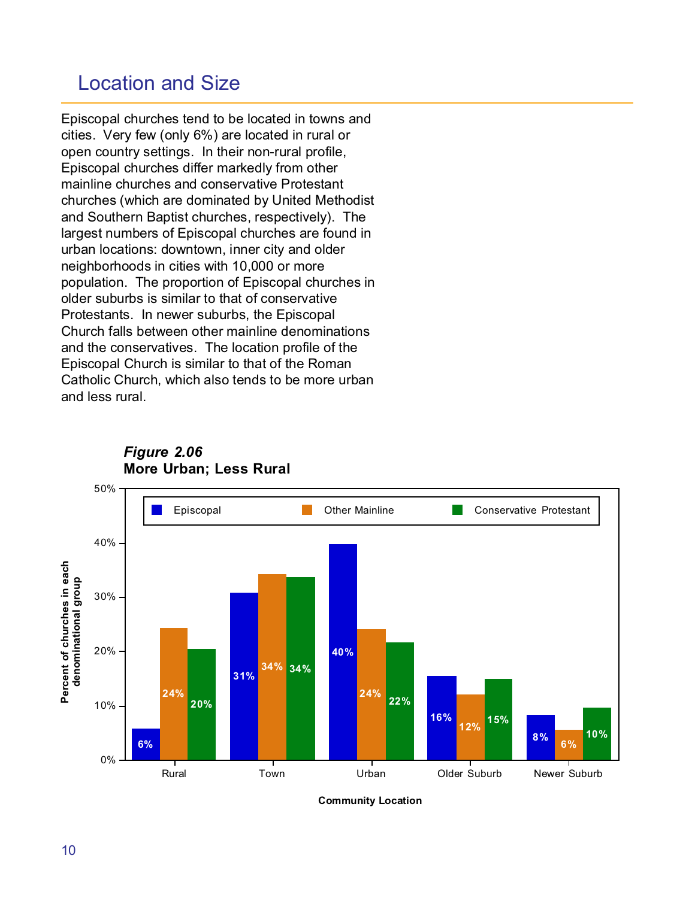## Location and Size

Episcopal churches tend to be located in towns and cities. Very few (only 6%) are located in rural or open country settings. In their non-rural profile, Episcopal churches differ markedly from other mainline churches and conservative Protestant churches (which are dominated by United Methodist and Southern Baptist churches, respectively). The largest numbers of Episcopal churches are found in urban locations: downtown, inner city and older neighborhoods in cities with 10,000 or more population. The proportion of Episcopal churches in older suburbs is similar to that of conservative Protestants. In newer suburbs, the Episcopal Church falls between other mainline denominations and the conservatives. The location profile of the Episcopal Church is similar to that of the Roman Catholic Church, which also tends to be more urban and less rural.

***Figure 2.06***
**More Urban; Less Rural**

| Community Location | Episcopal | Other Mainline | Conservative Protestant |
|---|---|---|---|
| Rural | 6% | 24% | 20% |
| Town | 31% | 34% | 34% |
| Urban | 40% | 24% | 22% |
| Older Suburb | 16% | 12% | 15% |
| Newer Suburb | 8% | 6% | 10% |

Y-axis: Percent of churches in each denominational group. X-axis: Community Location.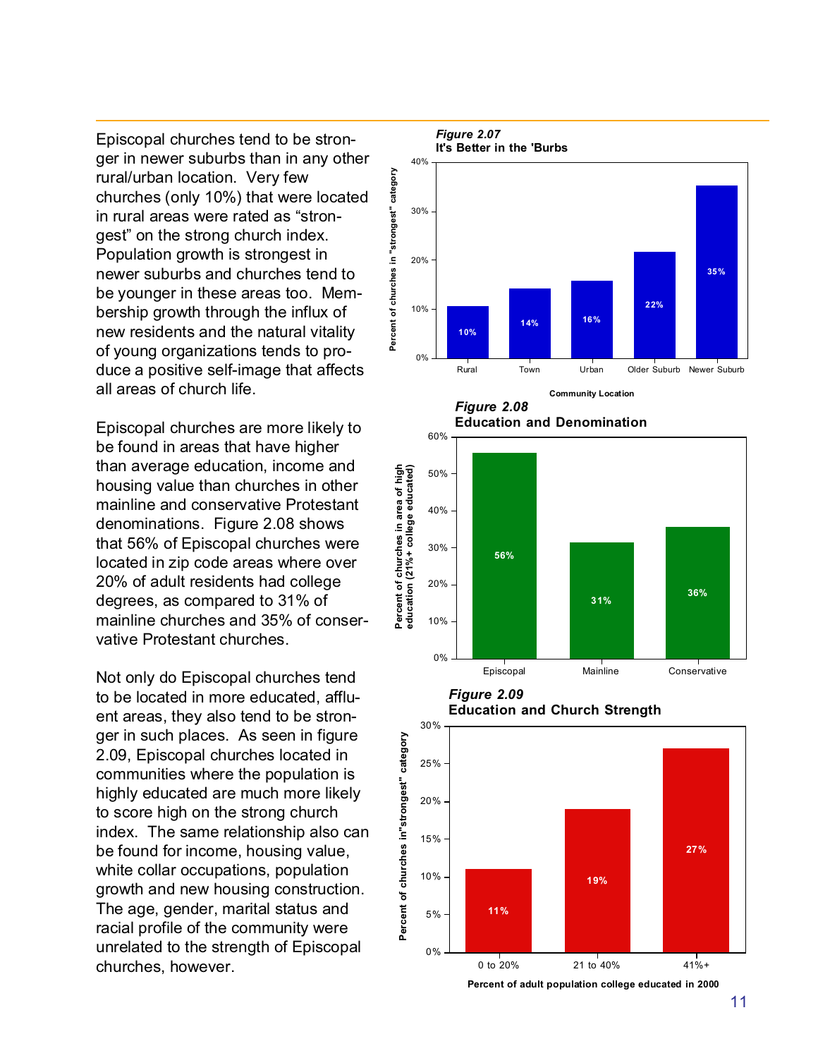Episcopal churches tend to be stronger in newer suburbs than in any other rural/urban location. Very few churches (only 10%) that were located in rural areas were rated as "strongest" on the strong church index. Population growth is strongest in newer suburbs and churches tend to be younger in these areas too. Membership growth through the influx of new residents and the natural vitality of young organizations tends to produce a positive self-image that affects all areas of church life.

Episcopal churches are more likely to be found in areas that have higher than average education, income and housing value than churches in other mainline and conservative Protestant denominations. Figure 2.08 shows that 56% of Episcopal churches were located in zip code areas where over 20% of adult residents had college degrees, as compared to 31% of mainline churches and 35% of conservative Protestant churches.

Not only do Episcopal churches tend to be located in more educated, affluent areas, they also tend to be stronger in such places. As seen in figure 2.09, Episcopal churches located in communities where the population is highly educated are much more likely to score high on the strong church index. The same relationship also can be found for income, housing value, white collar occupations, population growth and new housing construction. The age, gender, marital status and racial profile of the community were unrelated to the strength of Episcopal churches, however.

***Figure 2.07***
**It's Better in the 'Burbs**

| Community Location | Percent of churches in "strongest" category |
|---|---|
| Rural | 10% |
| Town | 14% |
| Urban | 16% |
| Older Suburb | 22% |
| Newer Suburb | 35% |

***Figure 2.08***
**Education and Denomination**

| | Percent of churches in area of high education (21%+ college educated) |
|---|---|
| Episcopal | 56% |
| Mainline | 31% |
| Conservative | 36% |

***Figure 2.09***
**Education and Church Strength**

| Percent of adult population college educated in 2000 | Percent of churches in "strongest" category |
|---|---|
| 0 to 20% | 11% |
| 21 to 40% | 19% |
| 41%+ | 27% |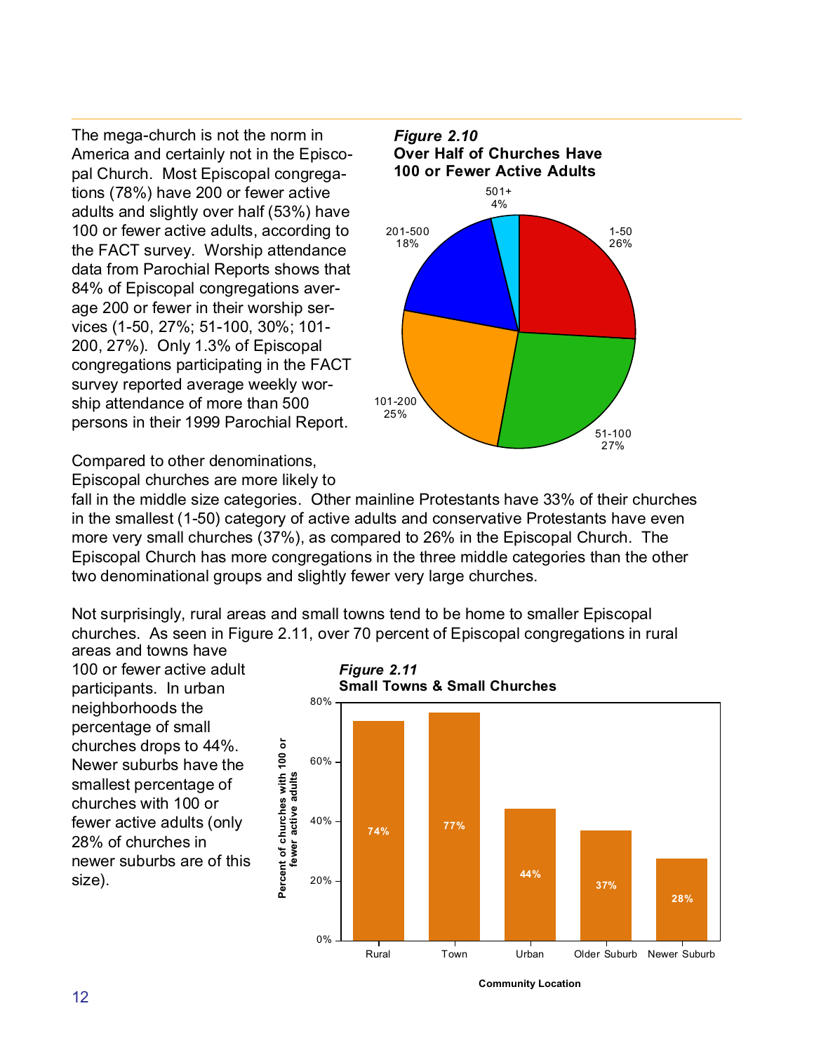The mega-church is not the norm in America and certainly not in the Episcopal Church. Most Episcopal congregations (78%) have 200 or fewer active adults and slightly over half (53%) have 100 or fewer active adults, according to the FACT survey. Worship attendance data from Parochial Reports shows that 84% of Episcopal congregations average 200 or fewer in their worship services (1-50, 27%; 51-100, 30%; 101-200, 27%). Only 1.3% of Episcopal congregations participating in the FACT survey reported average weekly worship attendance of more than 500 persons in their 1999 Parochial Report.

***Figure 2.10***
**Over Half of Churches Have 100 or Fewer Active Adults**

| Active Adults | Percent |
|---|---|
| 1-50 | 26% |
| 51-100 | 27% |
| 101-200 | 25% |
| 201-500 | 18% |
| 501+ | 4% |

Compared to other denominations, Episcopal churches are more likely to fall in the middle size categories. Other mainline Protestants have 33% of their churches in the smallest (1-50) category of active adults and conservative Protestants have even more very small churches (37%), as compared to 26% in the Episcopal Church. The Episcopal Church has more congregations in the three middle categories than the other two denominational groups and slightly fewer very large churches.

Not surprisingly, rural areas and small towns tend to be home to smaller Episcopal churches. As seen in Figure 2.11, over 70 percent of Episcopal congregations in rural areas and towns have 100 or fewer active adult participants. In urban neighborhoods the percentage of small churches drops to 44%. Newer suburbs have the smallest percentage of churches with 100 or fewer active adults (only 28% of churches in newer suburbs are of this size).

***Figure 2.11***
**Small Towns & Small Churches**

| Community Location | Percent of churches with 100 or fewer active adults |
|---|---|
| Rural | 74% |
| Town | 77% |
| Urban | 44% |
| Older Suburb | 37% |
| Newer Suburb | 28% |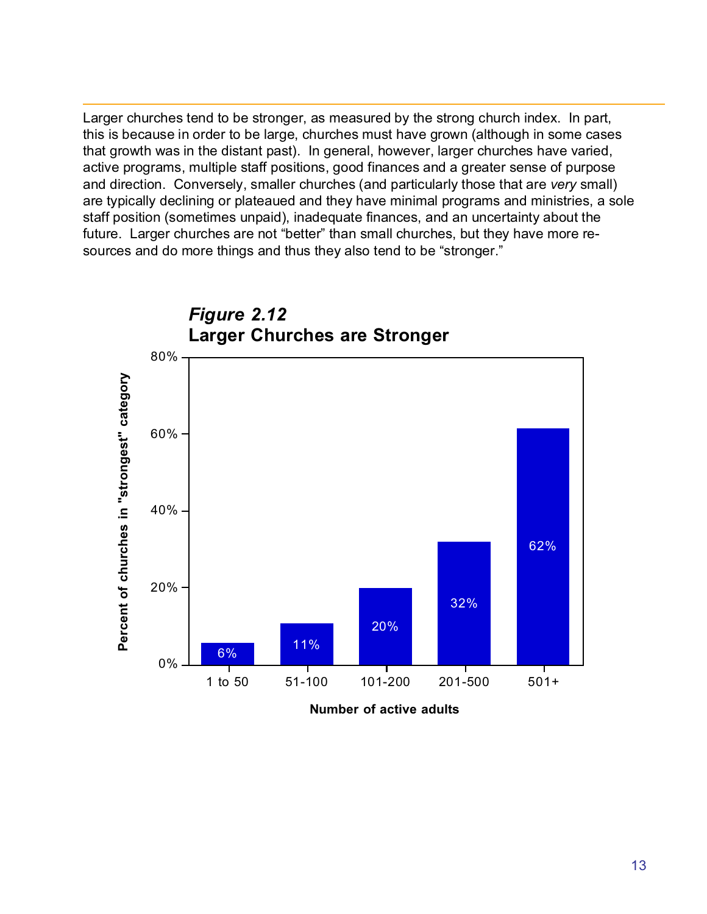Larger churches tend to be stronger, as measured by the strong church index. In part, this is because in order to be large, churches must have grown (although in some cases that growth was in the distant past). In general, however, larger churches have varied, active programs, multiple staff positions, good finances and a greater sense of purpose and direction. Conversely, smaller churches (and particularly those that are *very* small) are typically declining or plateaued and they have minimal programs and ministries, a sole staff position (sometimes unpaid), inadequate finances, and an uncertainty about the future. Larger churches are not "better" than small churches, but they have more resources and do more things and thus they also tend to be "stronger."

***Figure 2.12***
**Larger Churches are Stronger**

| Number of active adults | Percent of churches in "strongest" category |
|---|---|
| 1 to 50 | 6% |
| 51-100 | 11% |
| 101-200 | 20% |
| 201-500 | 32% |
| 501+ | 62% |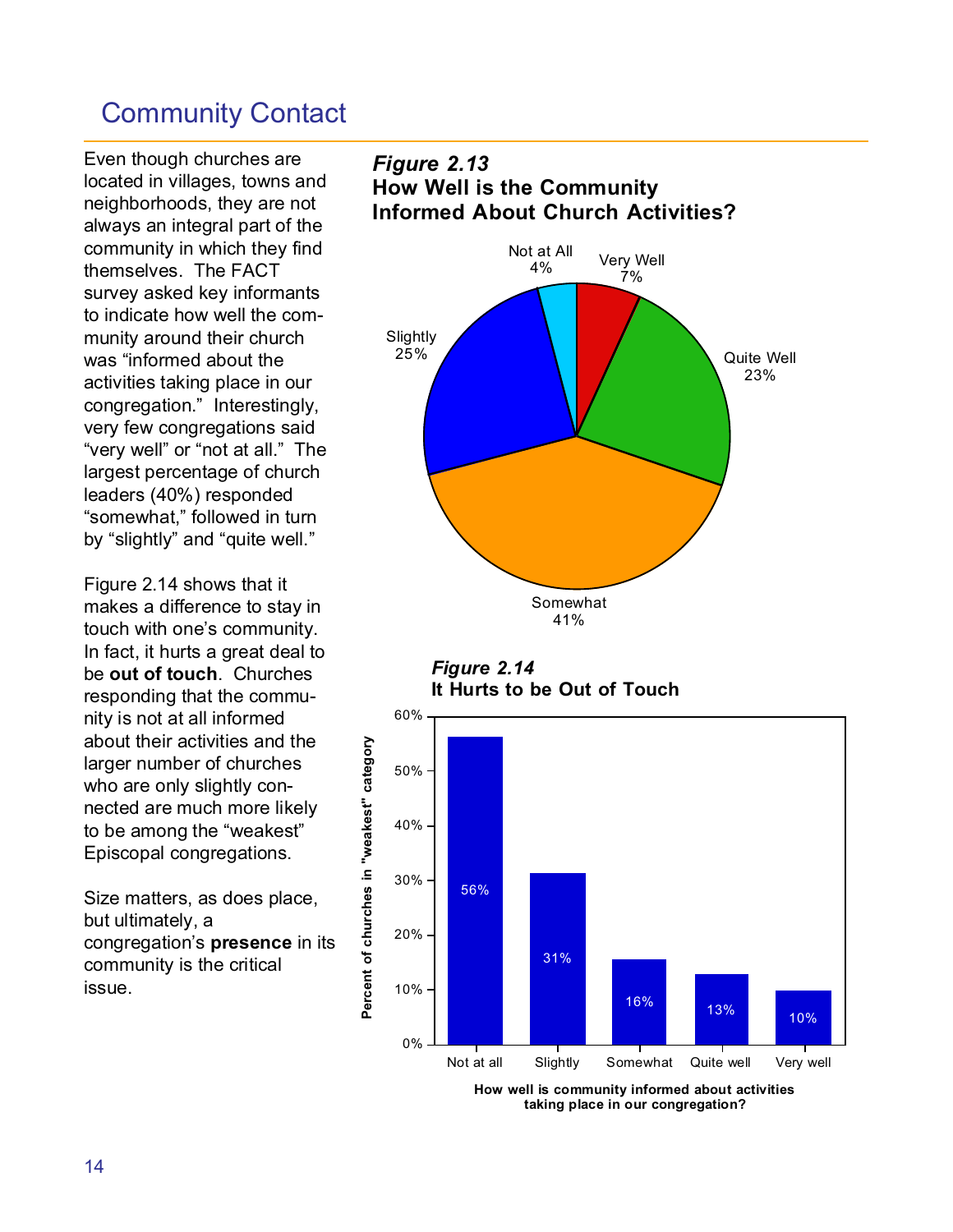## Community Contact

Even though churches are located in villages, towns and neighborhoods, they are not always an integral part of the community in which they find themselves. The FACT survey asked key informants to indicate how well the community around their church was "informed about the activities taking place in our congregation." Interestingly, very few congregations said "very well" or "not at all." The largest percentage of church leaders (40%) responded "somewhat," followed in turn by "slightly" and "quite well."

Figure 2.14 shows that it makes a difference to stay in touch with one's community. In fact, it hurts a great deal to be **out of touch**. Churches responding that the community is not at all informed about their activities and the larger number of churches who are only slightly connected are much more likely to be among the "weakest" Episcopal congregations.

Size matters, as does place, but ultimately, a congregation's **presence** in its community is the critical issue.

***Figure 2.13***
**How Well is the Community Informed About Church Activities?**

| Response | Percent |
|---|---|
| Not at All | 4% |
| Very Well | 7% |
| Quite Well | 23% |
| Somewhat | 41% |
| Slightly | 25% |

***Figure 2.14***
**It Hurts to be Out of Touch**

Percent of churches in "weakest" category, by: How well is community informed about activities taking place in our congregation?

| Not at all | Slightly | Somewhat | Quite well | Very well |
|---|---|---|---|---|
| 56% | 31% | 16% | 13% | 10% |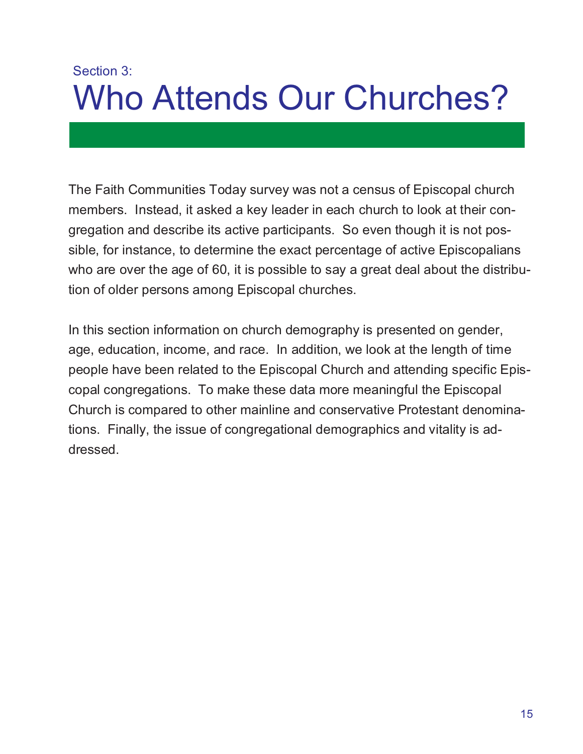Section 3:

# Who Attends Our Churches?

The Faith Communities Today survey was not a census of Episcopal church members. Instead, it asked a key leader in each church to look at their congregation and describe its active participants. So even though it is not possible, for instance, to determine the exact percentage of active Episcopalians who are over the age of 60, it is possible to say a great deal about the distribution of older persons among Episcopal churches.

In this section information on church demography is presented on gender, age, education, income, and race. In addition, we look at the length of time people have been related to the Episcopal Church and attending specific Episcopal congregations. To make these data more meaningful the Episcopal Church is compared to other mainline and conservative Protestant denominations. Finally, the issue of congregational demographics and vitality is addressed.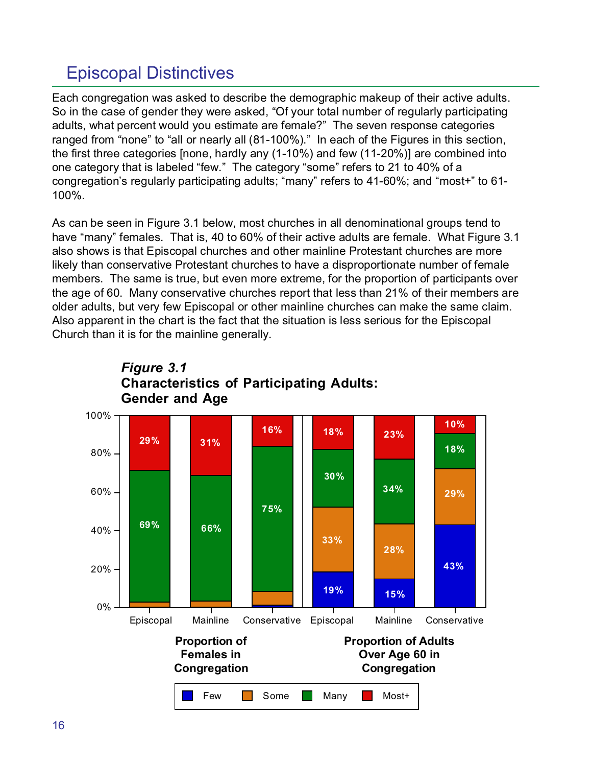## Episcopal Distinctives

Each congregation was asked to describe the demographic makeup of their active adults. So in the case of gender they were asked, "Of your total number of regularly participating adults, what percent would you estimate are female?" The seven response categories ranged from "none" to "all or nearly all (81-100%)." In each of the Figures in this section, the first three categories [none, hardly any (1-10%) and few (11-20%)] are combined into one category that is labeled "few." The category "some" refers to 21 to 40% of a congregation's regularly participating adults; "many" refers to 41-60%; and "most+" to 61-100%.

As can be seen in Figure 3.1 below, most churches in all denominational groups tend to have "many" females. That is, 40 to 60% of their active adults are female. What Figure 3.1 also shows is that Episcopal churches and other mainline Protestant churches are more likely than conservative Protestant churches to have a disproportionate number of female members. The same is true, but even more extreme, for the proportion of participants over the age of 60. Many conservative churches report that less than 21% of their members are older adults, but very few Episcopal or other mainline churches can make the same claim. Also apparent in the chart is the fact that the situation is less serious for the Episcopal Church than it is for the mainline generally.

***Figure 3.1***
**Characteristics of Participating Adults: Gender and Age**

| | Proportion of Females in Congregation | | | Proportion of Adults Over Age 60 in Congregation | | |
|---|---|---|---|---|---|---|
| | Episcopal | Mainline | Conservative | Episcopal | Mainline | Conservative |
| Most+ | 29% | 31% | 16% | 18% | 23% | 10% |
| Many | 69% | 66% | 75% | 30% | 34% | 18% |
| Some | | | | 33% | 28% | 29% |
| Few | | | | 19% | 15% | 43% |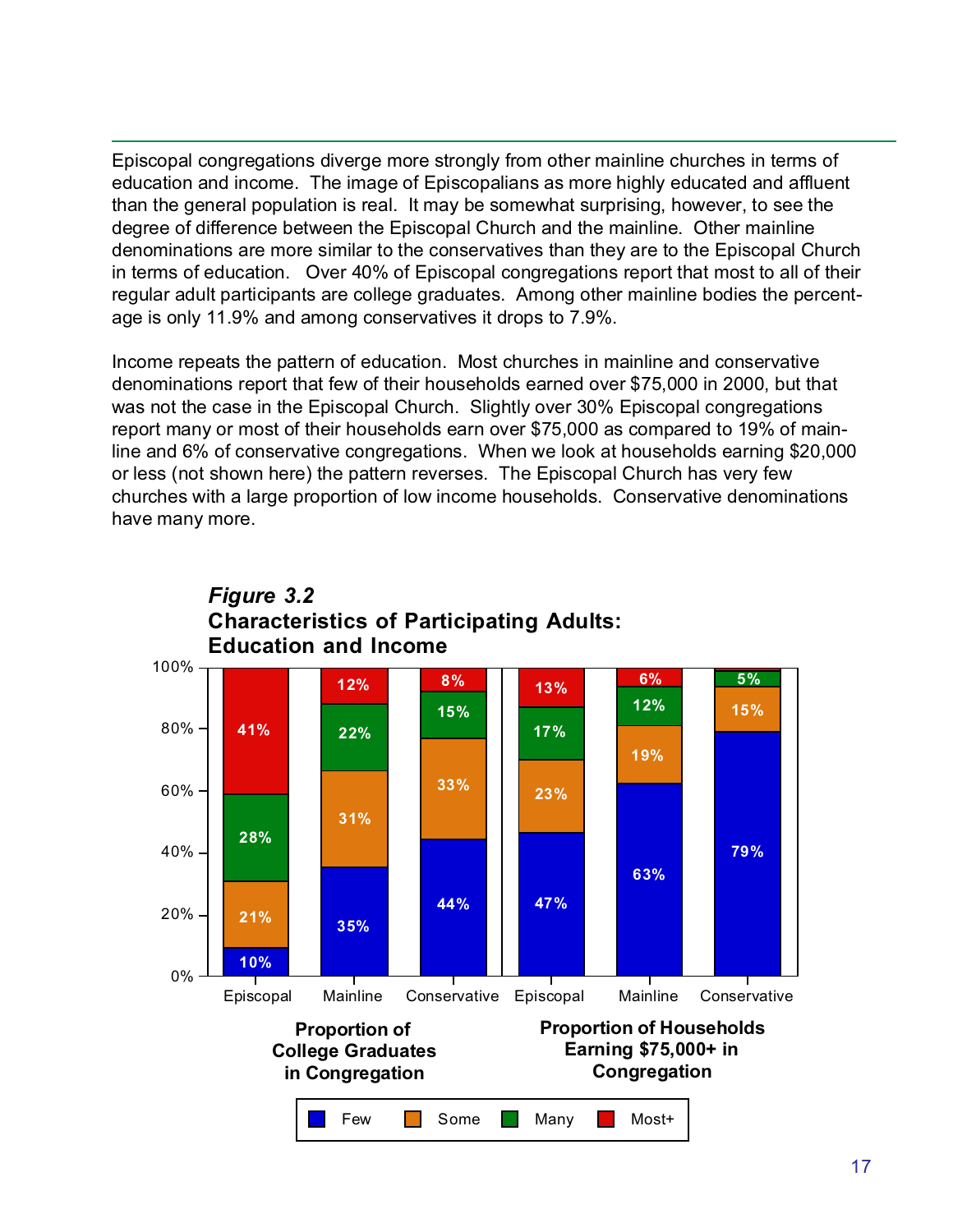Episcopal congregations diverge more strongly from other mainline churches in terms of education and income. The image of Episcopalians as more highly educated and affluent than the general population is real. It may be somewhat surprising, however, to see the degree of difference between the Episcopal Church and the mainline. Other mainline denominations are more similar to the conservatives than they are to the Episcopal Church in terms of education. Over 40% of Episcopal congregations report that most to all of their regular adult participants are college graduates. Among other mainline bodies the percentage is only 11.9% and among conservatives it drops to 7.9%.

Income repeats the pattern of education. Most churches in mainline and conservative denominations report that few of their households earned over $75,000 in 2000, but that was not the case in the Episcopal Church. Slightly over 30% Episcopal congregations report many or most of their households earn over $75,000 as compared to 19% of mainline and 6% of conservative congregations. When we look at households earning $20,000 or less (not shown here) the pattern reverses. The Episcopal Church has very few churches with a large proportion of low income households. Conservative denominations have many more.

***Figure 3.2***
**Characteristics of Participating Adults: Education and Income**

| | Proportion of College Graduates in Congregation | | | Proportion of Households Earning $75,000+ in Congregation | | |
|---|---|---|---|---|---|---|
| | Episcopal | Mainline | Conservative | Episcopal | Mainline | Conservative |
| Few | 10% | 35% | 44% | 47% | 63% | 79% |
| Some | 21% | 31% | 33% | 23% | 19% | 15% |
| Many | 28% | 22% | 15% | 17% | 12% | 5% |
| Most+ | 41% | 12% | 8% | 13% | 6% | |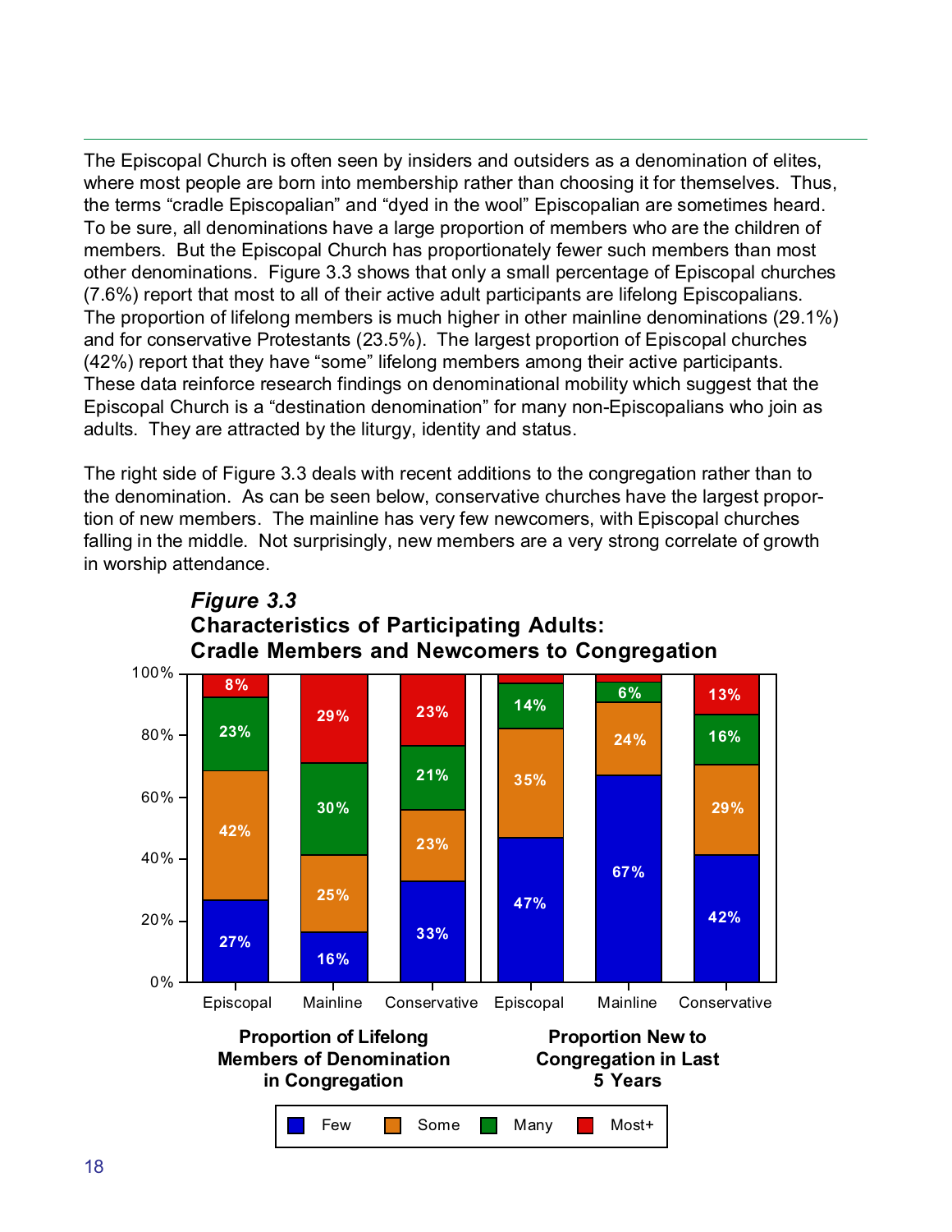The Episcopal Church is often seen by insiders and outsiders as a denomination of elites, where most people are born into membership rather than choosing it for themselves. Thus, the terms "cradle Episcopalian" and "dyed in the wool" Episcopalian are sometimes heard. To be sure, all denominations have a large proportion of members who are the children of members. But the Episcopal Church has proportionately fewer such members than most other denominations. Figure 3.3 shows that only a small percentage of Episcopal churches (7.6%) report that most to all of their active adult participants are lifelong Episcopalians. The proportion of lifelong members is much higher in other mainline denominations (29.1%) and for conservative Protestants (23.5%). The largest proportion of Episcopal churches (42%) report that they have "some" lifelong members among their active participants. These data reinforce research findings on denominational mobility which suggest that the Episcopal Church is a "destination denomination" for many non-Episcopalians who join as adults. They are attracted by the liturgy, identity and status.

The right side of Figure 3.3 deals with recent additions to the congregation rather than to the denomination. As can be seen below, conservative churches have the largest proportion of new members. The mainline has very few newcomers, with Episcopal churches falling in the middle. Not surprisingly, new members are a very strong correlate of growth in worship attendance.

***Figure 3.3***
**Characteristics of Participating Adults: Cradle Members and Newcomers to Congregation**

| | Proportion of Lifelong Members of Denomination in Congregation | | | Proportion New to Congregation in Last 5 Years | | |
|---|---|---|---|---|---|---|
| | Episcopal | Mainline | Conservative | Episcopal | Mainline | Conservative |
| Few | 27% | 16% | 33% | 47% | 67% | 42% |
| Some | 42% | 25% | 23% | 35% | 24% | 29% |
| Many | 23% | 30% | 21% | 14% | 6% | 16% |
| Most+ | 8% | 29% | 23% | | | 13% |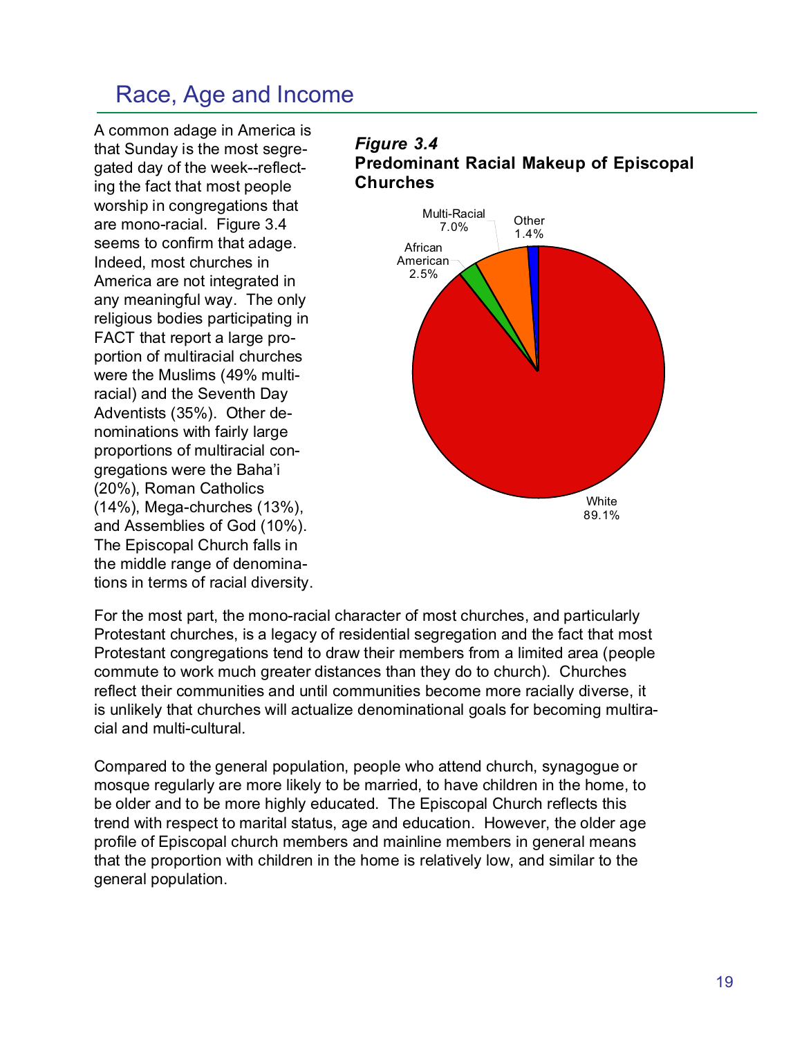## Race, Age and Income

A common adage in America is that Sunday is the most segregated day of the week--reflecting the fact that most people worship in congregations that are mono-racial. Figure 3.4 seems to confirm that adage. Indeed, most churches in America are not integrated in any meaningful way. The only religious bodies participating in FACT that report a large proportion of multiracial churches were the Muslims (49% multiracial) and the Seventh Day Adventists (35%). Other denominations with fairly large proportions of multiracial congregations were the Baha'i (20%), Roman Catholics (14%), Mega-churches (13%), and Assemblies of God (10%). The Episcopal Church falls in the middle range of denominations in terms of racial diversity.

***Figure 3.4***
**Predominant Racial Makeup of Episcopal Churches**

| Racial Makeup | Percent |
|---|---|
| White | 89.1% |
| African American | 2.5% |
| Multi-Racial | 7.0% |
| Other | 1.4% |

For the most part, the mono-racial character of most churches, and particularly Protestant churches, is a legacy of residential segregation and the fact that most Protestant congregations tend to draw their members from a limited area (people commute to work much greater distances than they do to church). Churches reflect their communities and until communities become more racially diverse, it is unlikely that churches will actualize denominational goals for becoming multiracial and multi-cultural.

Compared to the general population, people who attend church, synagogue or mosque regularly are more likely to be married, to have children in the home, to be older and to be more highly educated. The Episcopal Church reflects this trend with respect to marital status, age and education. However, the older age profile of Episcopal church members and mainline members in general means that the proportion with children in the home is relatively low, and similar to the general population.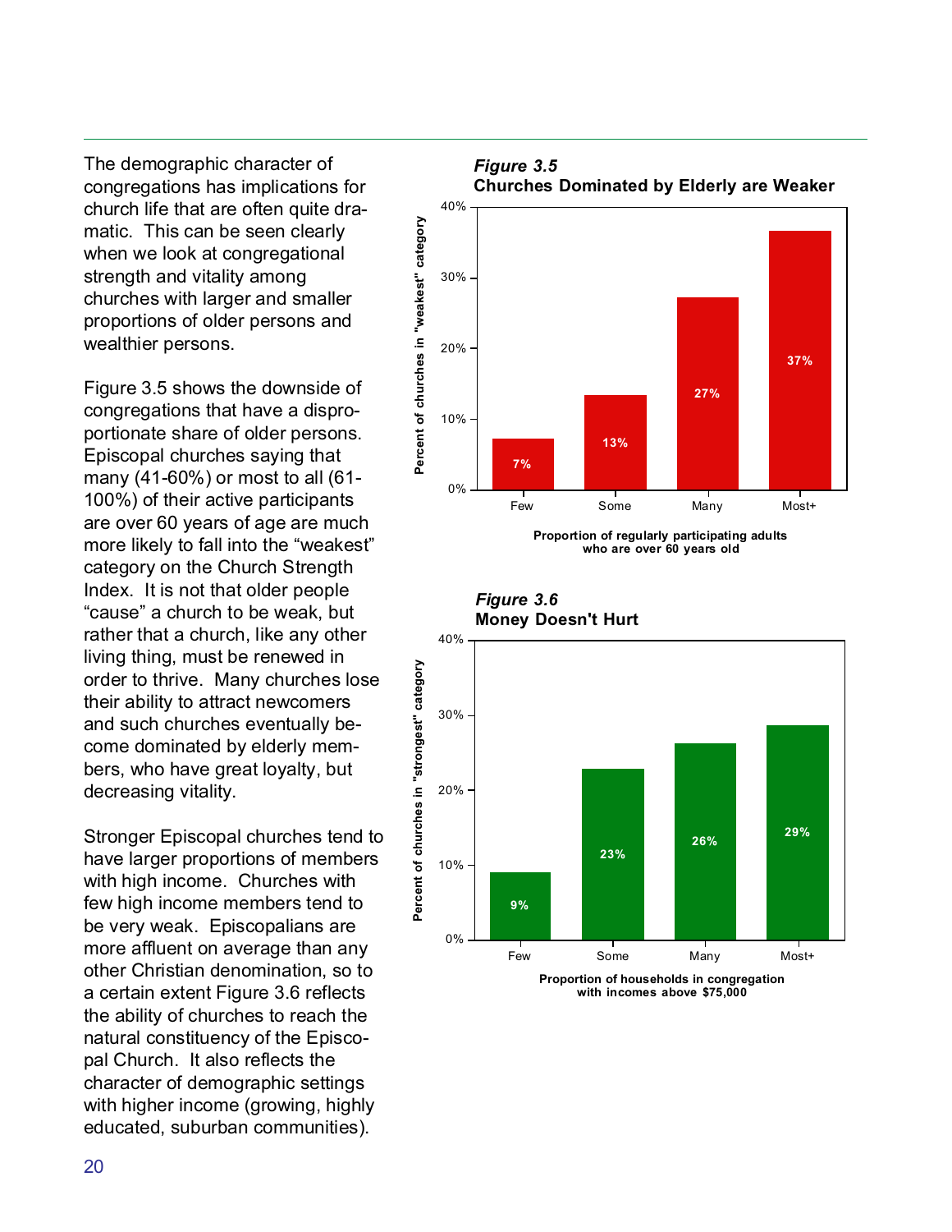The demographic character of congregations has implications for church life that are often quite dramatic. This can be seen clearly when we look at congregational strength and vitality among churches with larger and smaller proportions of older persons and wealthier persons.

Figure 3.5 shows the downside of congregations that have a disproportionate share of older persons. Episcopal churches saying that many (41-60%) or most to all (61-100%) of their active participants are over 60 years of age are much more likely to fall into the "weakest" category on the Church Strength Index. It is not that older people "cause" a church to be weak, but rather that a church, like any other living thing, must be renewed in order to thrive. Many churches lose their ability to attract newcomers and such churches eventually become dominated by elderly members, who have great loyalty, but decreasing vitality.

Stronger Episcopal churches tend to have larger proportions of members with high income. Churches with few high income members tend to be very weak. Episcopalians are more affluent on average than any other Christian denomination, so to a certain extent Figure 3.6 reflects the ability of churches to reach the natural constituency of the Episcopal Church. It also reflects the character of demographic settings with higher income (growing, highly educated, suburban communities).

*Figure 3.5*
**Churches Dominated by Elderly are Weaker**

Percent of churches in "weakest" category, by proportion of regularly participating adults who are over 60 years old:

| Proportion over 60 | Percent in "weakest" category |
|---|---|
| Few | 7% |
| Some | 13% |
| Many | 27% |
| Most+ | 37% |

*Figure 3.6*
**Money Doesn't Hurt**

Percent of churches in "strongest" category, by proportion of households in congregation with incomes above $75,000:

| Proportion of households above $75,000 | Percent in "strongest" category |
|---|---|
| Few | 9% |
| Some | 23% |
| Many | 26% |
| Most+ | 29% |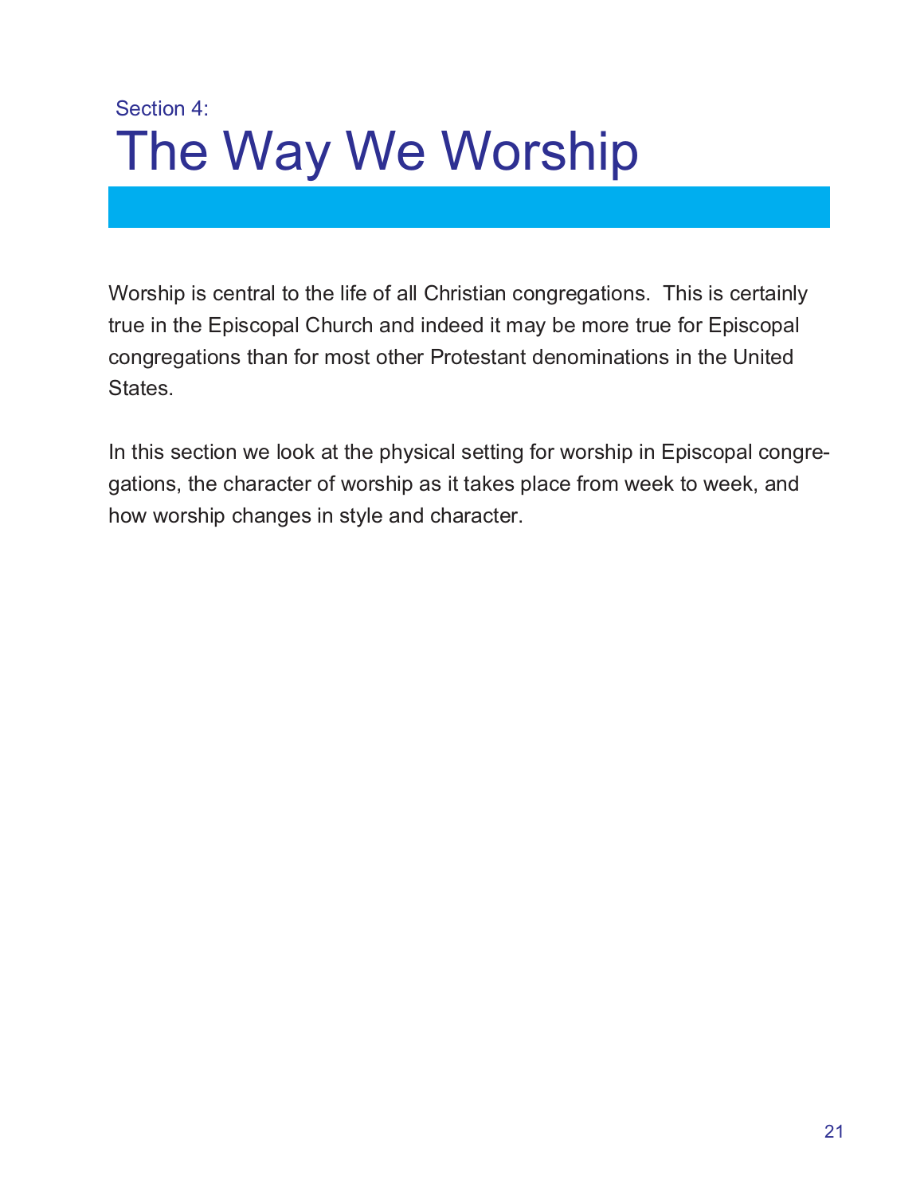Section 4:

# The Way We Worship

Worship is central to the life of all Christian congregations. This is certainly true in the Episcopal Church and indeed it may be more true for Episcopal congregations than for most other Protestant denominations in the United States.

In this section we look at the physical setting for worship in Episcopal congregations, the character of worship as it takes place from week to week, and how worship changes in style and character.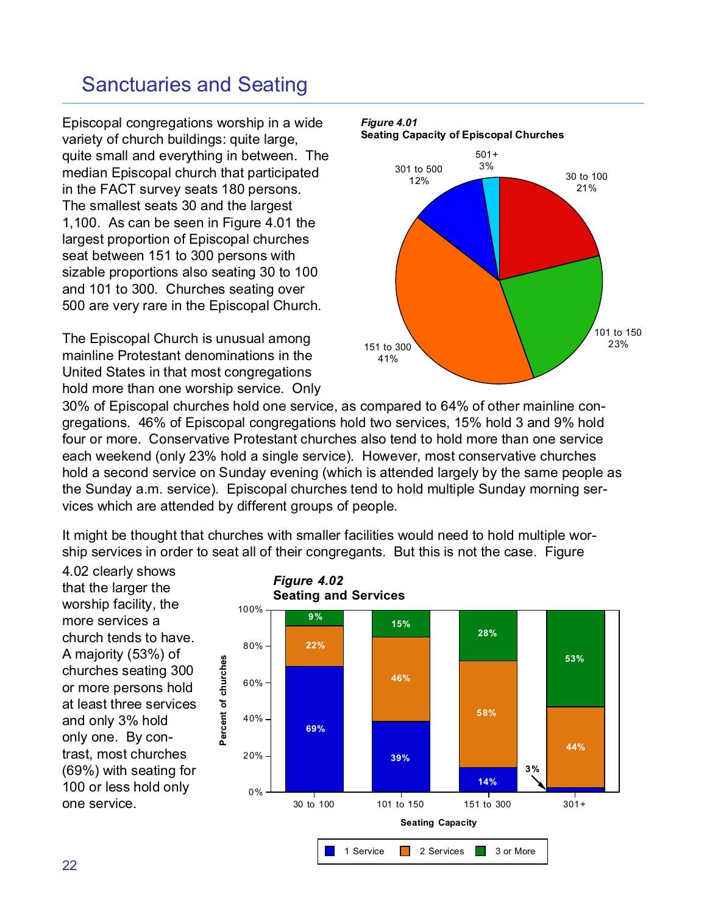## Sanctuaries and Seating

Episcopal congregations worship in a wide variety of church buildings: quite large, quite small and everything in between. The median Episcopal church that participated in the FACT survey seats 180 persons. The smallest seats 30 and the largest 1,100. As can be seen in Figure 4.01 the largest proportion of Episcopal churches seat between 151 to 300 persons with sizable proportions also seating 30 to 100 and 101 to 300. Churches seating over 500 are very rare in the Episcopal Church.

***Figure 4.01***
**Seating Capacity of Episcopal Churches**

| Seating Capacity | Percent |
|---|---|
| 30 to 100 | 21% |
| 101 to 150 | 23% |
| 151 to 300 | 41% |
| 301 to 500 | 12% |
| 501+ | 3% |

The Episcopal Church is unusual among mainline Protestant denominations in the United States in that most congregations hold more than one worship service. Only 30% of Episcopal churches hold one service, as compared to 64% of other mainline congregations. 46% of Episcopal congregations hold two services, 15% hold 3 and 9% hold four or more. Conservative Protestant churches also tend to hold more than one service each weekend (only 23% hold a single service). However, most conservative churches hold a second service on Sunday evening (which is attended largely by the same people as the Sunday a.m. service). Episcopal churches tend to hold multiple Sunday morning services which are attended by different groups of people.

It might be thought that churches with smaller facilities would need to hold multiple worship services in order to seat all of their congregants. But this is not the case. Figure 4.02 clearly shows that the larger the worship facility, the more services a church tends to have. A majority (53%) of churches seating 300 or more persons hold at least three services and only 3% hold only one. By contrast, most churches (69%) with seating for 100 or less hold only one service.

***Figure 4.02***
**Seating and Services**

| Seating Capacity | 1 Service | 2 Services | 3 or More |
|---|---|---|---|
| 30 to 100 | 69% | 22% | 9% |
| 101 to 150 | 39% | 46% | 15% |
| 151 to 300 | 14% | 58% | 28% |
| 301+ | 3% | 44% | 53% |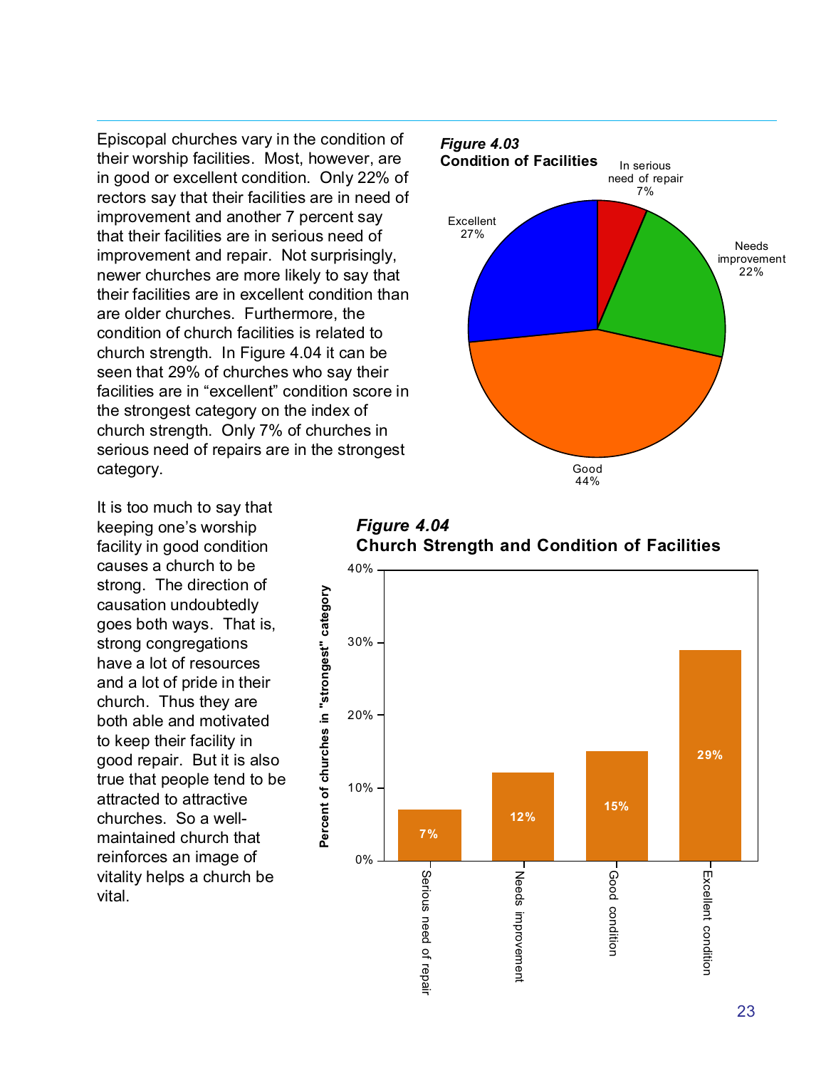Episcopal churches vary in the condition of their worship facilities. Most, however, are in good or excellent condition. Only 22% of rectors say that their facilities are in need of improvement and another 7 percent say that their facilities are in serious need of improvement and repair. Not surprisingly, newer churches are more likely to say that their facilities are in excellent condition than are older churches. Furthermore, the condition of church facilities is related to church strength. In Figure 4.04 it can be seen that 29% of churches who say their facilities are in "excellent" condition score in the strongest category on the index of church strength. Only 7% of churches in serious need of repairs are in the strongest category.

***Figure 4.03***
**Condition of Facilities**

| Condition | Percent |
|---|---|
| In serious need of repair | 7% |
| Needs improvement | 22% |
| Good | 44% |
| Excellent | 27% |

It is too much to say that keeping one's worship facility in good condition causes a church to be strong. The direction of causation undoubtedly goes both ways. That is, strong congregations have a lot of resources and a lot of pride in their church. Thus they are both able and motivated to keep their facility in good repair. But it is also true that people tend to be attracted to attractive churches. So a well-maintained church that reinforces an image of vitality helps a church be vital.

***Figure 4.04***
**Church Strength and Condition of Facilities**

| Condition | Percent of churches in "strongest" category |
|---|---|
| Serious need of repair | 7% |
| Needs improvement | 12% |
| Good condition | 15% |
| Excellent condition | 29% |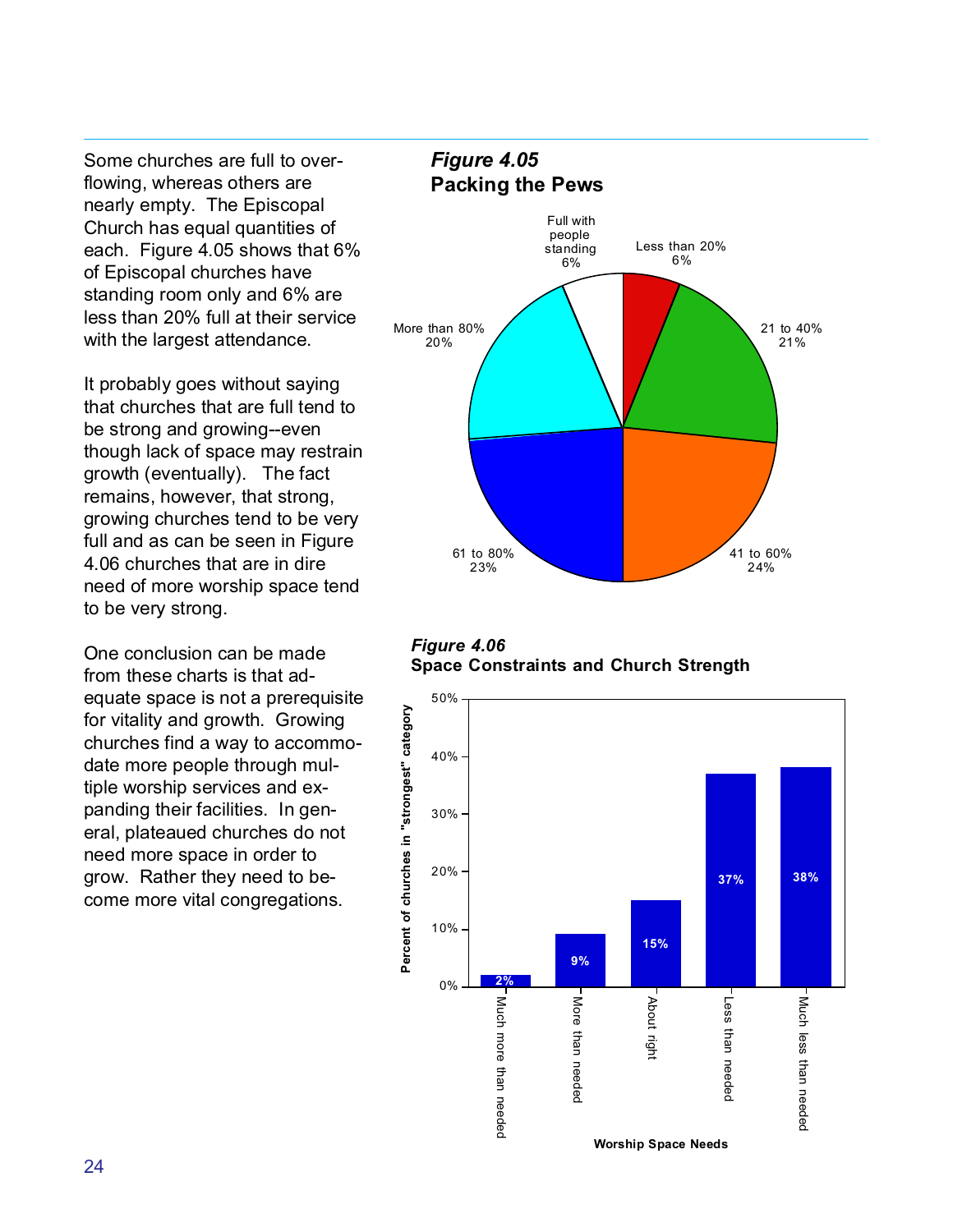Some churches are full to overflowing, whereas others are nearly empty. The Episcopal Church has equal quantities of each. Figure 4.05 shows that 6% of Episcopal churches have standing room only and 6% are less than 20% full at their service with the largest attendance.

It probably goes without saying that churches that are full tend to be strong and growing--even though lack of space may restrain growth (eventually). The fact remains, however, that strong, growing churches tend to be very full and as can be seen in Figure 4.06 churches that are in dire need of more worship space tend to be very strong.

One conclusion can be made from these charts is that adequate space is not a prerequisite for vitality and growth. Growing churches find a way to accommodate more people through multiple worship services and expanding their facilities. In general, plateaued churches do not need more space in order to grow. Rather they need to become more vital congregations.

***Figure 4.05***
**Packing the Pews**

| Category | Percent |
|---|---|
| Full with people standing | 6% |
| Less than 20% | 6% |
| 21 to 40% | 21% |
| 41 to 60% | 24% |
| 61 to 80% | 23% |
| More than 80% | 20% |

***Figure 4.06***
**Space Constraints and Church Strength**

| Worship Space Needs | Percent of churches in "strongest" category |
|---|---|
| Much more than needed | 2% |
| More than needed | 9% |
| About right | 15% |
| Less than needed | 37% |
| Much less than needed | 38% |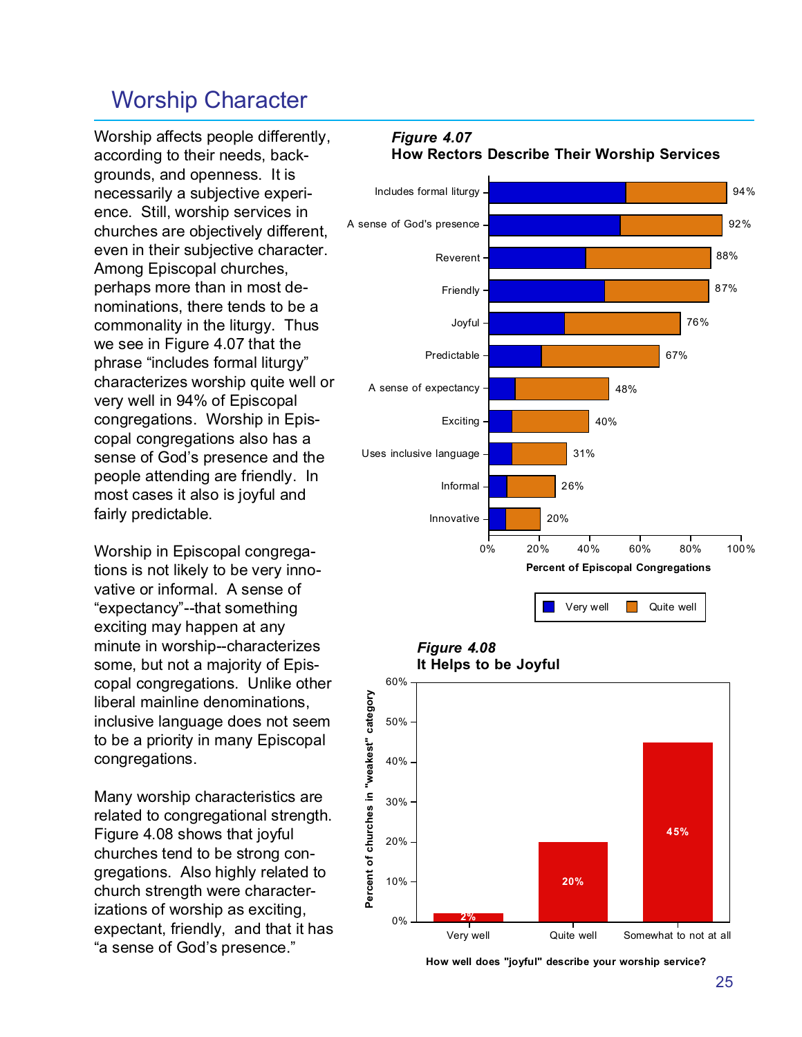## Worship Character

Worship affects people differently, according to their needs, backgrounds, and openness. It is necessarily a subjective experience. Still, worship services in churches are objectively different, even in their subjective character. Among Episcopal churches, perhaps more than in most denominations, there tends to be a commonality in the liturgy. Thus we see in Figure 4.07 that the phrase "includes formal liturgy" characterizes worship quite well or very well in 94% of Episcopal congregations. Worship in Episcopal congregations also has a sense of God's presence and the people attending are friendly. In most cases it also is joyful and fairly predictable.

Worship in Episcopal congregations is not likely to be very innovative or informal. A sense of "expectancy"--that something exciting may happen at any minute in worship--characterizes some, but not a majority of Episcopal congregations. Unlike other liberal mainline denominations, inclusive language does not seem to be a priority in many Episcopal congregations.

Many worship characteristics are related to congregational strength. Figure 4.08 shows that joyful churches tend to be strong congregations. Also highly related to church strength were characterizations of worship as exciting, expectant, friendly, and that it has "a sense of God's presence."

***Figure 4.07***
**How Rectors Describe Their Worship Services**

| Characteristic | Very well + Quite well (Percent of Episcopal Congregations) |
|---|---|
| Includes formal liturgy | 94% |
| A sense of God's presence | 92% |
| Reverent | 88% |
| Friendly | 87% |
| Joyful | 76% |
| Predictable | 67% |
| A sense of expectancy | 48% |
| Exciting | 40% |
| Uses inclusive language | 31% |
| Informal | 26% |
| Innovative | 20% |

***Figure 4.08***
**It Helps to be Joyful**

| How well does "joyful" describe your worship service? | Percent of churches in "weakest" category |
|---|---|
| Very well | 2% |
| Quite well | 20% |
| Somewhat to not at all | 45% |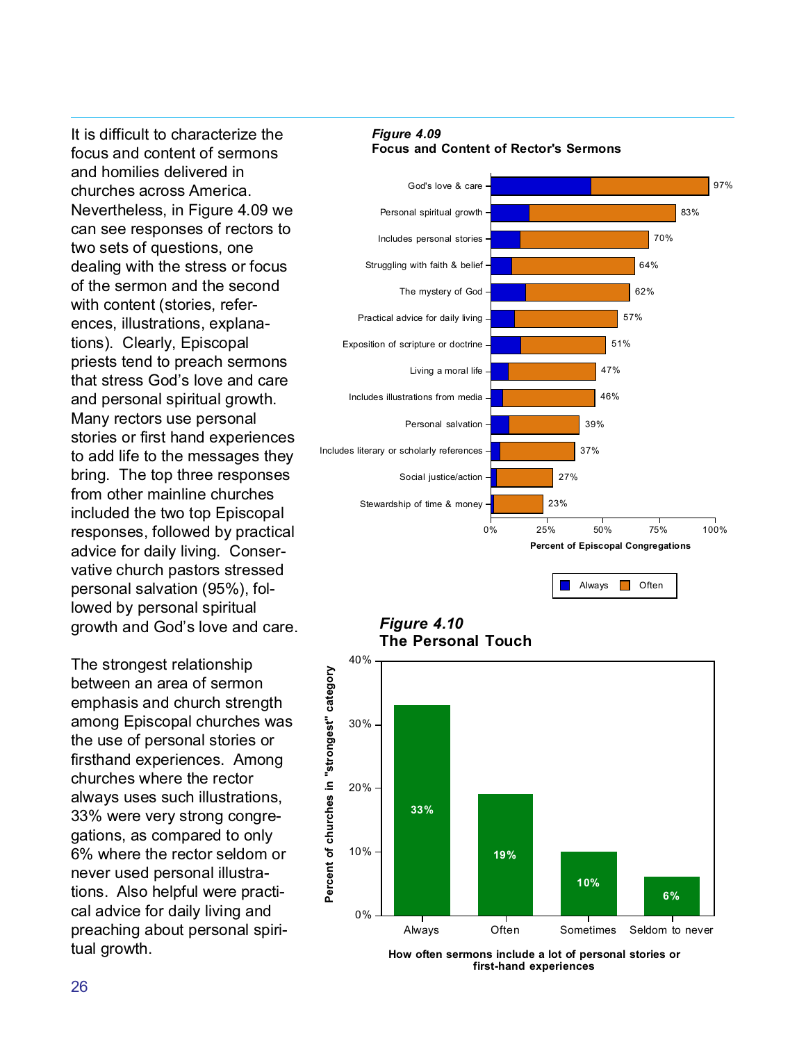It is difficult to characterize the focus and content of sermons and homilies delivered in churches across America. Nevertheless, in Figure 4.09 we can see responses of rectors to two sets of questions, one dealing with the stress or focus of the sermon and the second with content (stories, references, illustrations, explanations). Clearly, Episcopal priests tend to preach sermons that stress God's love and care and personal spiritual growth. Many rectors use personal stories or first hand experiences to add life to the messages they bring. The top three responses from other mainline churches included the two top Episcopal responses, followed by practical advice for daily living. Conservative church pastors stressed personal salvation (95%), followed by personal spiritual growth and God's love and care.

The strongest relationship between an area of sermon emphasis and church strength among Episcopal churches was the use of personal stories or firsthand experiences. Among churches where the rector always uses such illustrations, 33% were very strong congregations, as compared to only 6% where the rector seldom or never used personal illustrations. Also helpful were practical advice for daily living and preaching about personal spiritual growth.

***Figure 4.09***
**Focus and Content of Rector's Sermons**

| Item | Always + Often (Percent of Episcopal Congregations) |
|---|---|
| God's love & care | 97% |
| Personal spiritual growth | 83% |
| Includes personal stories | 70% |
| Struggling with faith & belief | 64% |
| The mystery of God | 62% |
| Practical advice for daily living | 57% |
| Exposition of scripture or doctrine | 51% |
| Living a moral life | 47% |
| Includes illustrations from media | 46% |
| Personal salvation | 39% |
| Includes literary or scholarly references | 37% |
| Social justice/action | 27% |
| Stewardship of time & money | 23% |

Legend: Always, Often

***Figure 4.10***
**The Personal Touch**

| How often sermons include a lot of personal stories or first-hand experiences | Percent of churches in "strongest" category |
|---|---|
| Always | 33% |
| Often | 19% |
| Sometimes | 10% |
| Seldom to never | 6% |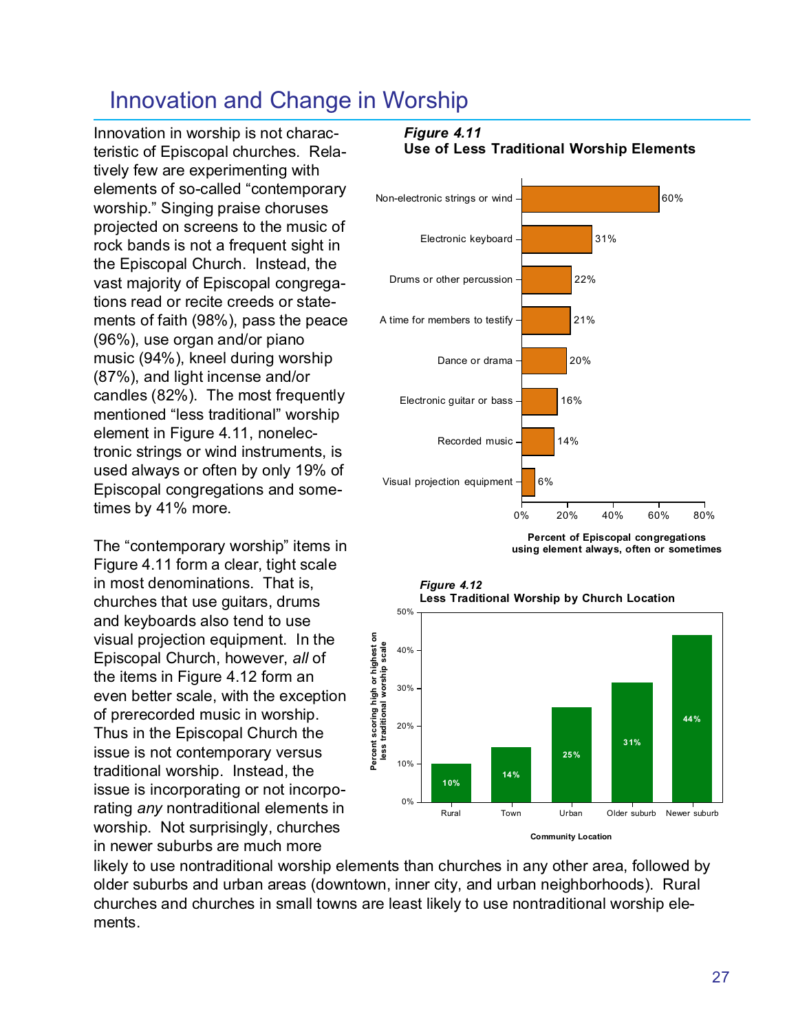# Innovation and Change in Worship

Innovation in worship is not characteristic of Episcopal churches. Relatively few are experimenting with elements of so-called "contemporary worship." Singing praise choruses projected on screens to the music of rock bands is not a frequent sight in the Episcopal Church. Instead, the vast majority of Episcopal congregations read or recite creeds or statements of faith (98%), pass the peace (96%), use organ and/or piano music (94%), kneel during worship (87%), and light incense and/or candles (82%). The most frequently mentioned "less traditional" worship element in Figure 4.11, nonelectronic strings or wind instruments, is used always or often by only 19% of Episcopal congregations and sometimes by 41% more.

The "contemporary worship" items in Figure 4.11 form a clear, tight scale in most denominations. That is, churches that use guitars, drums and keyboards also tend to use visual projection equipment. In the Episcopal Church, however, *all* of the items in Figure 4.12 form an even better scale, with the exception of prerecorded music in worship. Thus in the Episcopal Church the issue is not contemporary versus traditional worship. Instead, the issue is incorporating or not incorporating *any* nontraditional elements in worship. Not surprisingly, churches in newer suburbs are much more likely to use nontraditional worship elements than churches in any other area, followed by older suburbs and urban areas (downtown, inner city, and urban neighborhoods). Rural churches and churches in small towns are least likely to use nontraditional worship elements.

***Figure 4.11***
**Use of Less Traditional Worship Elements**

| Element | Percent of Episcopal congregations using element always, often or sometimes |
|---|---|
| Non-electronic strings or wind | 60% |
| Electronic keyboard | 31% |
| Drums or other percussion | 22% |
| A time for members to testify | 21% |
| Dance or drama | 20% |
| Electronic guitar or bass | 16% |
| Recorded music | 14% |
| Visual projection equipment | 6% |

***Figure 4.12***
**Less Traditional Worship by Church Location**

| Community Location | Percent scoring high or highest on less traditional worship scale |
|---|---|
| Rural | 10% |
| Town | 14% |
| Urban | 25% |
| Older suburb | 31% |
| Newer suburb | 44% |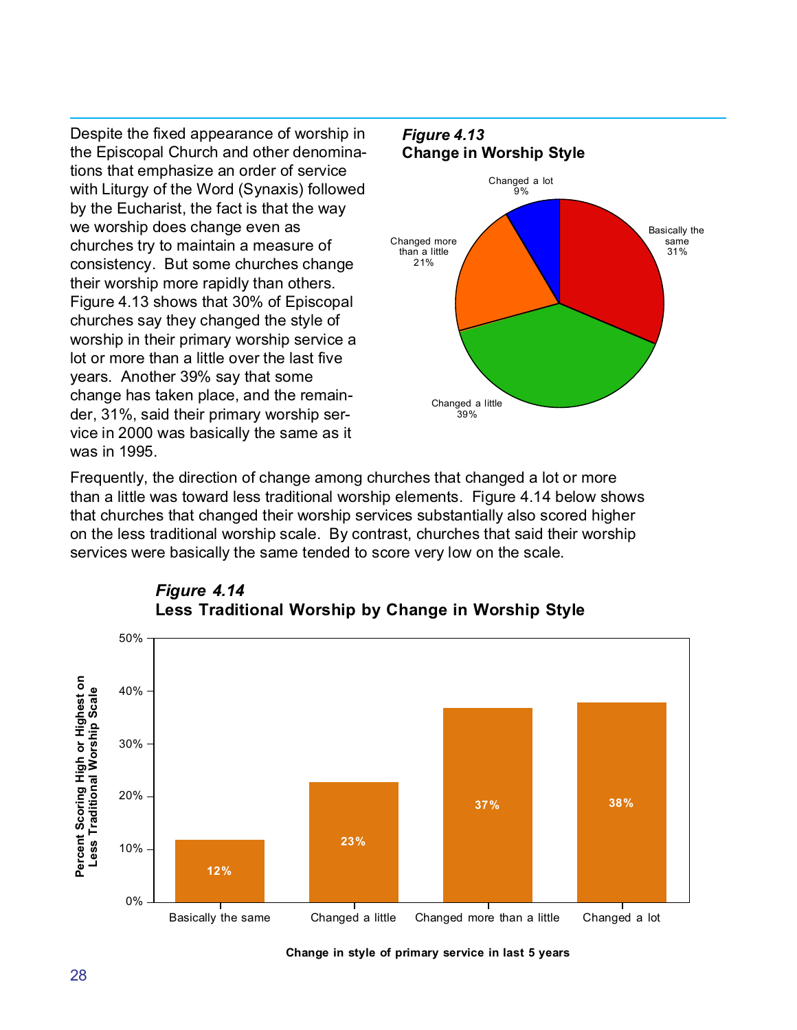Despite the fixed appearance of worship in the Episcopal Church and other denominations that emphasize an order of service with Liturgy of the Word (Synaxis) followed by the Eucharist, the fact is that the way we worship does change even as churches try to maintain a measure of consistency. But some churches change their worship more rapidly than others. Figure 4.13 shows that 30% of Episcopal churches say they changed the style of worship in their primary worship service a lot or more than a little over the last five years. Another 39% say that some change has taken place, and the remainder, 31%, said their primary worship service in 2000 was basically the same as it was in 1995.

***Figure 4.13***
**Change in Worship Style**

| Category | Percent |
|---|---|
| Basically the same | 31% |
| Changed a little | 39% |
| Changed more than a little | 21% |
| Changed a lot | 9% |

Frequently, the direction of change among churches that changed a lot or more than a little was toward less traditional worship elements. Figure 4.14 below shows that churches that changed their worship services substantially also scored higher on the less traditional worship scale. By contrast, churches that said their worship services were basically the same tended to score very low on the scale.

***Figure 4.14***
**Less Traditional Worship by Change in Worship Style**

| Change in style of primary service in last 5 years | Percent Scoring High or Highest on Less Traditional Worship Scale |
|---|---|
| Basically the same | 12% |
| Changed a little | 23% |
| Changed more than a little | 37% |
| Changed a lot | 38% |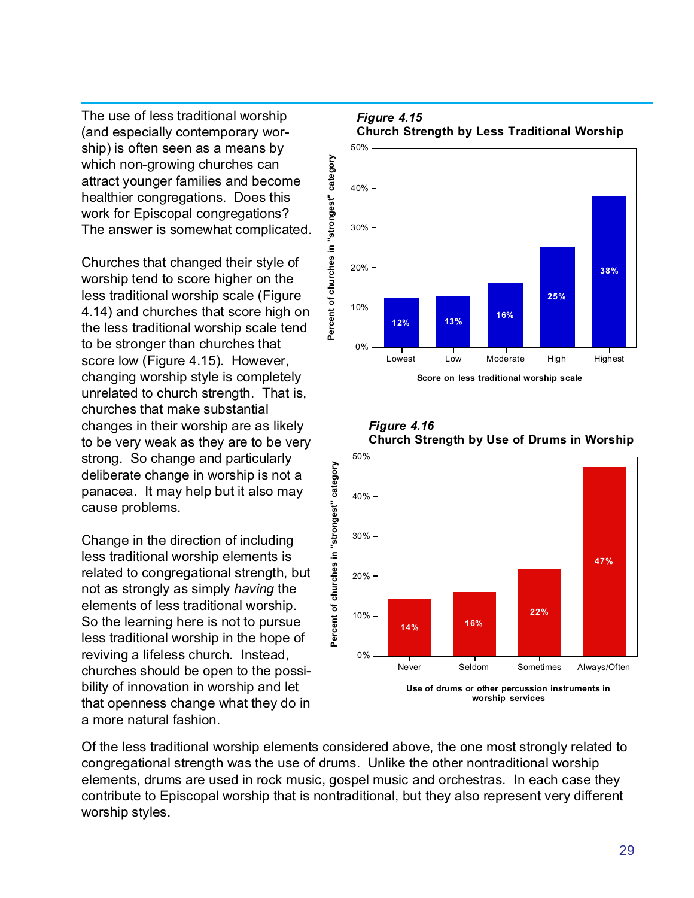The use of less traditional worship (and especially contemporary worship) is often seen as a means by which non-growing churches can attract younger families and become healthier congregations. Does this work for Episcopal congregations? The answer is somewhat complicated.

Churches that changed their style of worship tend to score higher on the less traditional worship scale (Figure 4.14) and churches that score high on the less traditional worship scale tend to be stronger than churches that score low (Figure 4.15). However, changing worship style is completely unrelated to church strength. That is, churches that make substantial changes in their worship are as likely to be very weak as they are to be very strong. So change and particularly deliberate change in worship is not a panacea. It may help but it also may cause problems.

Change in the direction of including less traditional worship elements is related to congregational strength, but not as strongly as simply *having* the elements of less traditional worship. So the learning here is not to pursue less traditional worship in the hope of reviving a lifeless church. Instead, churches should be open to the possibility of innovation in worship and let that openness change what they do in a more natural fashion.

***Figure 4.15***
**Church Strength by Less Traditional Worship**

| Score on less traditional worship scale | Percent of churches in "strongest" category |
|---|---|
| Lowest | 12% |
| Low | 13% |
| Moderate | 16% |
| High | 25% |
| Highest | 38% |

***Figure 4.16***
**Church Strength by Use of Drums in Worship**

| Use of drums or other percussion instruments in worship services | Percent of churches in "strongest" category |
|---|---|
| Never | 14% |
| Seldom | 16% |
| Sometimes | 22% |
| Always/Often | 47% |

Of the less traditional worship elements considered above, the one most strongly related to congregational strength was the use of drums. Unlike the other nontraditional worship elements, drums are used in rock music, gospel music and orchestras. In each case they contribute to Episcopal worship that is nontraditional, but they also represent very different worship styles.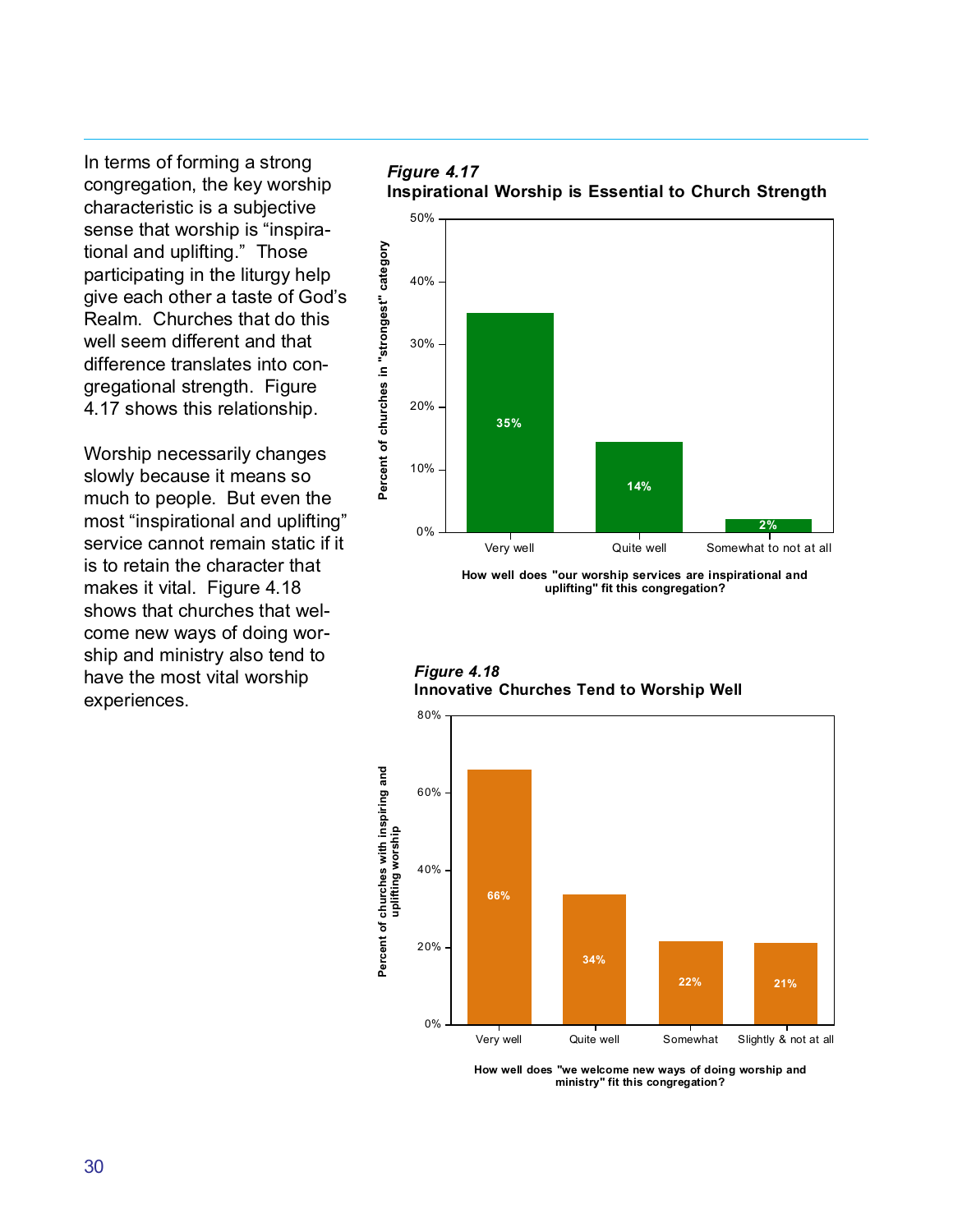In terms of forming a strong congregation, the key worship characteristic is a subjective sense that worship is "inspirational and uplifting." Those participating in the liturgy help give each other a taste of God's Realm. Churches that do this well seem different and that difference translates into congregational strength. Figure 4.17 shows this relationship.

Worship necessarily changes slowly because it means so much to people. But even the most "inspirational and uplifting" service cannot remain static if it is to retain the character that makes it vital. Figure 4.18 shows that churches that welcome new ways of doing worship and ministry also tend to have the most vital worship experiences.

***Figure 4.17***
**Inspirational Worship is Essential to Church Strength**

| How well does "our worship services are inspirational and uplifting" fit this congregation? | Percent of churches in "strongest" category |
|---|---|
| Very well | 35% |
| Quite well | 14% |
| Somewhat to not at all | 2% |

***Figure 4.18***
**Innovative Churches Tend to Worship Well**

| How well does "we welcome new ways of doing worship and ministry" fit this congregation? | Percent of churches with inspiring and uplifting worship |
|---|---|
| Very well | 66% |
| Quite well | 34% |
| Somewhat | 22% |
| Slightly & not at all | 21% |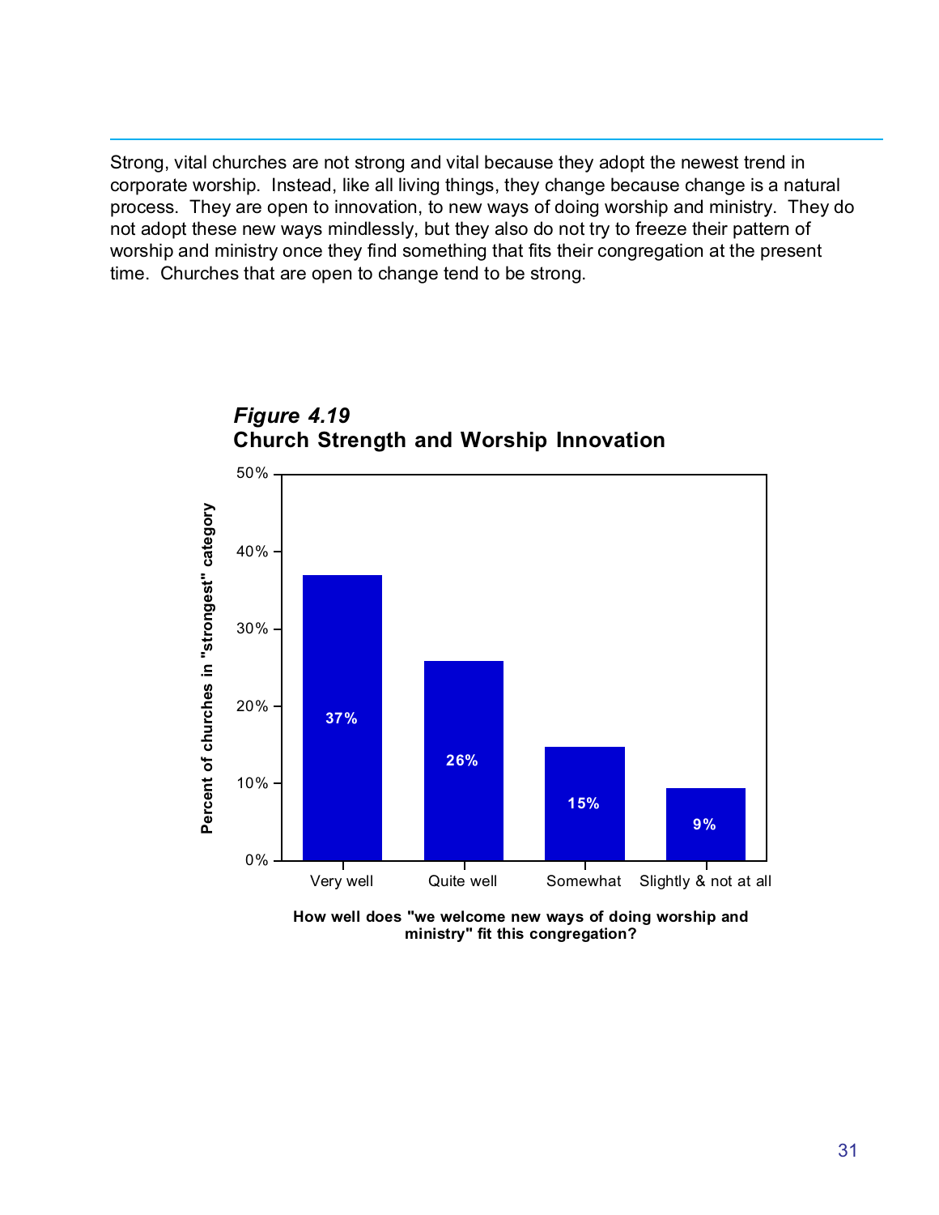Strong, vital churches are not strong and vital because they adopt the newest trend in corporate worship. Instead, like all living things, they change because change is a natural process. They are open to innovation, to new ways of doing worship and ministry. They do not adopt these new ways mindlessly, but they also do not try to freeze their pattern of worship and ministry once they find something that fits their congregation at the present time. Churches that are open to change tend to be strong.

***Figure 4.19***
**Church Strength and Worship Innovation**

| How well does "we welcome new ways of doing worship and ministry" fit this congregation? | Percent of churches in "strongest" category |
|---|---|
| Very well | 37% |
| Quite well | 26% |
| Somewhat | 15% |
| Slightly & not at all | 9% |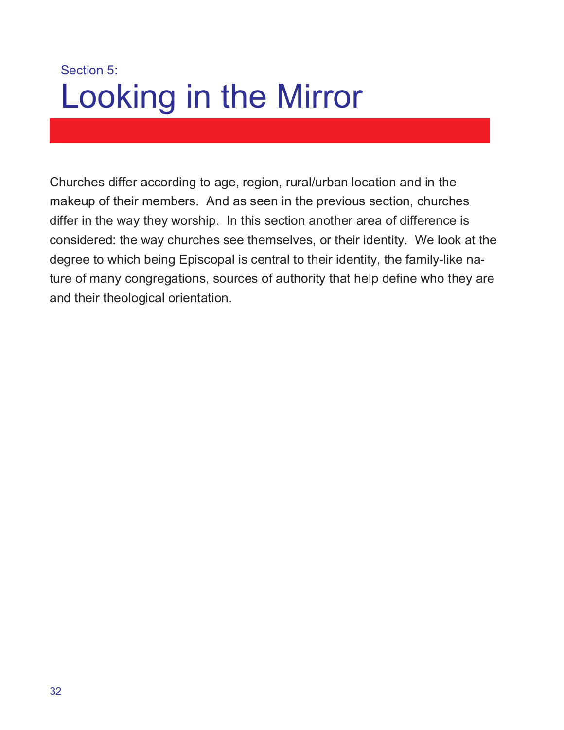Section 5:

# Looking in the Mirror

Churches differ according to age, region, rural/urban location and in the makeup of their members. And as seen in the previous section, churches differ in the way they worship. In this section another area of difference is considered: the way churches see themselves, or their identity. We look at the degree to which being Episcopal is central to their identity, the family-like nature of many congregations, sources of authority that help define who they are and their theological orientation.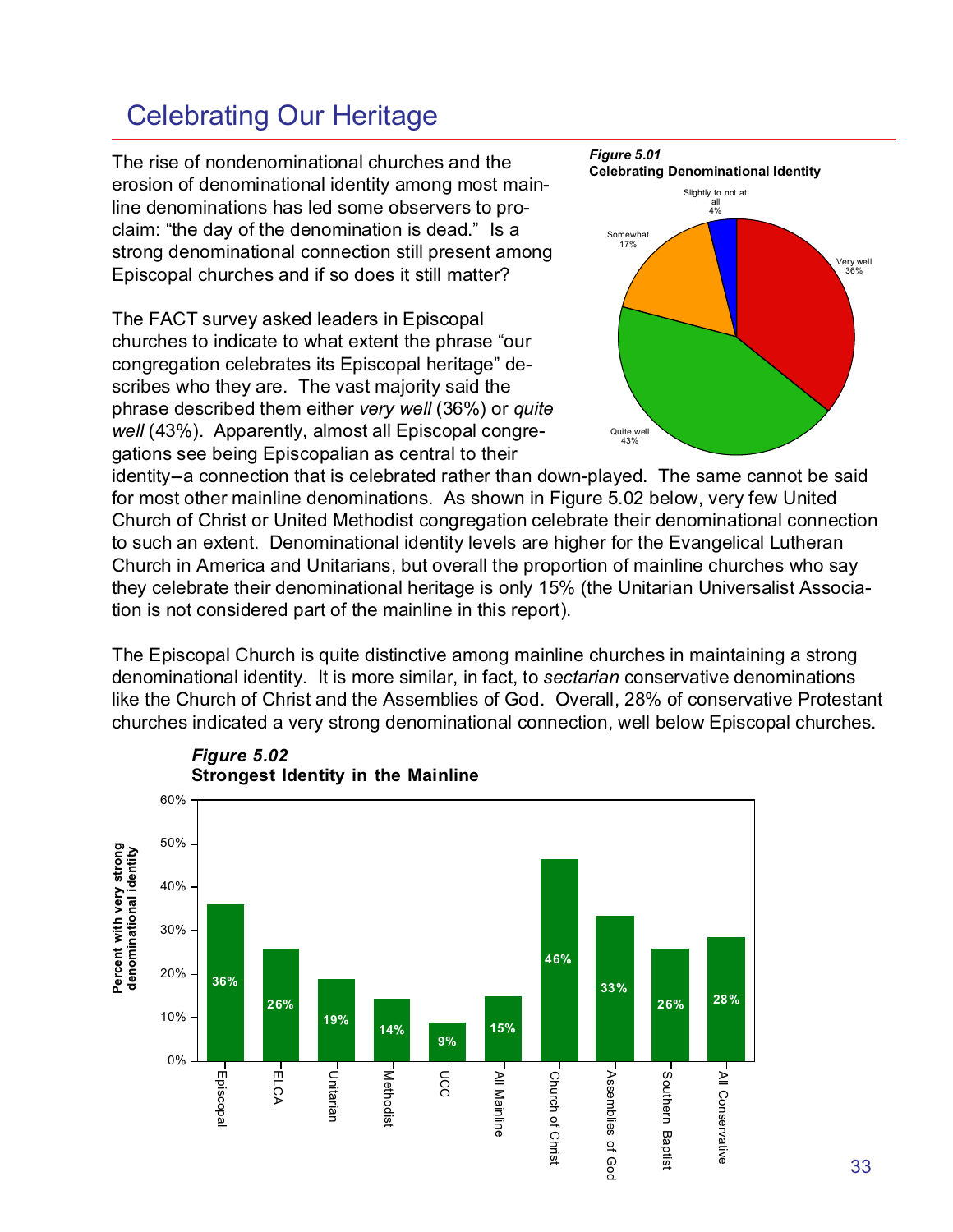# Celebrating Our Heritage

The rise of nondenominational churches and the erosion of denominational identity among most mainline denominations has led some observers to proclaim: "the day of the denomination is dead." Is a strong denominational connection still present among Episcopal churches and if so does it still matter?

***Figure 5.01***
**Celebrating Denominational Identity**

| Response | Percent |
|---|---|
| Very well | 36% |
| Quite well | 43% |
| Somewhat | 17% |
| Slightly to not at all | 4% |

The FACT survey asked leaders in Episcopal churches to indicate to what extent the phrase "our congregation celebrates its Episcopal heritage" describes who they are. The vast majority said the phrase described them either *very well* (36%) or *quite well* (43%). Apparently, almost all Episcopal congregations see being Episcopalian as central to their identity--a connection that is celebrated rather than down-played. The same cannot be said for most other mainline denominations. As shown in Figure 5.02 below, very few United Church of Christ or United Methodist congregation celebrate their denominational connection to such an extent. Denominational identity levels are higher for the Evangelical Lutheran Church in America and Unitarians, but overall the proportion of mainline churches who say they celebrate their denominational heritage is only 15% (the Unitarian Universalist Association is not considered part of the mainline in this report).

The Episcopal Church is quite distinctive among mainline churches in maintaining a strong denominational identity. It is more similar, in fact, to *sectarian* conservative denominations like the Church of Christ and the Assemblies of God. Overall, 28% of conservative Protestant churches indicated a very strong denominational connection, well below Episcopal churches.

***Figure 5.02***
**Strongest Identity in the Mainline**

| Denomination | Percent with very strong denominational identity |
|---|---|
| Episcopal | 36% |
| ELCA | 26% |
| Unitarian | 19% |
| Methodist | 14% |
| UCC | 9% |
| All Mainline | 15% |
| Church of Christ | 46% |
| Assemblies of God | 33% |
| Southern Baptist | 26% |
| All Conservative | 28% |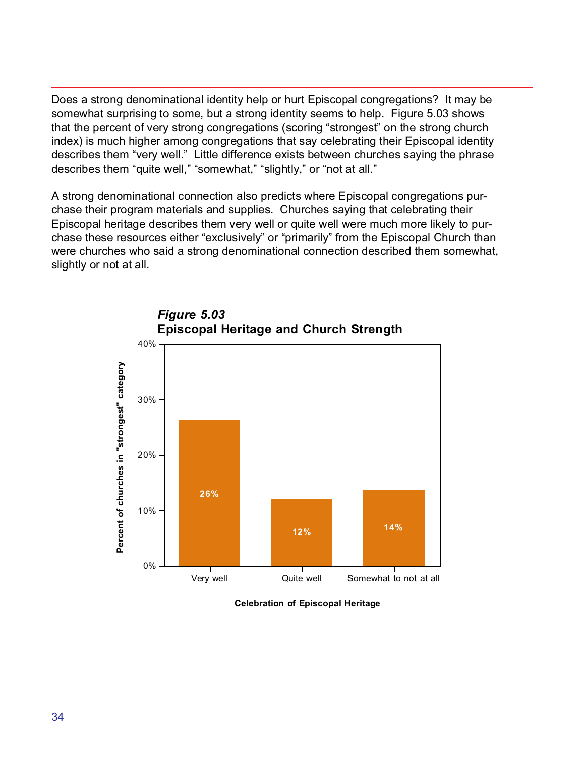Does a strong denominational identity help or hurt Episcopal congregations? It may be somewhat surprising to some, but a strong identity seems to help. Figure 5.03 shows that the percent of very strong congregations (scoring "strongest" on the strong church index) is much higher among congregations that say celebrating their Episcopal identity describes them "very well." Little difference exists between churches saying the phrase describes them "quite well," "somewhat," "slightly," or "not at all."

A strong denominational connection also predicts where Episcopal congregations purchase their program materials and supplies. Churches saying that celebrating their Episcopal heritage describes them very well or quite well were much more likely to purchase these resources either "exclusively" or "primarily" from the Episcopal Church than were churches who said a strong denominational connection described them somewhat, slightly or not at all.

***Figure 5.03***
**Episcopal Heritage and Church Strength**

| Celebration of Episcopal Heritage | Percent of churches in "strongest" category |
|---|---|
| Very well | 26% |
| Quite well | 12% |
| Somewhat to not at all | 14% |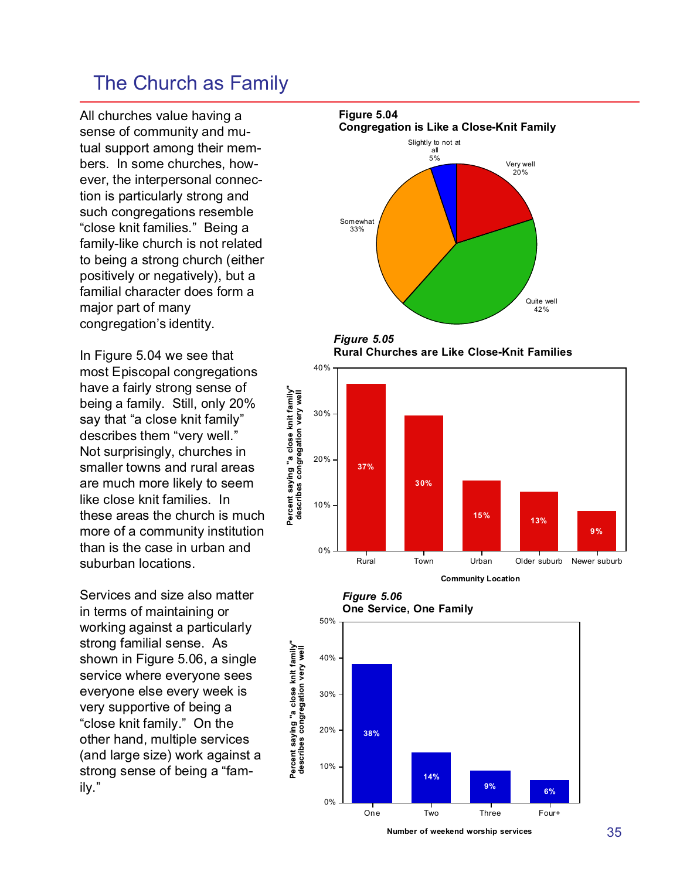# The Church as Family

All churches value having a sense of community and mutual support among their members. In some churches, however, the interpersonal connection is particularly strong and such congregations resemble "close knit families." Being a family-like church is not related to being a strong church (either positively or negatively), but a familial character does form a major part of many congregation's identity.

In Figure 5.04 we see that most Episcopal congregations have a fairly strong sense of being a family. Still, only 20% say that "a close knit family" describes them "very well." Not surprisingly, churches in smaller towns and rural areas are much more likely to seem like close knit families. In these areas the church is much more of a community institution than is the case in urban and suburban locations.

Services and size also matter in terms of maintaining or working against a particularly strong familial sense. As shown in Figure 5.06, a single service where everyone sees everyone else every week is very supportive of being a "close knit family." On the other hand, multiple services (and large size) work against a strong sense of being a "family."

**Figure 5.04**
**Congregation is Like a Close-Knit Family**

| Response | Percent |
|---|---|
| Very well | 20% |
| Quite well | 42% |
| Somewhat | 33% |
| Slightly to not at all | 5% |

***Figure 5.05***
**Rural Churches are Like Close-Knit Families**

Percent saying "a close knit family" describes congregation very well, by Community Location

| Community Location | Percent |
|---|---|
| Rural | 37% |
| Town | 30% |
| Urban | 15% |
| Older suburb | 13% |
| Newer suburb | 9% |

***Figure 5.06***
**One Service, One Family**

Percent saying "a close knit family" describes congregation very well, by Number of weekend worship services

| Number of weekend worship services | Percent |
|---|---|
| One | 38% |
| Two | 14% |
| Three | 9% |
| Four+ | 6% |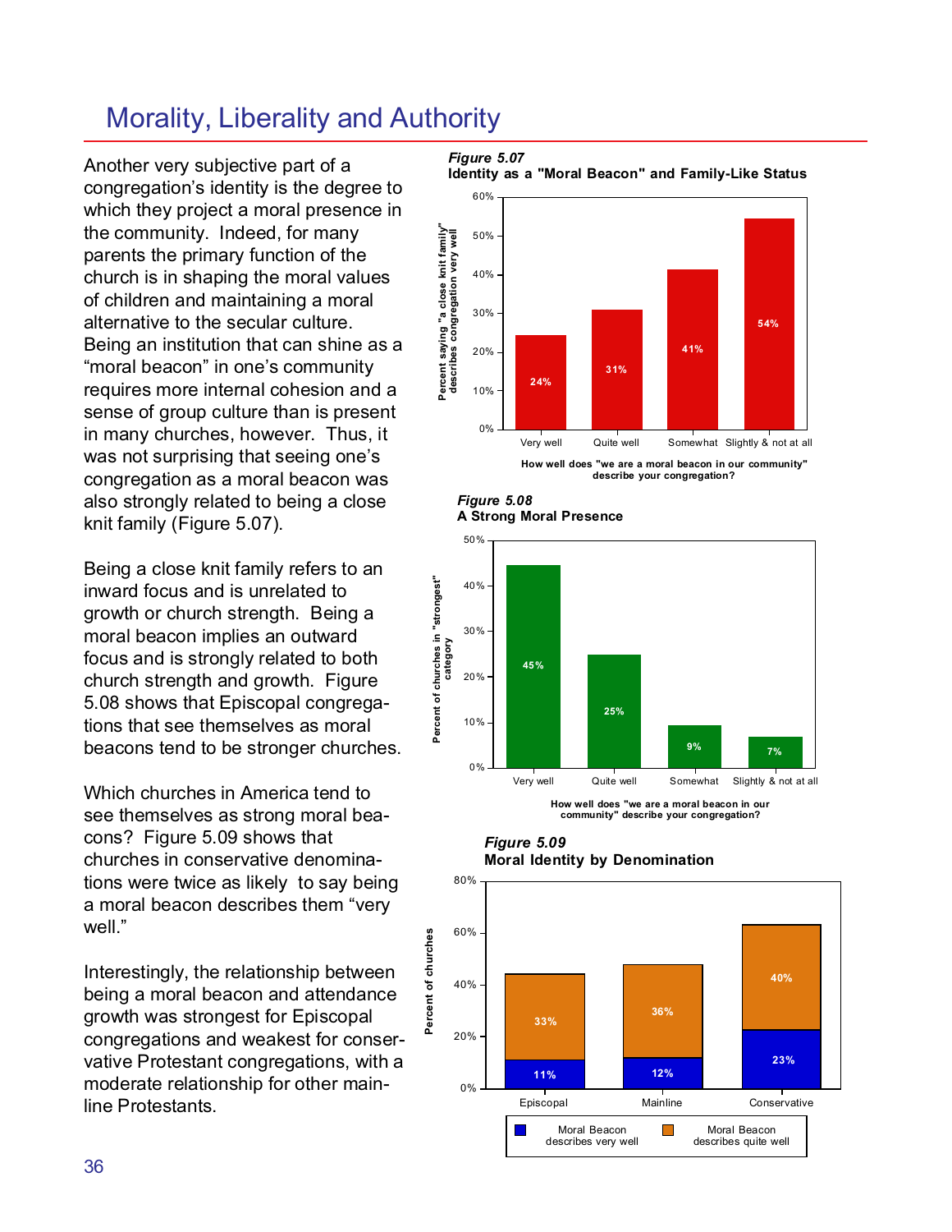# Morality, Liberality and Authority

Another very subjective part of a congregation's identity is the degree to which they project a moral presence in the community. Indeed, for many parents the primary function of the church is in shaping the moral values of children and maintaining a moral alternative to the secular culture. Being an institution that can shine as a "moral beacon" in one's community requires more internal cohesion and a sense of group culture than is present in many churches, however. Thus, it was not surprising that seeing one's congregation as a moral beacon was also strongly related to being a close knit family (Figure 5.07).

Being a close knit family refers to an inward focus and is unrelated to growth or church strength. Being a moral beacon implies an outward focus and is strongly related to both church strength and growth. Figure 5.08 shows that Episcopal congregations that see themselves as moral beacons tend to be stronger churches.

Which churches in America tend to see themselves as strong moral beacons? Figure 5.09 shows that churches in conservative denominations were twice as likely to say being a moral beacon describes them "very well."

Interestingly, the relationship between being a moral beacon and attendance growth was strongest for Episcopal congregations and weakest for conservative Protestant congregations, with a moderate relationship for other mainline Protestants.

***Figure 5.07***
**Identity as a "Moral Beacon" and Family-Like Status**

| How well does "we are a moral beacon in our community" describe your congregation? | Percent saying "a close knit family" describes congregation very well |
|---|---|
| Very well | 24% |
| Quite well | 31% |
| Somewhat | 41% |
| Slightly & not at all | 54% |

***Figure 5.08***
**A Strong Moral Presence**

| How well does "we are a moral beacon in our community" describe your congregation? | Percent of churches in "strongest" category |
|---|---|
| Very well | 45% |
| Quite well | 25% |
| Somewhat | 9% |
| Slightly & not at all | 7% |

***Figure 5.09***
**Moral Identity by Denomination**

| Percent of churches | Moral Beacon describes very well | Moral Beacon describes quite well |
|---|---|---|
| Episcopal | 11% | 33% |
| Mainline | 12% | 36% |
| Conservative | 23% | 40% |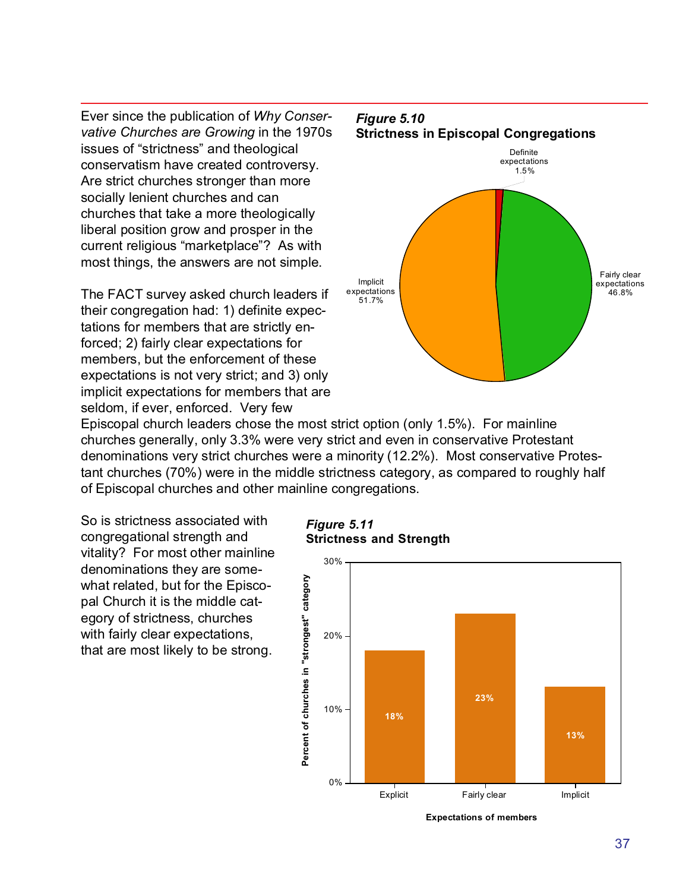Ever since the publication of *Why Conservative Churches are Growing* in the 1970s issues of "strictness" and theological conservatism have created controversy. Are strict churches stronger than more socially lenient churches and can churches that take a more theologically liberal position grow and prosper in the current religious "marketplace"? As with most things, the answers are not simple.

***Figure 5.10***
**Strictness in Episcopal Congregations**

| Category | Percent |
|---|---|
| Definite expectations | 1.5% |
| Fairly clear expectations | 46.8% |
| Implicit expectations | 51.7% |

The FACT survey asked church leaders if their congregation had: 1) definite expectations for members that are strictly enforced; 2) fairly clear expectations for members, but the enforcement of these expectations is not very strict; and 3) only implicit expectations for members that are seldom, if ever, enforced. Very few Episcopal church leaders chose the most strict option (only 1.5%). For mainline churches generally, only 3.3% were very strict and even in conservative Protestant denominations very strict churches were a minority (12.2%). Most conservative Protestant churches (70%) were in the middle strictness category, as compared to roughly half of Episcopal churches and other mainline congregations.

So is strictness associated with congregational strength and vitality? For most other mainline denominations they are somewhat related, but for the Episcopal Church it is the middle category of strictness, churches with fairly clear expectations, that are most likely to be strong.

***Figure 5.11***
**Strictness and Strength**

| Expectations of members | Percent of churches in "strongest" category |
|---|---|
| Explicit | 18% |
| Fairly clear | 23% |
| Implicit | 13% |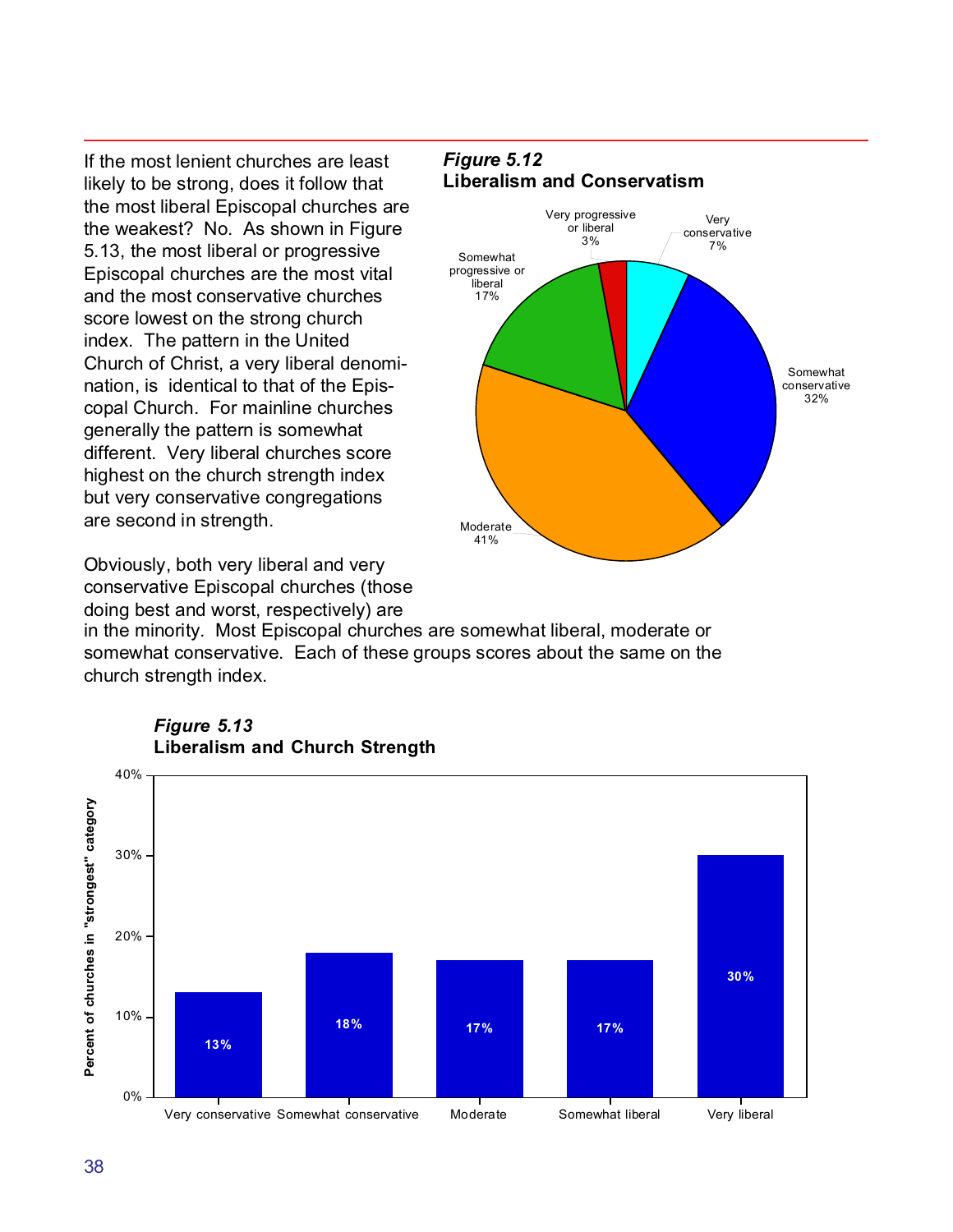If the most lenient churches are least likely to be strong, does it follow that the most liberal Episcopal churches are the weakest? No. As shown in Figure 5.13, the most liberal or progressive Episcopal churches are the most vital and the most conservative churches score lowest on the strong church index. The pattern in the United Church of Christ, a very liberal denomination, is identical to that of the Episcopal Church. For mainline churches generally the pattern is somewhat different. Very liberal churches score highest on the church strength index but very conservative congregations are second in strength.

***Figure 5.12***
**Liberalism and Conservatism**

| Category | Percent |
|---|---|
| Very progressive or liberal | 3% |
| Very conservative | 7% |
| Somewhat conservative | 32% |
| Moderate | 41% |
| Somewhat progressive or liberal | 17% |

Obviously, both very liberal and very conservative Episcopal churches (those doing best and worst, respectively) are in the minority. Most Episcopal churches are somewhat liberal, moderate or somewhat conservative. Each of these groups scores about the same on the church strength index.

***Figure 5.13***
**Liberalism and Church Strength**

| | Percent of churches in "strongest" category |
|---|---|
| Very conservative | 13% |
| Somewhat conservative | 18% |
| Moderate | 17% |
| Somewhat liberal | 17% |
| Very liberal | 30% |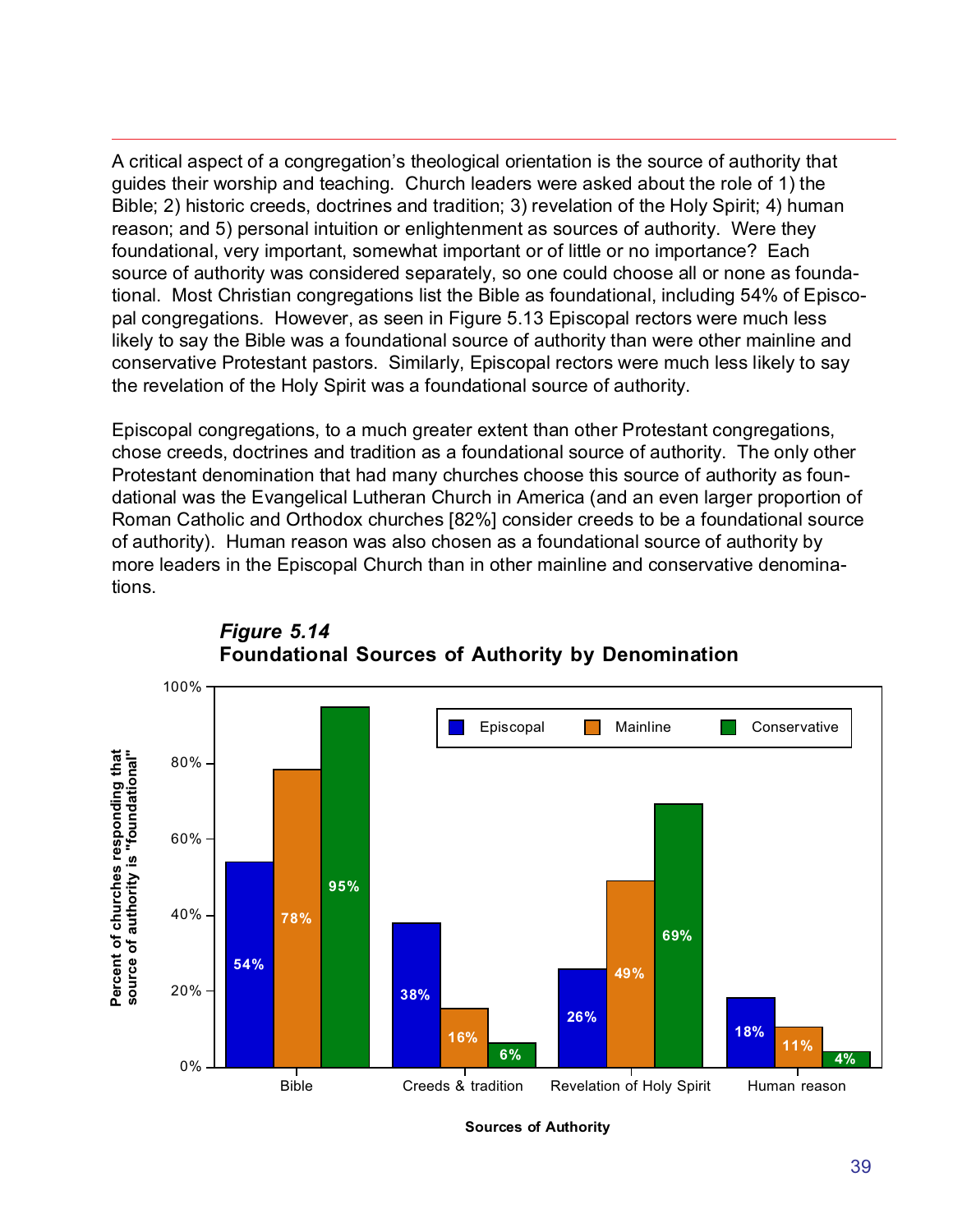A critical aspect of a congregation's theological orientation is the source of authority that guides their worship and teaching. Church leaders were asked about the role of 1) the Bible; 2) historic creeds, doctrines and tradition; 3) revelation of the Holy Spirit; 4) human reason; and 5) personal intuition or enlightenment as sources of authority. Were they foundational, very important, somewhat important or of little or no importance? Each source of authority was considered separately, so one could choose all or none as foundational. Most Christian congregations list the Bible as foundational, including 54% of Episcopal congregations. However, as seen in Figure 5.13 Episcopal rectors were much less likely to say the Bible was a foundational source of authority than were other mainline and conservative Protestant pastors. Similarly, Episcopal rectors were much less likely to say the revelation of the Holy Spirit was a foundational source of authority.

Episcopal congregations, to a much greater extent than other Protestant congregations, chose creeds, doctrines and tradition as a foundational source of authority. The only other Protestant denomination that had many churches choose this source of authority as foundational was the Evangelical Lutheran Church in America (and an even larger proportion of Roman Catholic and Orthodox churches [82%] consider creeds to be a foundational source of authority). Human reason was also chosen as a foundational source of authority by more leaders in the Episcopal Church than in other mainline and conservative denominations.

***Figure 5.14***
**Foundational Sources of Authority by Denomination**

| Sources of Authority | Episcopal | Mainline | Conservative |
|---|---|---|---|
| Bible | 54% | 78% | 95% |
| Creeds & tradition | 38% | 16% | 6% |
| Revelation of Holy Spirit | 26% | 49% | 69% |
| Human reason | 18% | 11% | 4% |

Y-axis: Percent of churches responding that source of authority is "foundational"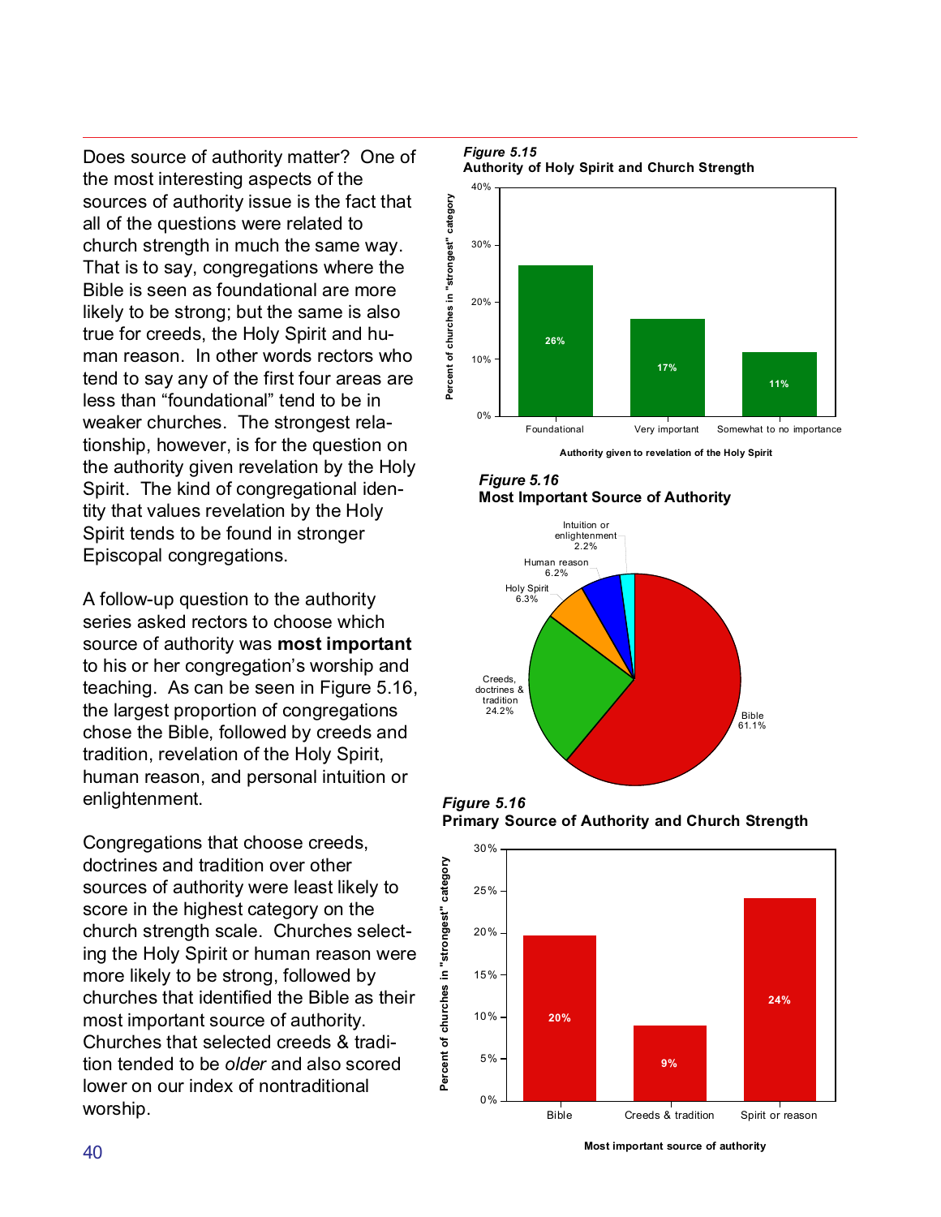Does source of authority matter? One of the most interesting aspects of the sources of authority issue is the fact that all of the questions were related to church strength in much the same way. That is to say, congregations where the Bible is seen as foundational are more likely to be strong; but the same is also true for creeds, the Holy Spirit and human reason. In other words rectors who tend to say any of the first four areas are less than "foundational" tend to be in weaker churches. The strongest relationship, however, is for the question on the authority given revelation by the Holy Spirit. The kind of congregational identity that values revelation by the Holy Spirit tends to be found in stronger Episcopal congregations.

A follow-up question to the authority series asked rectors to choose which source of authority was **most important** to his or her congregation's worship and teaching. As can be seen in Figure 5.16, the largest proportion of congregations chose the Bible, followed by creeds and tradition, revelation of the Holy Spirit, human reason, and personal intuition or enlightenment.

Congregations that choose creeds, doctrines and tradition over other sources of authority were least likely to score in the highest category on the church strength scale. Churches selecting the Holy Spirit or human reason were more likely to be strong, followed by churches that identified the Bible as their most important source of authority. Churches that selected creeds & tradition tended to be *older* and also scored lower on our index of nontraditional worship.

***Figure 5.15***
**Authority of Holy Spirit and Church Strength**

| Authority given to revelation of the Holy Spirit | Percent of churches in "strongest" category |
|---|---|
| Foundational | 26% |
| Very important | 17% |
| Somewhat to no importance | 11% |

***Figure 5.16***
**Most Important Source of Authority**

| Source | Percent |
|---|---|
| Bible | 61.1% |
| Creeds, doctrines & tradition | 24.2% |
| Holy Spirit | 6.3% |
| Human reason | 6.2% |
| Intuition or enlightenment | 2.2% |

***Figure 5.16***
**Primary Source of Authority and Church Strength**

| Most important source of authority | Percent of churches in "strongest" category |
|---|---|
| Bible | 20% |
| Creeds & tradition | 9% |
| Spirit or reason | 24% |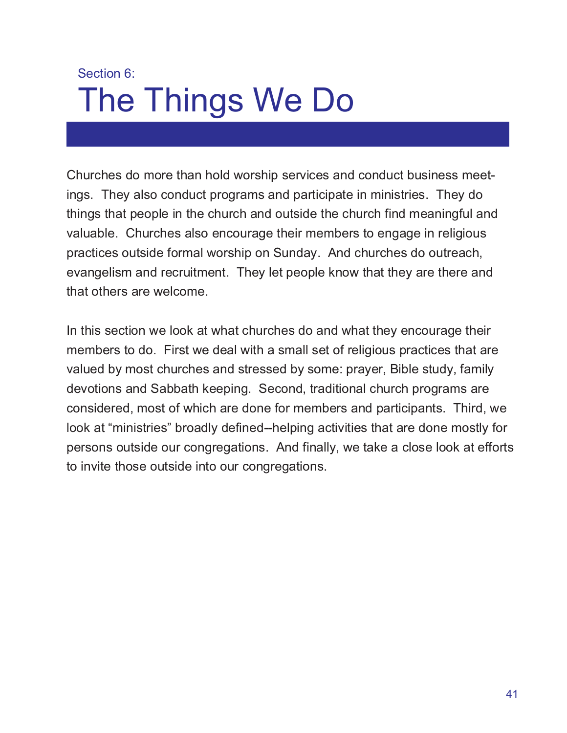Section 6:

# The Things We Do

Churches do more than hold worship services and conduct business meetings. They also conduct programs and participate in ministries. They do things that people in the church and outside the church find meaningful and valuable. Churches also encourage their members to engage in religious practices outside formal worship on Sunday. And churches do outreach, evangelism and recruitment. They let people know that they are there and that others are welcome.

In this section we look at what churches do and what they encourage their members to do. First we deal with a small set of religious practices that are valued by most churches and stressed by some: prayer, Bible study, family devotions and Sabbath keeping. Second, traditional church programs are considered, most of which are done for members and participants. Third, we look at “ministries” broadly defined--helping activities that are done mostly for persons outside our congregations. And finally, we take a close look at efforts to invite those outside into our congregations.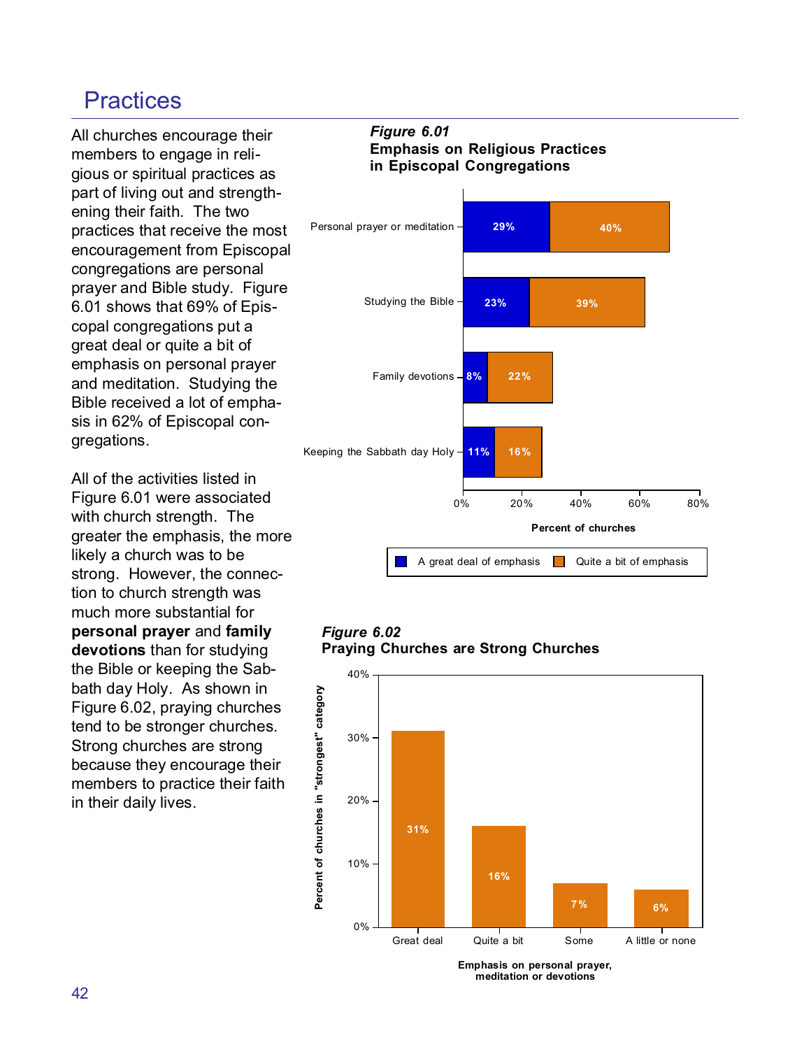# Practices

All churches encourage their members to engage in religious or spiritual practices as part of living out and strengthening their faith. The two practices that receive the most encouragement from Episcopal congregations are personal prayer and Bible study. Figure 6.01 shows that 69% of Episcopal congregations put a great deal or quite a bit of emphasis on personal prayer and meditation. Studying the Bible received a lot of emphasis in 62% of Episcopal congregations.

All of the activities listed in Figure 6.01 were associated with church strength. The greater the emphasis, the more likely a church was to be strong. However, the connection to church strength was much more substantial for **personal prayer** and **family devotions** than for studying the Bible or keeping the Sabbath day Holy. As shown in Figure 6.02, praying churches tend to be stronger churches. Strong churches are strong because they encourage their members to practice their faith in their daily lives.

***Figure 6.01***
**Emphasis on Religious Practices in Episcopal Congregations**

| Practice | A great deal of emphasis | Quite a bit of emphasis |
|---|---|---|
| Personal prayer or meditation | 29% | 40% |
| Studying the Bible | 23% | 39% |
| Family devotions | 8% | 22% |
| Keeping the Sabbath day Holy | 11% | 16% |

Percent of churches

***Figure 6.02***
**Praying Churches are Strong Churches**

| Emphasis on personal prayer, meditation or devotions | Percent of churches in "strongest" category |
|---|---|
| Great deal | 31% |
| Quite a bit | 16% |
| Some | 7% |
| A little or none | 6% |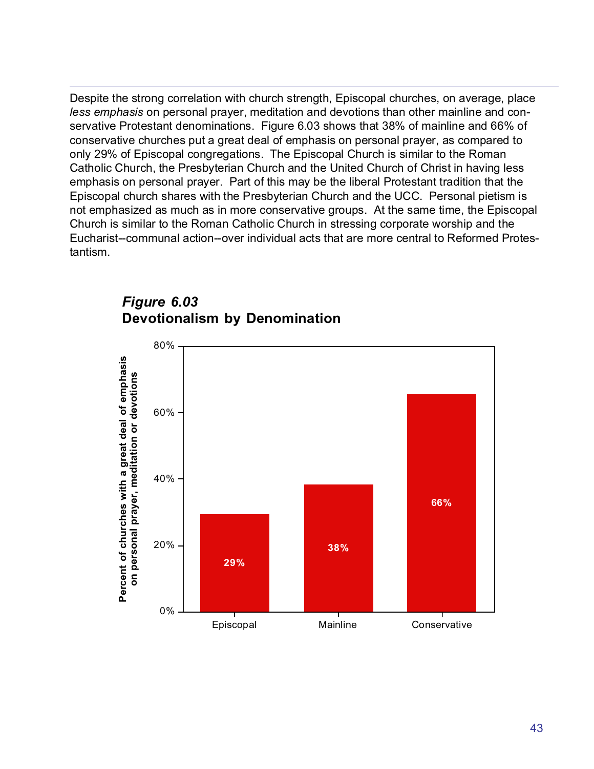Despite the strong correlation with church strength, Episcopal churches, on average, place *less emphasis* on personal prayer, meditation and devotions than other mainline and conservative Protestant denominations. Figure 6.03 shows that 38% of mainline and 66% of conservative churches put a great deal of emphasis on personal prayer, as compared to only 29% of Episcopal congregations. The Episcopal Church is similar to the Roman Catholic Church, the Presbyterian Church and the United Church of Christ in having less emphasis on personal prayer. Part of this may be the liberal Protestant tradition that the Episcopal church shares with the Presbyterian Church and the UCC. Personal pietism is not emphasized as much as in more conservative groups. At the same time, the Episcopal Church is similar to the Roman Catholic Church in stressing corporate worship and the Eucharist--communal action--over individual acts that are more central to Reformed Protestantism.

***Figure 6.03***
**Devotionalism by Denomination**

| | Percent of churches with a great deal of emphasis on personal prayer, meditation or devotions |
|---|---|
| Episcopal | 29% |
| Mainline | 38% |
| Conservative | 66% |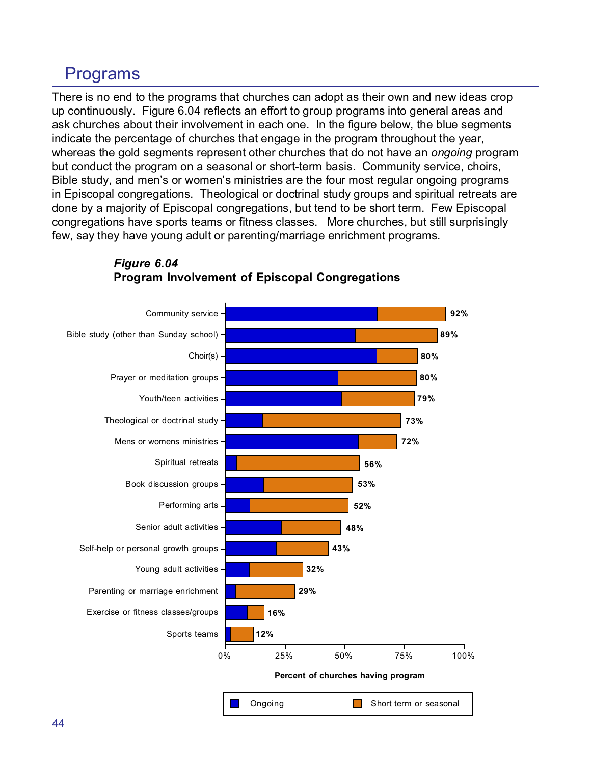## Programs

There is no end to the programs that churches can adopt as their own and new ideas crop up continuously. Figure 6.04 reflects an effort to group programs into general areas and ask churches about their involvement in each one. In the figure below, the blue segments indicate the percentage of churches that engage in the program throughout the year, whereas the gold segments represent other churches that do not have an *ongoing* program but conduct the program on a seasonal or short-term basis. Community service, choirs, Bible study, and men's or women's ministries are the four most regular ongoing programs in Episcopal congregations. Theological or doctrinal study groups and spiritual retreats are done by a majority of Episcopal congregations, but tend to be short term. Few Episcopal congregations have sports teams or fitness classes. More churches, but still surprisingly few, say they have young adult or parenting/marriage enrichment programs.

***Figure 6.04***
**Program Involvement of Episcopal Congregations**

| Program | Percent of churches having program |
|---|---|
| Community service | 92% |
| Bible study (other than Sunday school) | 89% |
| Choir(s) | 80% |
| Prayer or meditation groups | 80% |
| Youth/teen activities | 79% |
| Theological or doctrinal study | 73% |
| Mens or womens ministries | 72% |
| Spiritual retreats | 56% |
| Book discussion groups | 53% |
| Performing arts | 52% |
| Senior adult activities | 48% |
| Self-help or personal growth groups | 43% |
| Young adult activities | 32% |
| Parenting or marriage enrichment | 29% |
| Exercise or fitness classes/groups | 16% |
| Sports teams | 12% |

Percent of churches having program

Legend: Ongoing; Short term or seasonal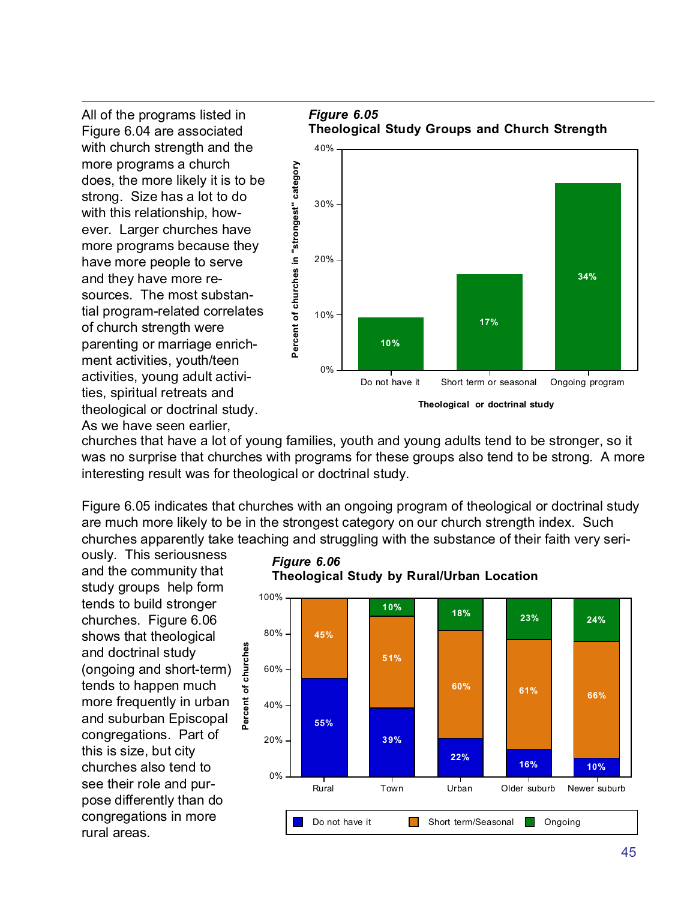All of the programs listed in Figure 6.04 are associated with church strength and the more programs a church does, the more likely it is to be strong. Size has a lot to do with this relationship, however. Larger churches have more programs because they have more people to serve and they have more resources. The most substantial program-related correlates of church strength were parenting or marriage enrichment activities, youth/teen activities, young adult activities, spiritual retreats and theological or doctrinal study. As we have seen earlier, churches that have a lot of young families, youth and young adults tend to be stronger, so it was no surprise that churches with programs for these groups also tend to be strong. A more interesting result was for theological or doctrinal study.

***Figure 6.05***
**Theological Study Groups and Church Strength**

| Theological or doctrinal study | Percent of churches in "strongest" category |
|---|---|
| Do not have it | 10% |
| Short term or seasonal | 17% |
| Ongoing program | 34% |

Figure 6.05 indicates that churches with an ongoing program of theological or doctrinal study are much more likely to be in the strongest category on our church strength index. Such churches apparently take teaching and struggling with the substance of their faith very seriously. This seriousness and the community that study groups help form tends to build stronger churches. Figure 6.06 shows that theological and doctrinal study (ongoing and short-term) tends to happen much more frequently in urban and suburban Episcopal congregations. Part of this is size, but city churches also tend to see their role and purpose differently than do congregations in more rural areas.

***Figure 6.06***
**Theological Study by Rural/Urban Location**

| Percent of churches | Rural | Town | Urban | Older suburb | Newer suburb |
|---|---|---|---|---|---|
| Do not have it | 55% | 39% | 22% | 16% | 10% |
| Short term/Seasonal | 45% | 51% | 60% | 61% | 66% |
| Ongoing | | 10% | 18% | 23% | 24% |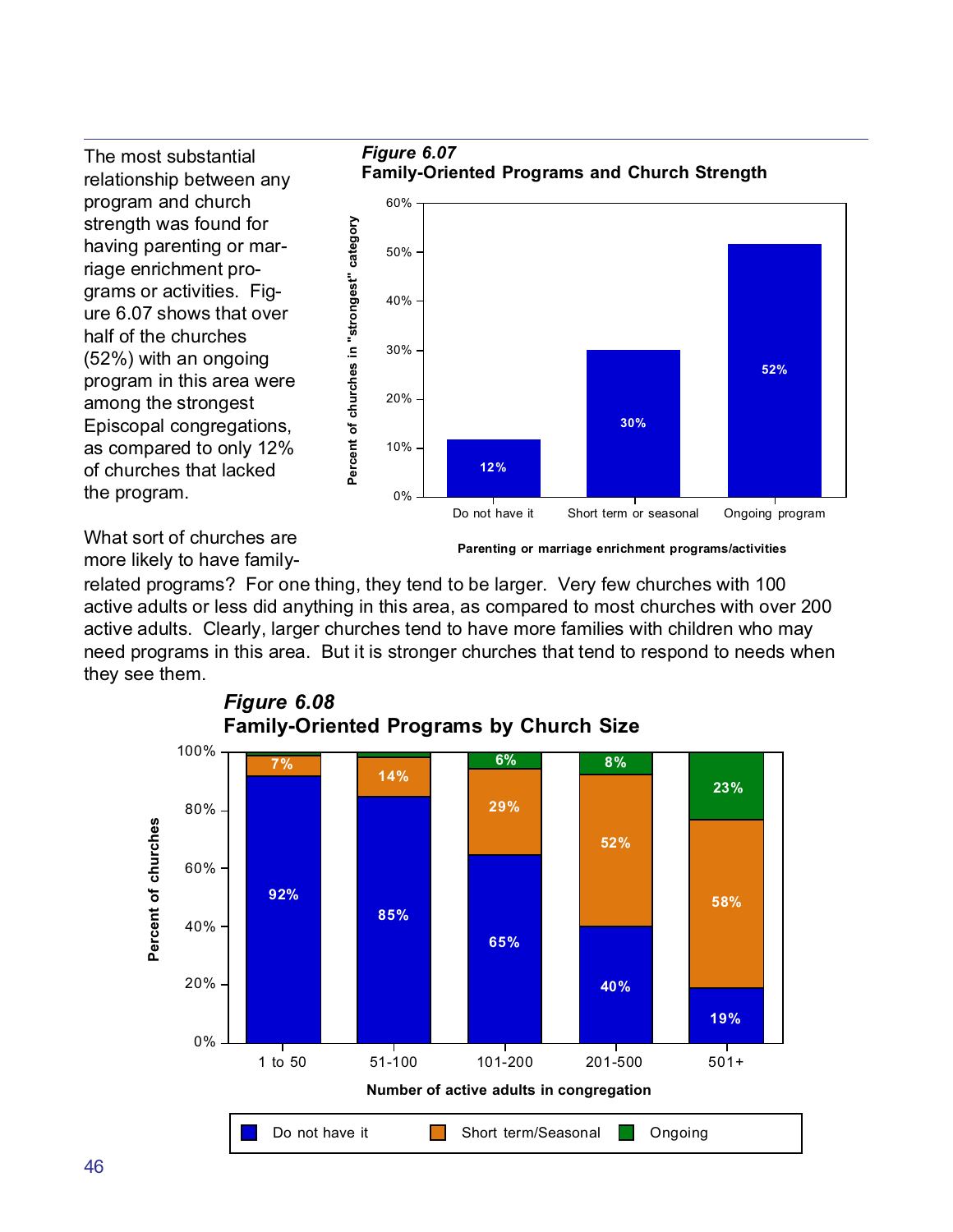The most substantial relationship between any program and church strength was found for having parenting or marriage enrichment programs or activities. Figure 6.07 shows that over half of the churches (52%) with an ongoing program in this area were among the strongest Episcopal congregations, as compared to only 12% of churches that lacked the program.

***Figure 6.07***
**Family-Oriented Programs and Church Strength**

| Parenting or marriage enrichment programs/activities | Percent of churches in "strongest" category |
|---|---|
| Do not have it | 12% |
| Short term or seasonal | 30% |
| Ongoing program | 52% |

What sort of churches are more likely to have family-related programs? For one thing, they tend to be larger. Very few churches with 100 active adults or less did anything in this area, as compared to most churches with over 200 active adults. Clearly, larger churches tend to have more families with children who may need programs in this area. But it is stronger churches that tend to respond to needs when they see them.

***Figure 6.08***
**Family-Oriented Programs by Church Size**

| Number of active adults in congregation | Do not have it | Short term/Seasonal | Ongoing |
|---|---|---|---|
| 1 to 50 | 92% | 7% | |
| 51-100 | 85% | 14% | |
| 101-200 | 65% | 29% | 6% |
| 201-500 | 40% | 52% | 8% |
| 501+ | 19% | 58% | 23% |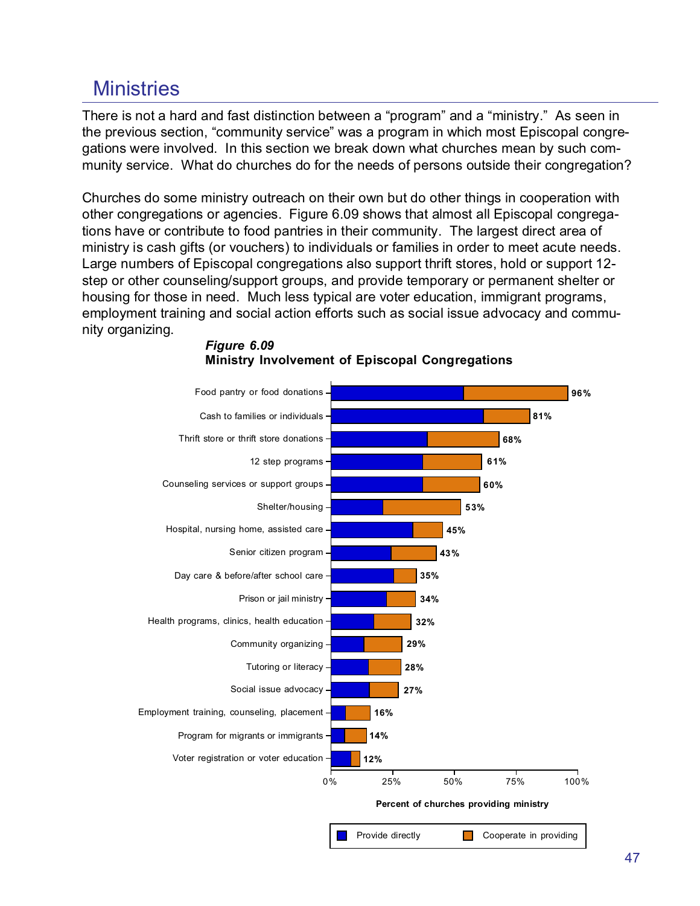## Ministries

There is not a hard and fast distinction between a "program" and a "ministry." As seen in the previous section, "community service" was a program in which most Episcopal congregations were involved. In this section we break down what churches mean by such community service. What do churches do for the needs of persons outside their congregation?

Churches do some ministry outreach on their own but do other things in cooperation with other congregations or agencies. Figure 6.09 shows that almost all Episcopal congregations have or contribute to food pantries in their community. The largest direct area of ministry is cash gifts (or vouchers) to individuals or families in order to meet acute needs. Large numbers of Episcopal congregations also support thrift stores, hold or support 12-step or other counseling/support groups, and provide temporary or permanent shelter or housing for those in need. Much less typical are voter education, immigrant programs, employment training and social action efforts such as social issue advocacy and community organizing.

***Figure 6.09***
**Ministry Involvement of Episcopal Congregations**

| Ministry | Percent of churches providing ministry (Provide directly + Cooperate in providing) |
|---|---|
| Food pantry or food donations | 96% |
| Cash to families or individuals | 81% |
| Thrift store or thrift store donations | 68% |
| 12 step programs | 61% |
| Counseling services or support groups | 60% |
| Shelter/housing | 53% |
| Hospital, nursing home, assisted care | 45% |
| Senior citizen program | 43% |
| Day care & before/after school care | 35% |
| Prison or jail ministry | 34% |
| Health programs, clinics, health education | 32% |
| Community organizing | 29% |
| Tutoring or literacy | 28% |
| Social issue advocacy | 27% |
| Employment training, counseling, placement | 16% |
| Program for migrants or immigrants | 14% |
| Voter registration or voter education | 12% |

Percent of churches providing ministry

Provide directly | Cooperate in providing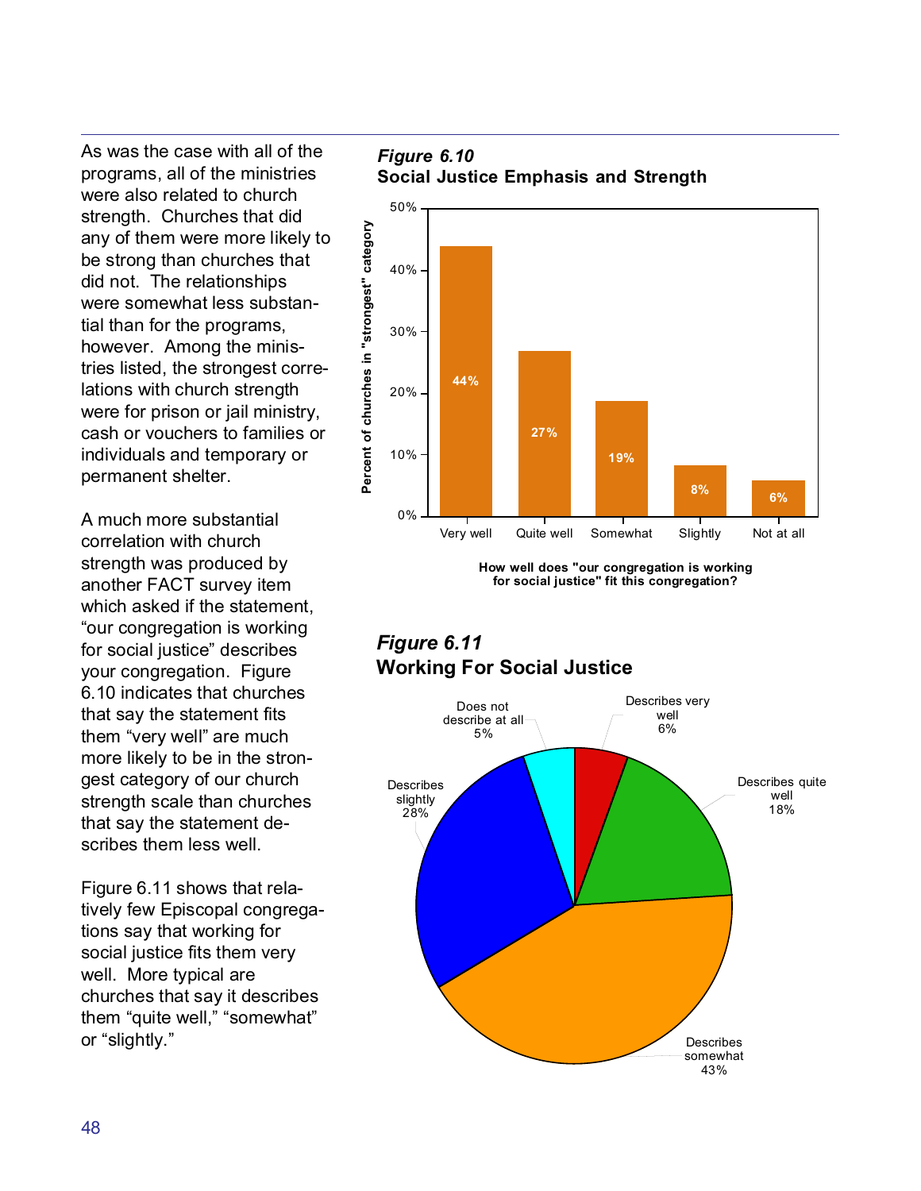As was the case with all of the programs, all of the ministries were also related to church strength. Churches that did any of them were more likely to be strong than churches that did not. The relationships were somewhat less substantial than for the programs, however. Among the ministries listed, the strongest correlations with church strength were for prison or jail ministry, cash or vouchers to families or individuals and temporary or permanent shelter.

A much more substantial correlation with church strength was produced by another FACT survey item which asked if the statement, "our congregation is working for social justice" describes your congregation. Figure 6.10 indicates that churches that say the statement fits them "very well" are much more likely to be in the strongest category of our church strength scale than churches that say the statement describes them less well.

Figure 6.11 shows that relatively few Episcopal congregations say that working for social justice fits them very well. More typical are churches that say it describes them "quite well," "somewhat" or "slightly."

***Figure 6.10***
**Social Justice Emphasis and Strength**

| How well does "our congregation is working for social justice" fit this congregation? | Percent of churches in "strongest" category |
|---|---|
| Very well | 44% |
| Quite well | 27% |
| Somewhat | 19% |
| Slightly | 8% |
| Not at all | 6% |

***Figure 6.11***
**Working For Social Justice**

| Response | Percent |
|---|---|
| Describes very well | 6% |
| Describes quite well | 18% |
| Describes somewhat | 43% |
| Describes slightly | 28% |
| Does not describe at all | 5% |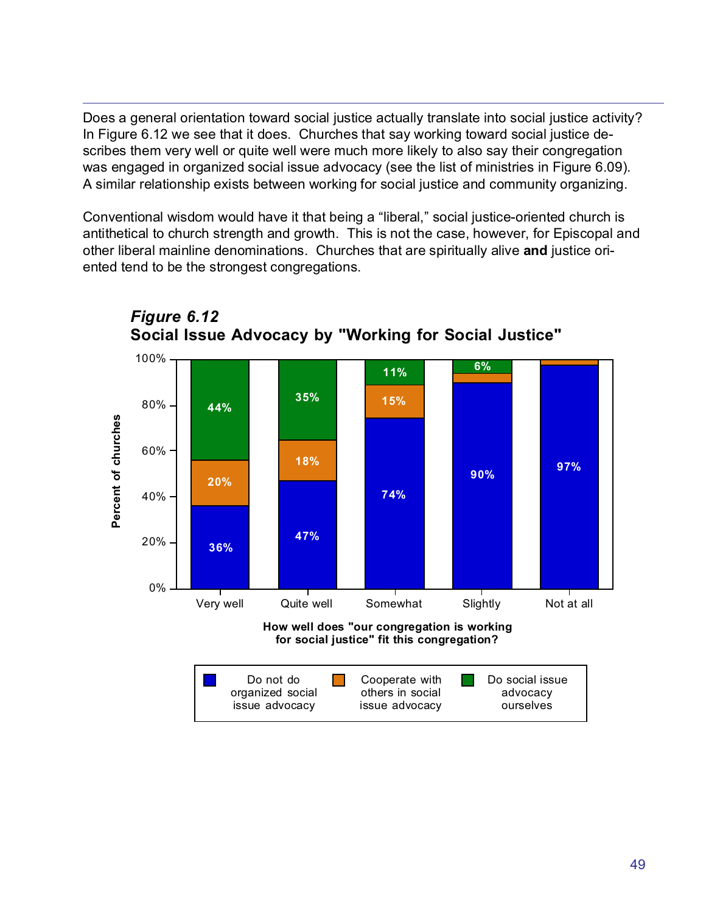Does a general orientation toward social justice actually translate into social justice activity? In Figure 6.12 we see that it does. Churches that say working toward social justice describes them very well or quite well were much more likely to also say their congregation was engaged in organized social issue advocacy (see the list of ministries in Figure 6.09). A similar relationship exists between working for social justice and community organizing.

Conventional wisdom would have it that being a "liberal," social justice-oriented church is antithetical to church strength and growth. This is not the case, however, for Episcopal and other liberal mainline denominations. Churches that are spiritually alive **and** justice oriented tend to be the strongest congregations.

***Figure 6.12***
**Social Issue Advocacy by "Working for Social Justice"**

| How well does "our congregation is working for social justice" fit this congregation? | Do not do organized social issue advocacy | Cooperate with others in social issue advocacy | Do social issue advocacy ourselves |
|---|---|---|---|
| Very well | 36% | 20% | 44% |
| Quite well | 47% | 18% | 35% |
| Somewhat | 74% | 15% | 11% |
| Slightly | 90% | | 6% |
| Not at all | 97% | | |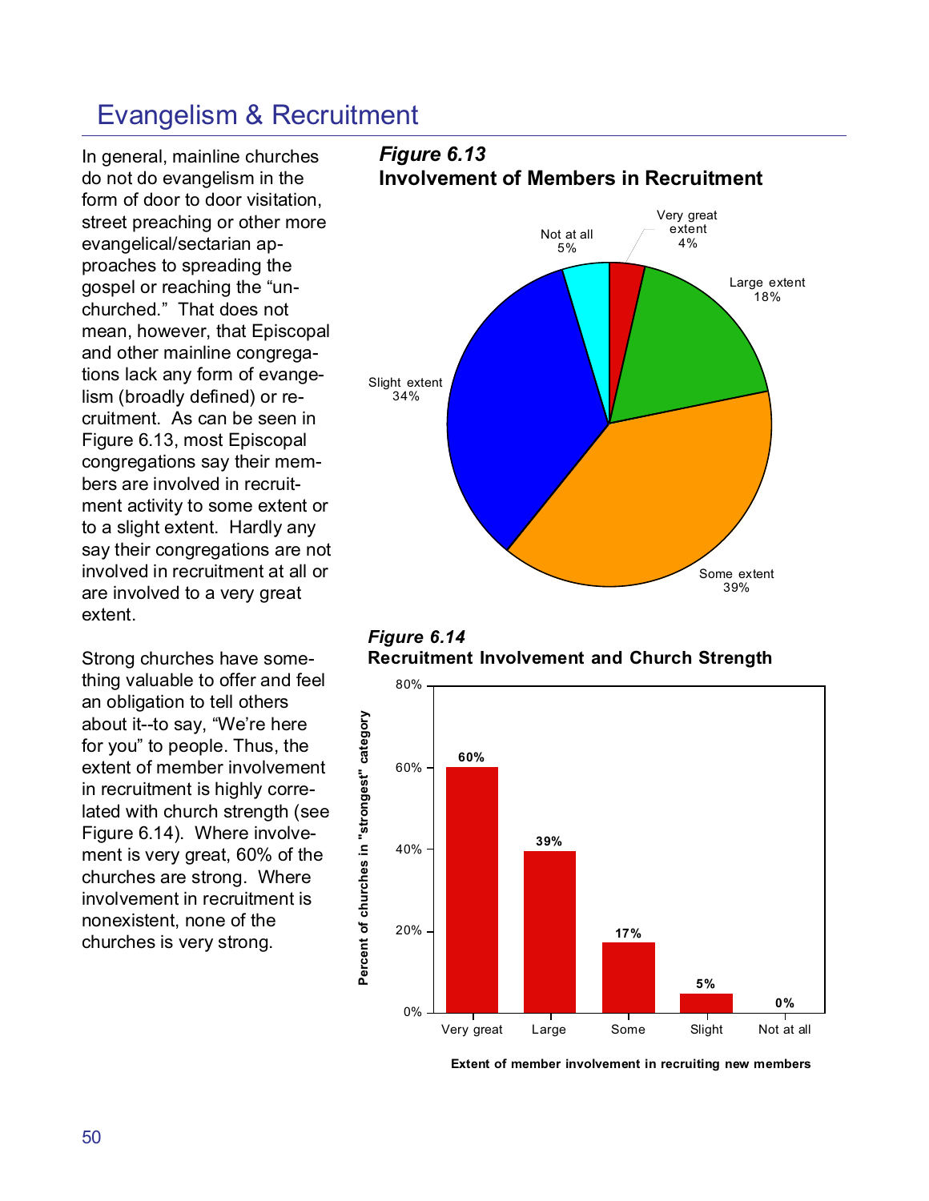# Evangelism & Recruitment

In general, mainline churches do not do evangelism in the form of door to door visitation, street preaching or other more evangelical/sectarian approaches to spreading the gospel or reaching the "unchurched." That does not mean, however, that Episcopal and other mainline congregations lack any form of evangelism (broadly defined) or recruitment. As can be seen in Figure 6.13, most Episcopal congregations say their members are involved in recruitment activity to some extent or to a slight extent. Hardly any say their congregations are not involved in recruitment at all or are involved to a very great extent.

Strong churches have something valuable to offer and feel an obligation to tell others about it--to say, "We're here for you" to people. Thus, the extent of member involvement in recruitment is highly correlated with church strength (see Figure 6.14). Where involvement is very great, 60% of the churches are strong. Where involvement in recruitment is nonexistent, none of the churches is very strong.

***Figure 6.13***
**Involvement of Members in Recruitment**

| Extent | Percent |
|---|---|
| Very great extent | 4% |
| Large extent | 18% |
| Some extent | 39% |
| Slight extent | 34% |
| Not at all | 5% |

***Figure 6.14***
**Recruitment Involvement and Church Strength**

| Extent of member involvement in recruiting new members | Percent of churches in "strongest" category |
|---|---|
| Very great | 60% |
| Large | 39% |
| Some | 17% |
| Slight | 5% |
| Not at all | 0% |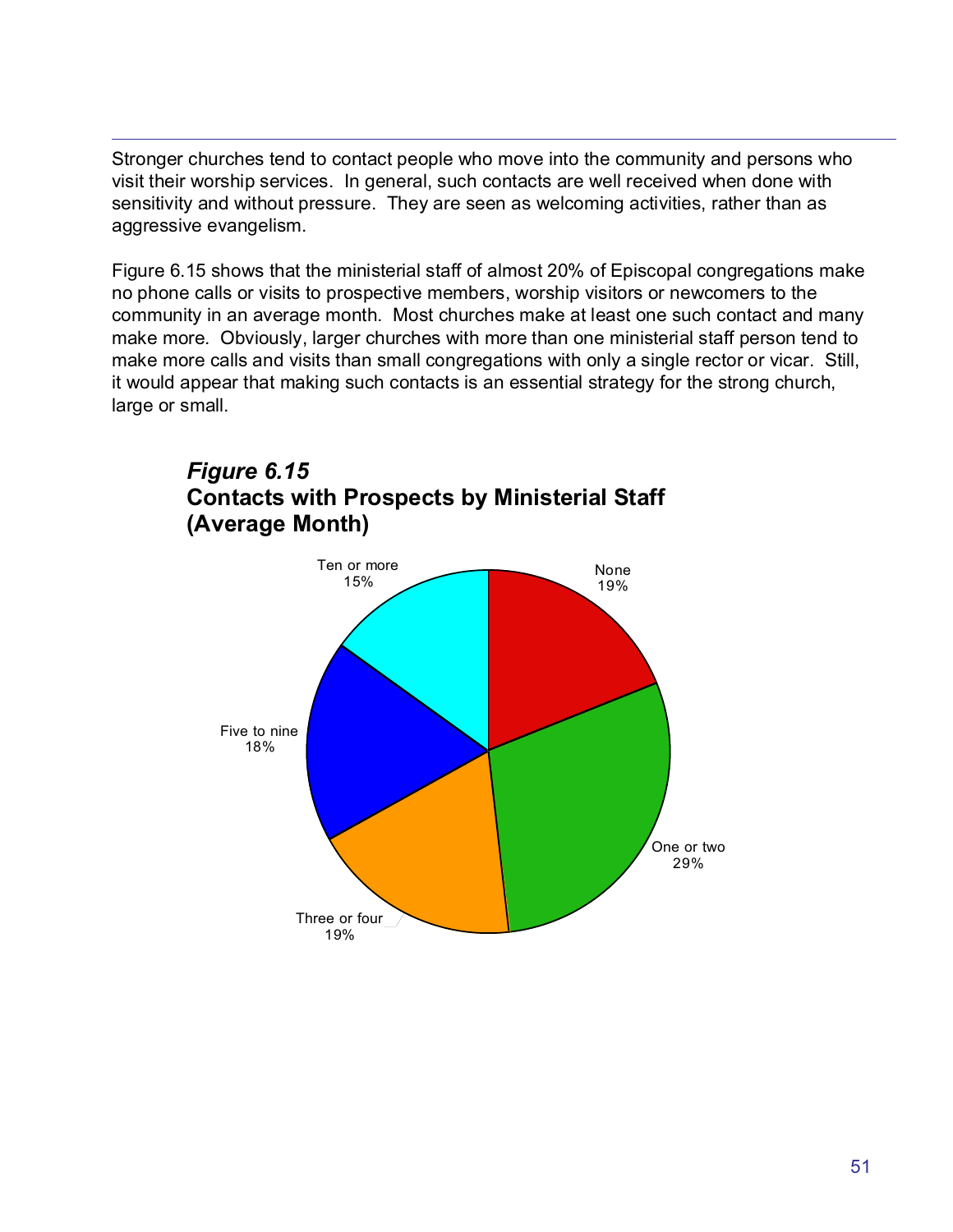Stronger churches tend to contact people who move into the community and persons who visit their worship services. In general, such contacts are well received when done with sensitivity and without pressure. They are seen as welcoming activities, rather than as aggressive evangelism.

Figure 6.15 shows that the ministerial staff of almost 20% of Episcopal congregations make no phone calls or visits to prospective members, worship visitors or newcomers to the community in an average month. Most churches make at least one such contact and many make more. Obviously, larger churches with more than one ministerial staff person tend to make more calls and visits than small congregations with only a single rector or vicar. Still, it would appear that making such contacts is an essential strategy for the strong church, large or small.

***Figure 6.15***
**Contacts with Prospects by Ministerial Staff (Average Month)**

| Contacts | Percent |
|---|---|
| None | 19% |
| One or two | 29% |
| Three or four | 19% |
| Five to nine | 18% |
| Ten or more | 15% |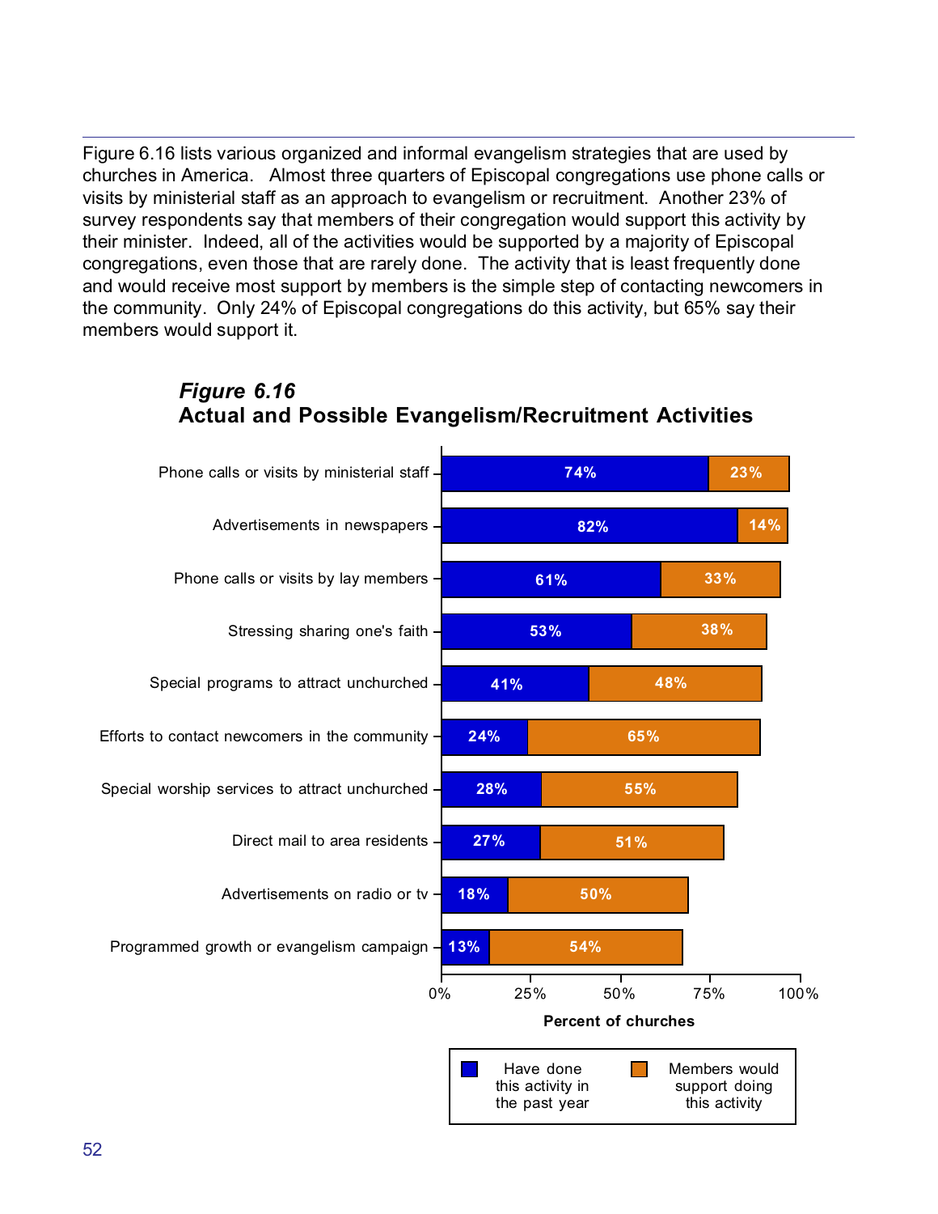Figure 6.16 lists various organized and informal evangelism strategies that are used by churches in America. Almost three quarters of Episcopal congregations use phone calls or visits by ministerial staff as an approach to evangelism or recruitment. Another 23% of survey respondents say that members of their congregation would support this activity by their minister. Indeed, all of the activities would be supported by a majority of Episcopal congregations, even those that are rarely done. The activity that is least frequently done and would receive most support by members is the simple step of contacting newcomers in the community. Only 24% of Episcopal congregations do this activity, but 65% say their members would support it.

***Figure 6.16***
**Actual and Possible Evangelism/Recruitment Activities**

| Activity | Have done this activity in the past year | Members would support doing this activity |
|---|---|---|
| Phone calls or visits by ministerial staff | 74% | 23% |
| Advertisements in newspapers | 82% | 14% |
| Phone calls or visits by lay members | 61% | 33% |
| Stressing sharing one's faith | 53% | 38% |
| Special programs to attract unchurched | 41% | 48% |
| Efforts to contact newcomers in the community | 24% | 65% |
| Special worship services to attract unchurched | 28% | 55% |
| Direct mail to area residents | 27% | 51% |
| Advertisements on radio or tv | 18% | 50% |
| Programmed growth or evangelism campaign | 13% | 54% |

Percent of churches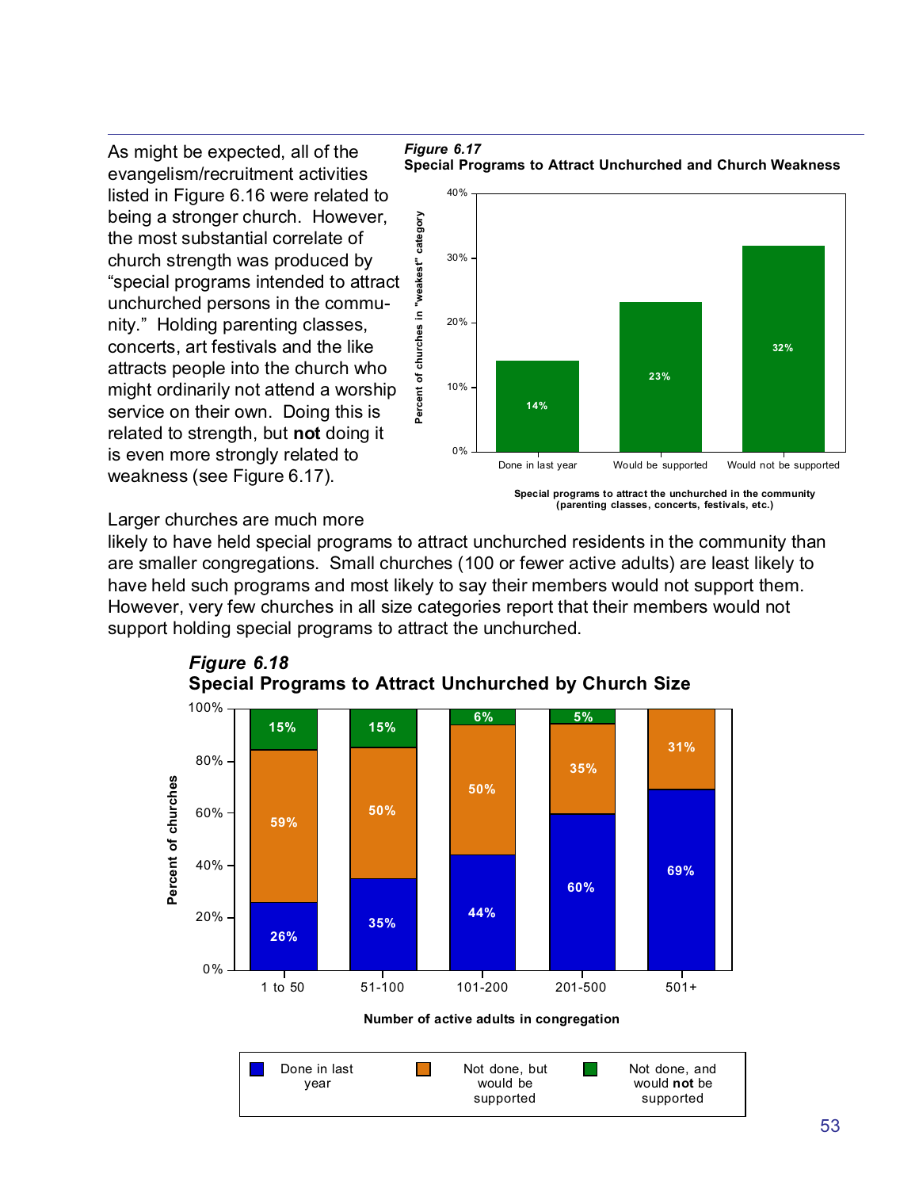As might be expected, all of the evangelism/recruitment activities listed in Figure 6.16 were related to being a stronger church. However, the most substantial correlate of church strength was produced by "special programs intended to attract unchurched persons in the community." Holding parenting classes, concerts, art festivals and the like attracts people into the church who might ordinarily not attend a worship service on their own. Doing this is related to strength, but **not** doing it is even more strongly related to weakness (see Figure 6.17).

***Figure 6.17***
**Special Programs to Attract Unchurched and Church Weakness**

| Special programs to attract the unchurched in the community (parenting classes, concerts, festivals, etc.) | Percent of churches in "weakest" category |
| --- | --- |
| Done in last year | 14% |
| Would be supported | 23% |
| Would not be supported | 32% |

Larger churches are much more likely to have held special programs to attract unchurched residents in the community than are smaller congregations. Small churches (100 or fewer active adults) are least likely to have held such programs and most likely to say their members would not support them. However, very few churches in all size categories report that their members would not support holding special programs to attract the unchurched.

***Figure 6.18***
**Special Programs to Attract Unchurched by Church Size**

| Number of active adults in congregation | Done in last year | Not done, but would be supported | Not done, and would **not** be supported |
| --- | --- | --- | --- |
| 1 to 50 | 26% | 59% | 15% |
| 51-100 | 35% | 50% | 15% |
| 101-200 | 44% | 50% | 6% |
| 201-500 | 60% | 35% | 5% |
| 501+ | 69% | 31% | |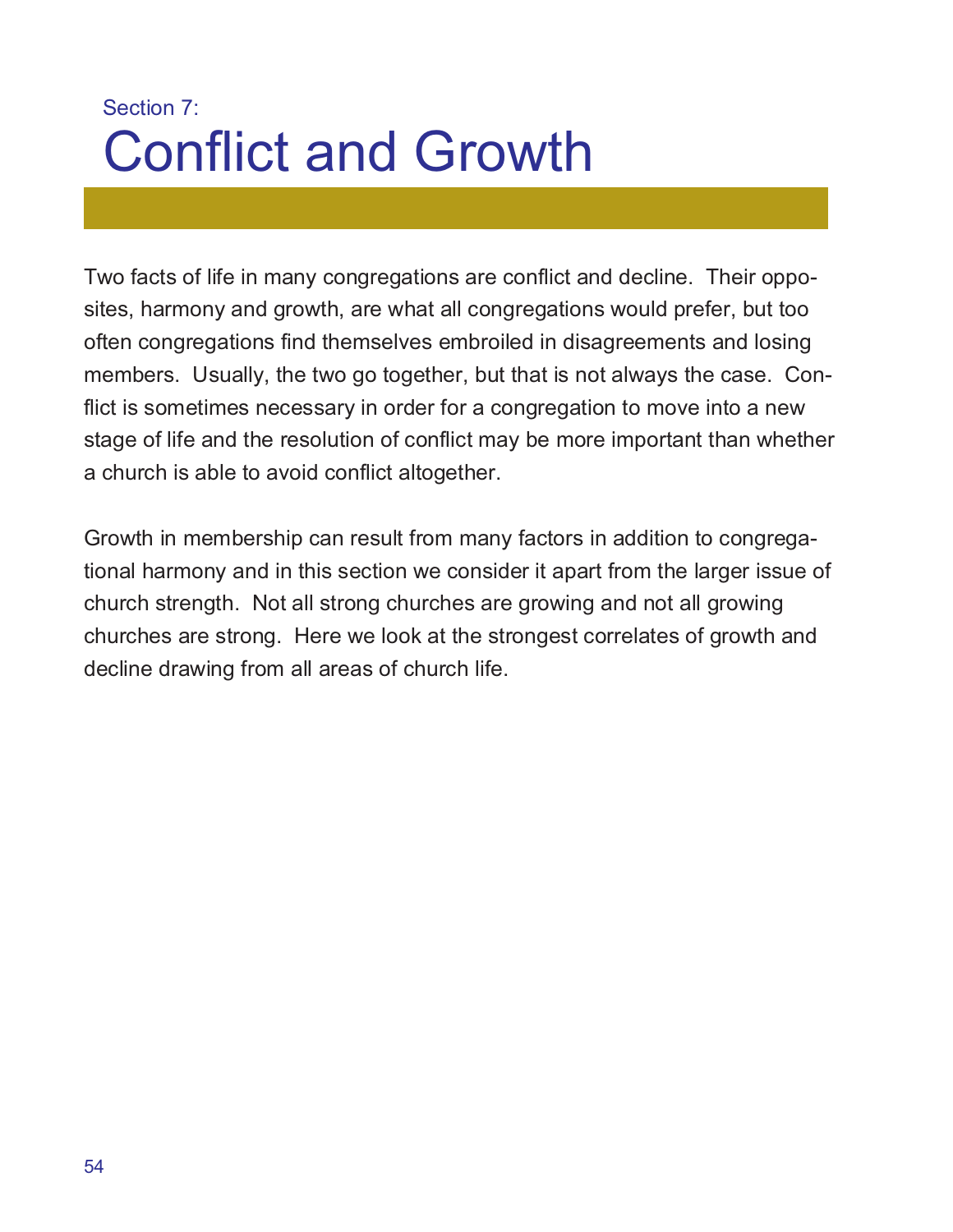Section 7:

# Conflict and Growth

Two facts of life in many congregations are conflict and decline. Their opposites, harmony and growth, are what all congregations would prefer, but too often congregations find themselves embroiled in disagreements and losing members. Usually, the two go together, but that is not always the case. Conflict is sometimes necessary in order for a congregation to move into a new stage of life and the resolution of conflict may be more important than whether a church is able to avoid conflict altogether.

Growth in membership can result from many factors in addition to congregational harmony and in this section we consider it apart from the larger issue of church strength. Not all strong churches are growing and not all growing churches are strong. Here we look at the strongest correlates of growth and decline drawing from all areas of church life.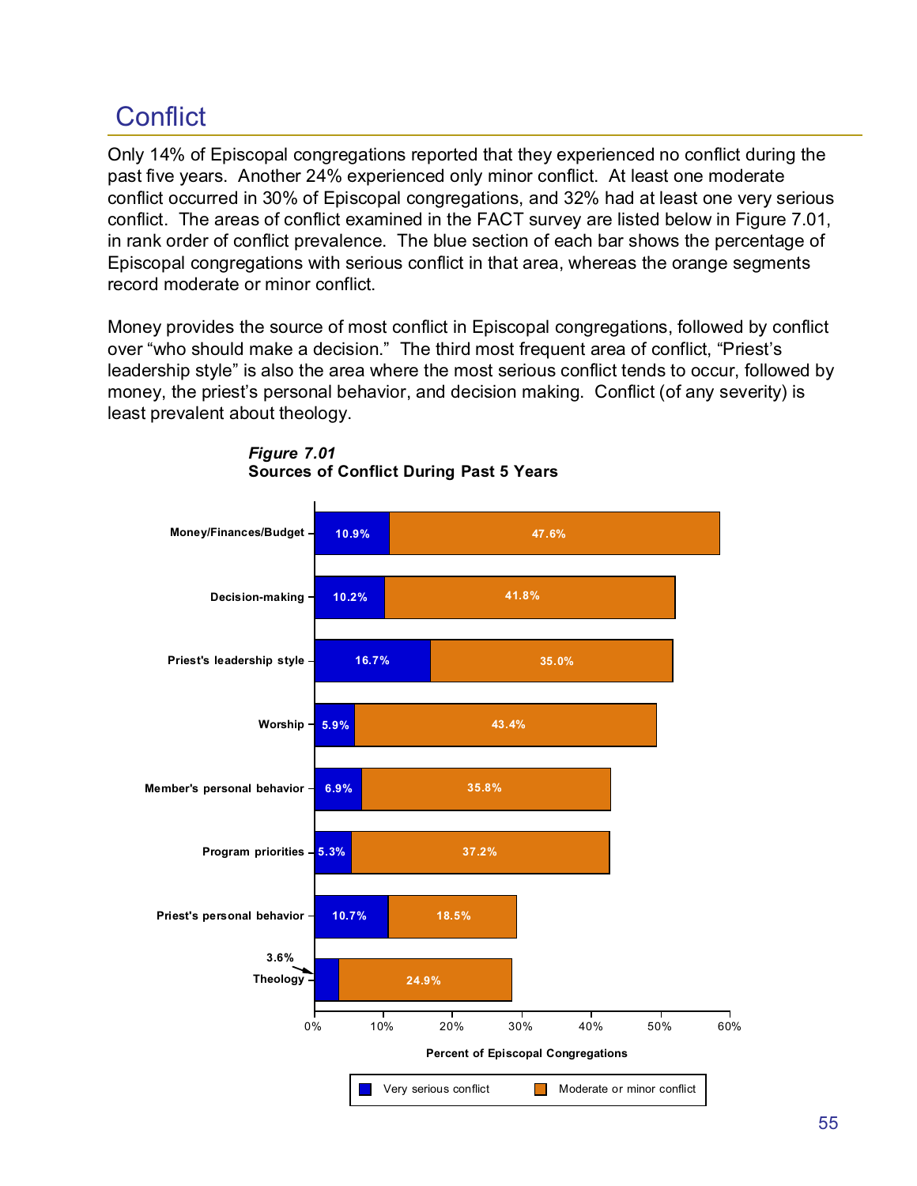## Conflict

Only 14% of Episcopal congregations reported that they experienced no conflict during the past five years. Another 24% experienced only minor conflict. At least one moderate conflict occurred in 30% of Episcopal congregations, and 32% had at least one very serious conflict. The areas of conflict examined in the FACT survey are listed below in Figure 7.01, in rank order of conflict prevalence. The blue section of each bar shows the percentage of Episcopal congregations with serious conflict in that area, whereas the orange segments record moderate or minor conflict.

Money provides the source of most conflict in Episcopal congregations, followed by conflict over "who should make a decision." The third most frequent area of conflict, "Priest's leadership style" is also the area where the most serious conflict tends to occur, followed by money, the priest's personal behavior, and decision making. Conflict (of any severity) is least prevalent about theology.

***Figure 7.01***
**Sources of Conflict During Past 5 Years**

| Source | Very serious conflict | Moderate or minor conflict |
|---|---|---|
| Money/Finances/Budget | 10.9% | 47.6% |
| Decision-making | 10.2% | 41.8% |
| Priest's leadership style | 16.7% | 35.0% |
| Worship | 5.9% | 43.4% |
| Member's personal behavior | 6.9% | 35.8% |
| Program priorities | 5.3% | 37.2% |
| Priest's personal behavior | 10.7% | 18.5% |
| Theology | 3.6% | 24.9% |

Percent of Episcopal Congregations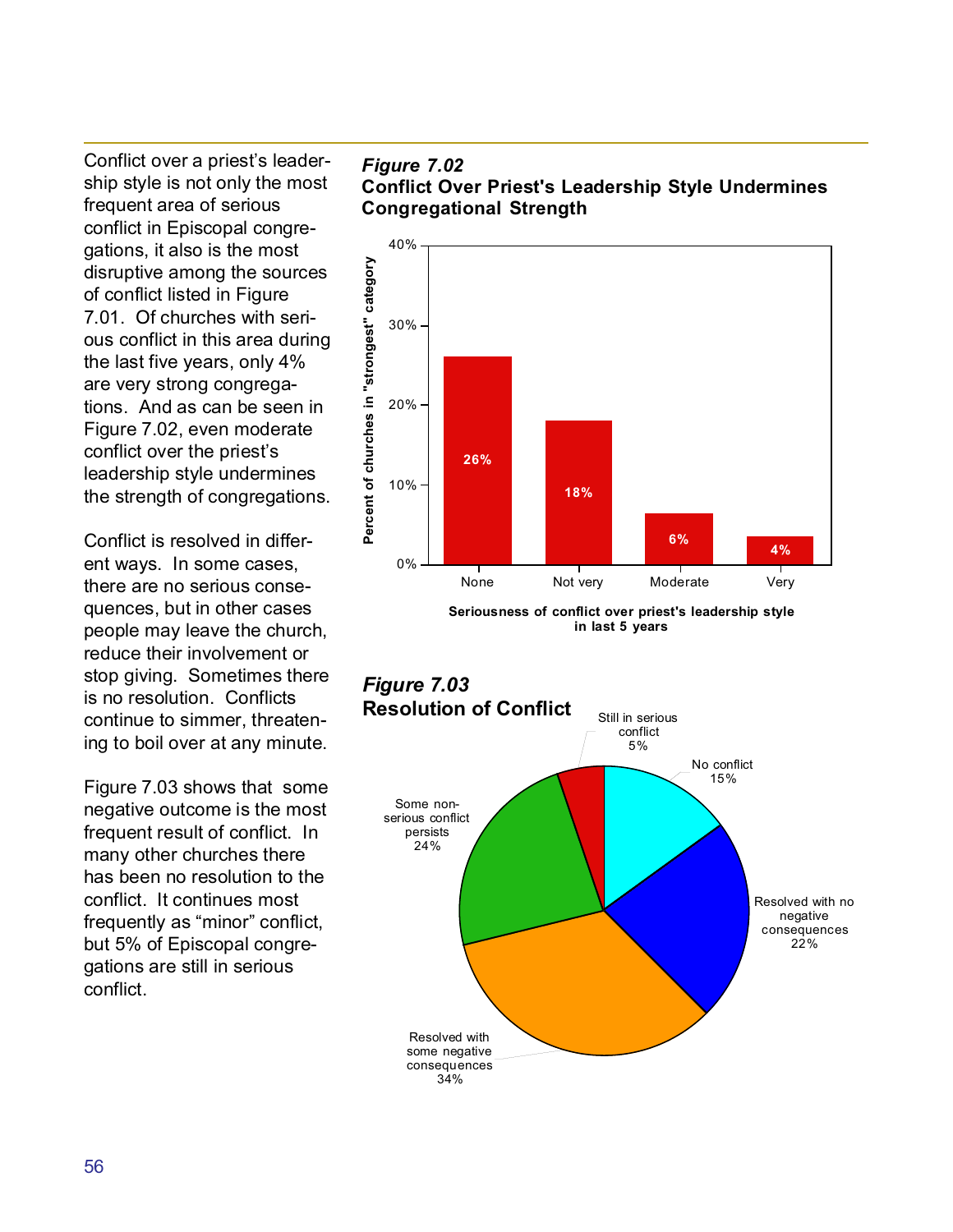Conflict over a priest's leadership style is not only the most frequent area of serious conflict in Episcopal congregations, it also is the most disruptive among the sources of conflict listed in Figure 7.01. Of churches with serious conflict in this area during the last five years, only 4% are very strong congregations. And as can be seen in Figure 7.02, even moderate conflict over the priest's leadership style undermines the strength of congregations.

Conflict is resolved in different ways. In some cases, there are no serious consequences, but in other cases people may leave the church, reduce their involvement or stop giving. Sometimes there is no resolution. Conflicts continue to simmer, threatening to boil over at any minute.

Figure 7.03 shows that some negative outcome is the most frequent result of conflict. In many other churches there has been no resolution to the conflict. It continues most frequently as "minor" conflict, but 5% of Episcopal congregations are still in serious conflict.

***Figure 7.02***
**Conflict Over Priest's Leadership Style Undermines Congregational Strength**

| Seriousness of conflict over priest's leadership style in last 5 years | Percent of churches in "strongest" category |
|---|---|
| None | 26% |
| Not very | 18% |
| Moderate | 6% |
| Very | 4% |

***Figure 7.03***
**Resolution of Conflict**

| Outcome | Percent |
|---|---|
| Still in serious conflict | 5% |
| No conflict | 15% |
| Resolved with no negative consequences | 22% |
| Resolved with some negative consequences | 34% |
| Some non-serious conflict persists | 24% |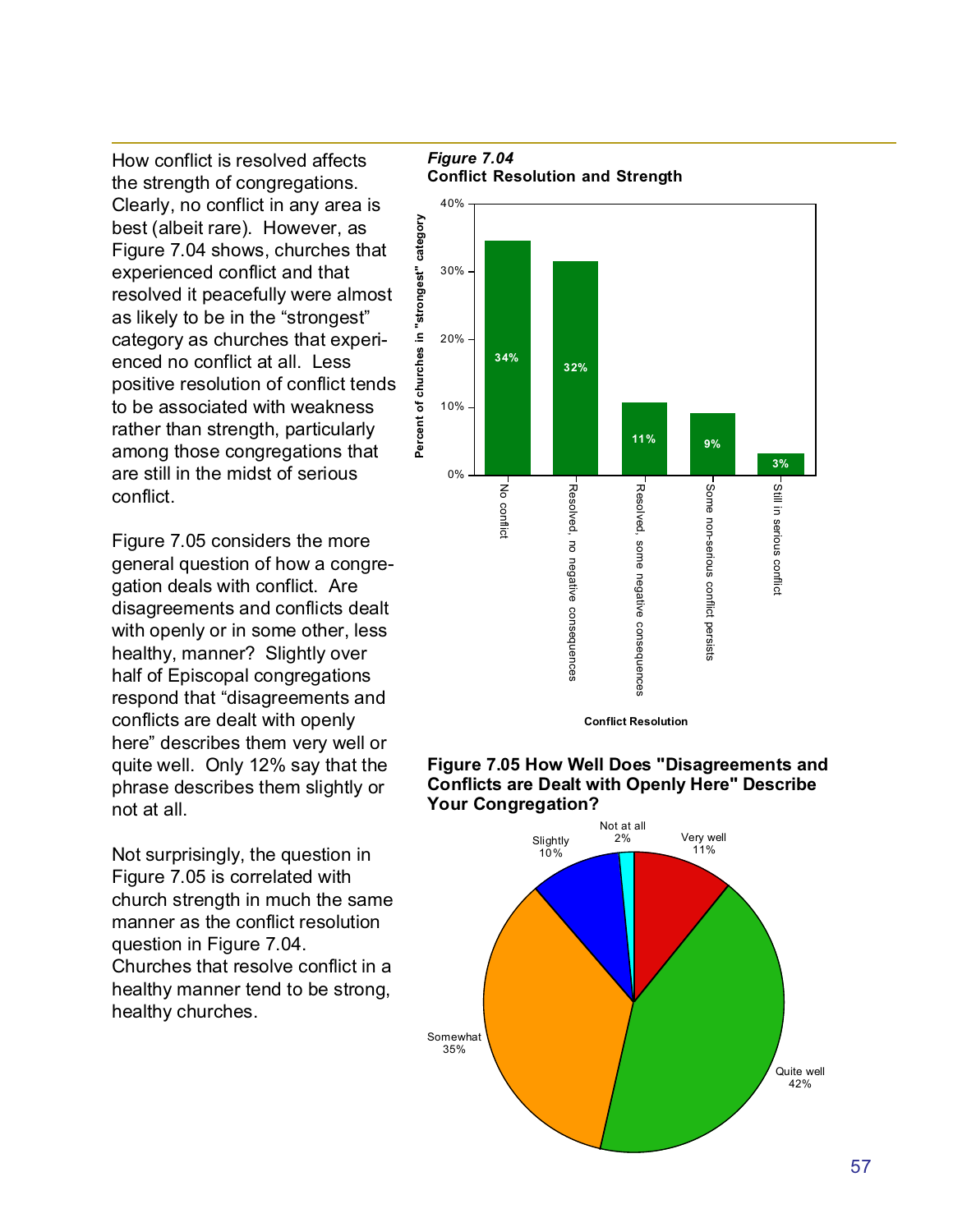How conflict is resolved affects the strength of congregations. Clearly, no conflict in any area is best (albeit rare). However, as Figure 7.04 shows, churches that experienced conflict and that resolved it peacefully were almost as likely to be in the "strongest" category as churches that experienced no conflict at all. Less positive resolution of conflict tends to be associated with weakness rather than strength, particularly among those congregations that are still in the midst of serious conflict.

Figure 7.05 considers the more general question of how a congregation deals with conflict. Are disagreements and conflicts dealt with openly or in some other, less healthy, manner? Slightly over half of Episcopal congregations respond that "disagreements and conflicts are dealt with openly here" describes them very well or quite well. Only 12% say that the phrase describes them slightly or not at all.

Not surprisingly, the question in Figure 7.05 is correlated with church strength in much the same manner as the conflict resolution question in Figure 7.04. Churches that resolve conflict in a healthy manner tend to be strong, healthy churches.

***Figure 7.04***
**Conflict Resolution and Strength**

| Conflict Resolution | Percent of churches in "strongest" category |
|---|---|
| No conflict | 34% |
| Resolved, no negative consequences | 32% |
| Resolved, some negative consequences | 11% |
| Some non-serious conflict persists | 9% |
| Still in serious conflict | 3% |

**Figure 7.05 How Well Does "Disagreements and Conflicts are Dealt with Openly Here" Describe Your Congregation?**

| Response | Percent |
|---|---|
| Very well | 11% |
| Quite well | 42% |
| Somewhat | 35% |
| Slightly | 10% |
| Not at all | 2% |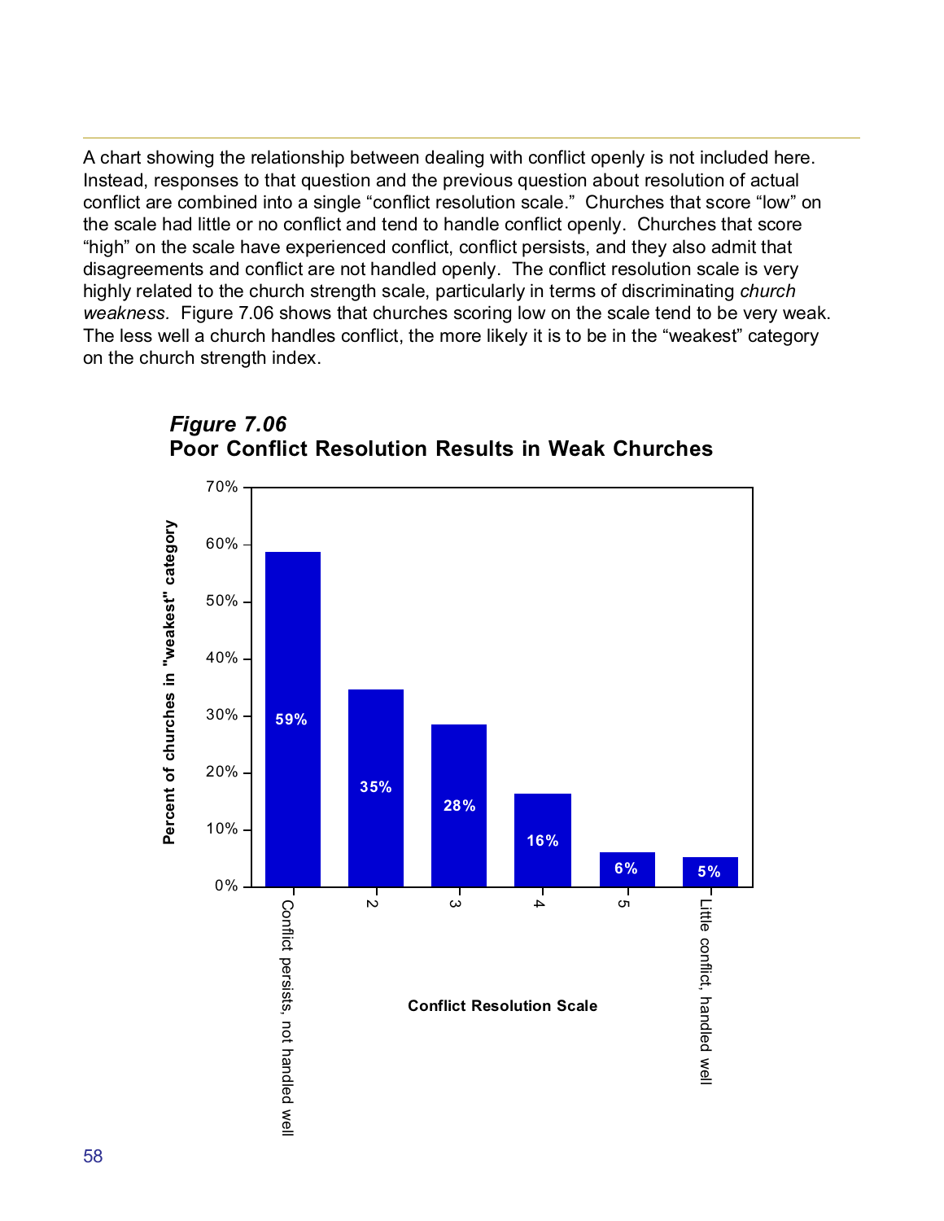A chart showing the relationship between dealing with conflict openly is not included here. Instead, responses to that question and the previous question about resolution of actual conflict are combined into a single "conflict resolution scale." Churches that score "low" on the scale had little or no conflict and tend to handle conflict openly. Churches that score "high" on the scale have experienced conflict, conflict persists, and they also admit that disagreements and conflict are not handled openly. The conflict resolution scale is very highly related to the church strength scale, particularly in terms of discriminating *church weakness.* Figure 7.06 shows that churches scoring low on the scale tend to be very weak. The less well a church handles conflict, the more likely it is to be in the "weakest" category on the church strength index.

***Figure 7.06***
**Poor Conflict Resolution Results in Weak Churches**

| Conflict Resolution Scale | Percent of churches in "weakest" category |
|---|---|
| Conflict persists, not handled well | 59% |
| 2 | 35% |
| 3 | 28% |
| 4 | 16% |
| 5 | 6% |
| Little conflict, handled well | 5% |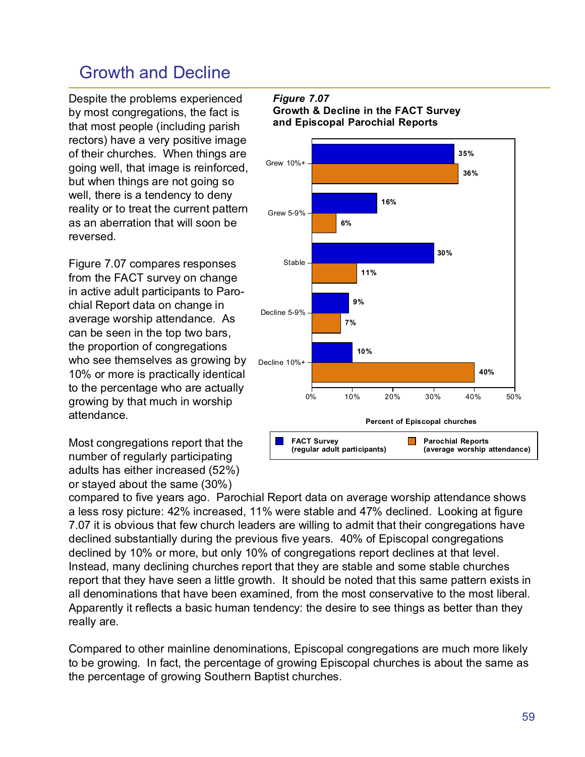## Growth and Decline

Despite the problems experienced by most congregations, the fact is that most people (including parish rectors) have a very positive image of their churches. When things are going well, that image is reinforced, but when things are not going so well, there is a tendency to deny reality or to treat the current pattern as an aberration that will soon be reversed.

Figure 7.07 compares responses from the FACT survey on change in active adult participants to Parochial Report data on change in average worship attendance. As can be seen in the top two bars, the proportion of congregations who see themselves as growing by 10% or more is practically identical to the percentage who are actually growing by that much in worship attendance.

***Figure 7.07***
**Growth & Decline in the FACT Survey and Episcopal Parochial Reports**

| | FACT Survey (regular adult participants) | Parochial Reports (average worship attendance) |
|---|---|---|
| Grew 10%+ | 35% | 36% |
| Grew 5-9% | 16% | 6% |
| Stable | 30% | 11% |
| Decline 5-9% | 9% | 7% |
| Decline 10%+ | 10% | 40% |

Percent of Episcopal churches

Most congregations report that the number of regularly participating adults has either increased (52%) or stayed about the same (30%) compared to five years ago. Parochial Report data on average worship attendance shows a less rosy picture: 42% increased, 11% were stable and 47% declined. Looking at figure 7.07 it is obvious that few church leaders are willing to admit that their congregations have declined substantially during the previous five years. 40% of Episcopal congregations declined by 10% or more, but only 10% of congregations report declines at that level. Instead, many declining churches report that they are stable and some stable churches report that they have seen a little growth. It should be noted that this same pattern exists in all denominations that have been examined, from the most conservative to the most liberal. Apparently it reflects a basic human tendency: the desire to see things as better than they really are.

Compared to other mainline denominations, Episcopal congregations are much more likely to be growing. In fact, the percentage of growing Episcopal churches is about the same as the percentage of growing Southern Baptist churches.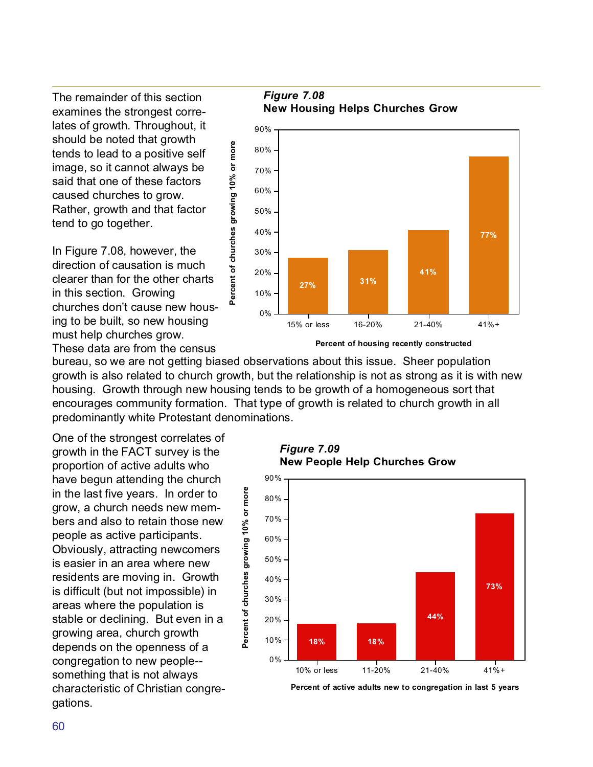The remainder of this section examines the strongest correlates of growth. Throughout, it should be noted that growth tends to lead to a positive self image, so it cannot always be said that one of these factors caused churches to grow. Rather, growth and that factor tend to go together.

***Figure 7.08***
**New Housing Helps Churches Grow**

| Percent of housing recently constructed | Percent of churches growing 10% or more |
|---|---|
| 15% or less | 27% |
| 16-20% | 31% |
| 21-40% | 41% |
| 41%+ | 77% |

In Figure 7.08, however, the direction of causation is much clearer than for the other charts in this section. Growing churches don't cause new housing to be built, so new housing must help churches grow. These data are from the census bureau, so we are not getting biased observations about this issue. Sheer population growth is also related to church growth, but the relationship is not as strong as it is with new housing. Growth through new housing tends to be growth of a homogeneous sort that encourages community formation. That type of growth is related to church growth in all predominantly white Protestant denominations.

One of the strongest correlates of growth in the FACT survey is the proportion of active adults who have begun attending the church in the last five years. In order to grow, a church needs new members and also to retain those new people as active participants. Obviously, attracting newcomers is easier in an area where new residents are moving in. Growth is difficult (but not impossible) in areas where the population is stable or declining. But even in a growing area, church growth depends on the openness of a congregation to new people--something that is not always characteristic of Christian congregations.

***Figure 7.09***
**New People Help Churches Grow**

| Percent of active adults new to congregation in last 5 years | Percent of churches growing 10% or more |
|---|---|
| 10% or less | 18% |
| 11-20% | 18% |
| 21-40% | 44% |
| 41%+ | 73% |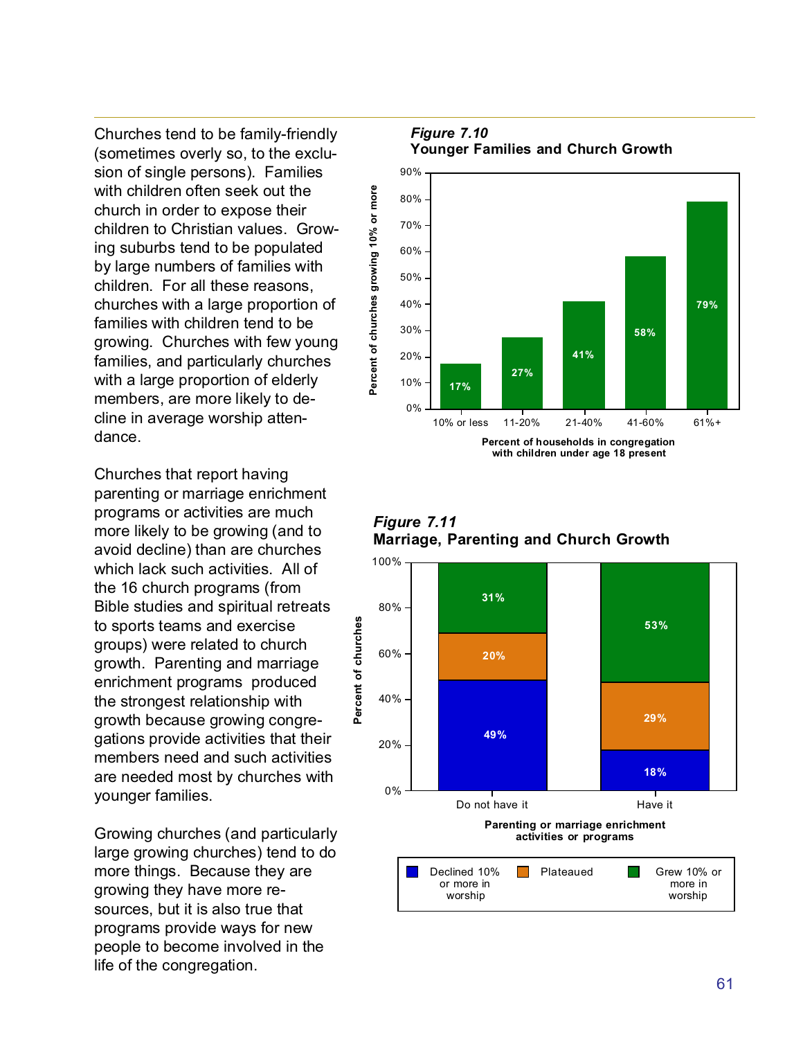Churches tend to be family-friendly (sometimes overly so, to the exclusion of single persons). Families with children often seek out the church in order to expose their children to Christian values. Growing suburbs tend to be populated by large numbers of families with children. For all these reasons, churches with a large proportion of families with children tend to be growing. Churches with few young families, and particularly churches with a large proportion of elderly members, are more likely to decline in average worship attendance.

Churches that report having parenting or marriage enrichment programs or activities are much more likely to be growing (and to avoid decline) than are churches which lack such activities. All of the 16 church programs (from Bible studies and spiritual retreats to sports teams and exercise groups) were related to church growth. Parenting and marriage enrichment programs produced the strongest relationship with growth because growing congregations provide activities that their members need and such activities are needed most by churches with younger families.

Growing churches (and particularly large growing churches) tend to do more things. Because they are growing they have more resources, but it is also true that programs provide ways for new people to become involved in the life of the congregation.

***Figure 7.10***
**Younger Families and Church Growth**

| Percent of households in congregation with children under age 18 present | Percent of churches growing 10% or more |
|---|---|
| 10% or less | 17% |
| 11-20% | 27% |
| 21-40% | 41% |
| 41-60% | 58% |
| 61%+ | 79% |

***Figure 7.11***
**Marriage, Parenting and Church Growth**

| Parenting or marriage enrichment activities or programs | Declined 10% or more in worship | Plateaued | Grew 10% or more in worship |
|---|---|---|---|
| Do not have it | 49% | 20% | 31% |
| Have it | 18% | 29% | 53% |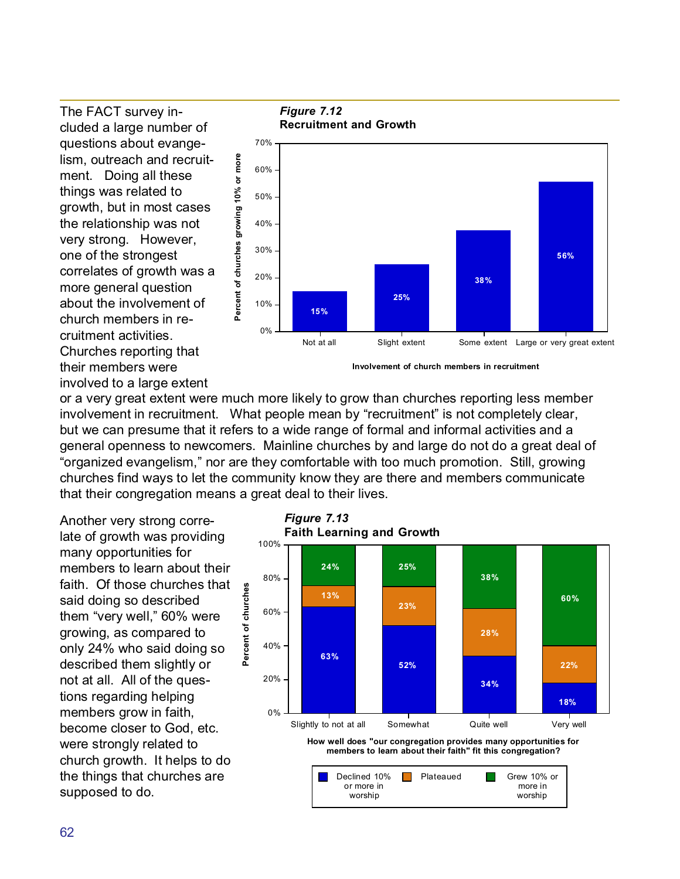The FACT survey included a large number of questions about evangelism, outreach and recruitment. Doing all these things was related to growth, but in most cases the relationship was not very strong. However, one of the strongest correlates of growth was a more general question about the involvement of church members in recruitment activities. Churches reporting that their members were involved to a large extent or a very great extent were much more likely to grow than churches reporting less member involvement in recruitment. What people mean by "recruitment" is not completely clear, but we can presume that it refers to a wide range of formal and informal activities and a general openness to newcomers. Mainline churches by and large do not do a great deal of "organized evangelism," nor are they comfortable with too much promotion. Still, growing churches find ways to let the community know they are there and members communicate that their congregation means a great deal to their lives.

***Figure 7.12***
**Recruitment and Growth**

Percent of churches growing 10% or more, by involvement of church members in recruitment:

| Involvement of church members in recruitment | Percent of churches growing 10% or more |
|---|---|
| Not at all | 15% |
| Slight extent | 25% |
| Some extent | 38% |
| Large or very great extent | 56% |

Another very strong correlate of growth was providing many opportunities for members to learn about their faith. Of those churches that said doing so described them "very well," 60% were growing, as compared to only 24% who said doing so described them slightly or not at all. All of the questions regarding helping members grow in faith, become closer to God, etc. were strongly related to church growth. It helps to do the things that churches are supposed to do.

***Figure 7.13***
**Faith Learning and Growth**

How well does "our congregation provides many opportunities for members to learn about their faith" fit this congregation? (Percent of churches)

| | Slightly to not at all | Somewhat | Quite well | Very well |
|---|---|---|---|---|
| Declined 10% or more in worship | 63% | 52% | 34% | 18% |
| Plateaued | 13% | 23% | 28% | 22% |
| Grew 10% or more in worship | 24% | 25% | 38% | 60% |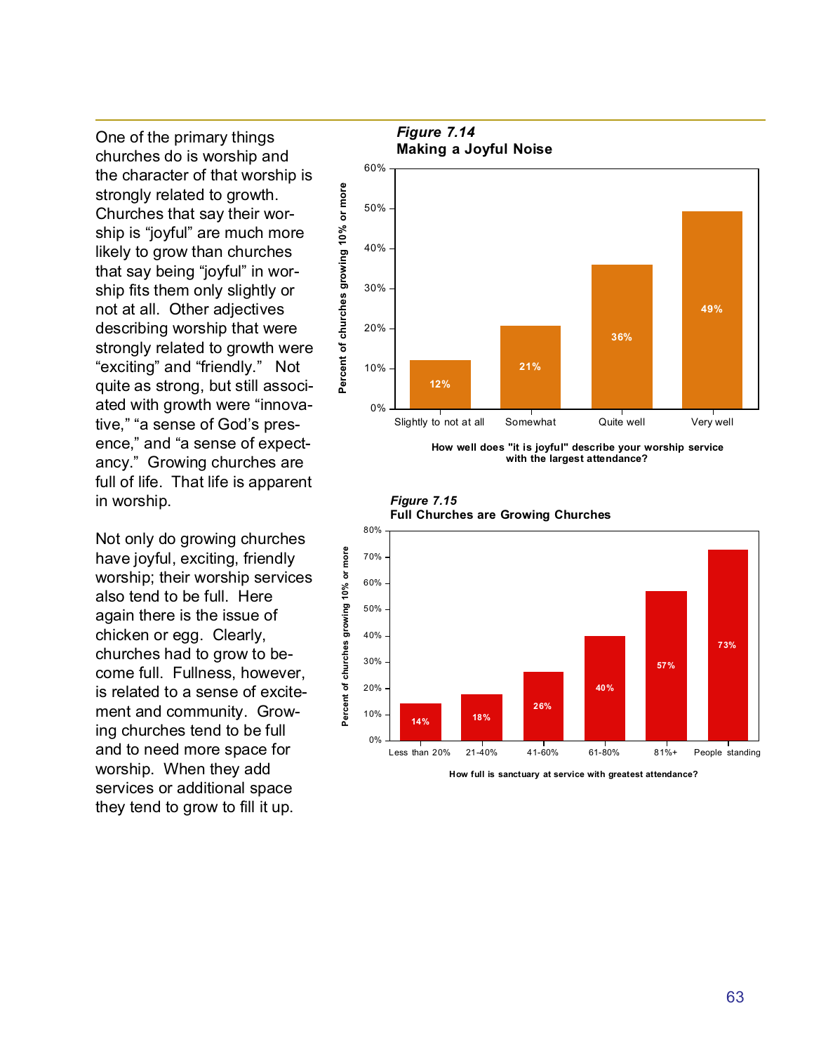One of the primary things churches do is worship and the character of that worship is strongly related to growth. Churches that say their worship is "joyful" are much more likely to grow than churches that say being "joyful" in worship fits them only slightly or not at all. Other adjectives describing worship that were strongly related to growth were "exciting" and "friendly." Not quite as strong, but still associated with growth were "innovative," "a sense of God's presence," and "a sense of expectancy." Growing churches are full of life. That life is apparent in worship.

Not only do growing churches have joyful, exciting, friendly worship; their worship services also tend to be full. Here again there is the issue of chicken or egg. Clearly, churches had to grow to become full. Fullness, however, is related to a sense of excitement and community. Growing churches tend to be full and to need more space for worship. When they add services or additional space they tend to grow to fill it up.

***Figure 7.14***
**Making a Joyful Noise**

| How well does "it is joyful" describe your worship service with the largest attendance? | Percent of churches growing 10% or more |
|---|---|
| Slightly to not at all | 12% |
| Somewhat | 21% |
| Quite well | 36% |
| Very well | 49% |

***Figure 7.15***
**Full Churches are Growing Churches**

| How full is sanctuary at service with greatest attendance? | Percent of churches growing 10% or more |
|---|---|
| Less than 20% | 14% |
| 21-40% | 18% |
| 41-60% | 26% |
| 61-80% | 40% |
| 81%+ | 57% |
| People standing | 73% |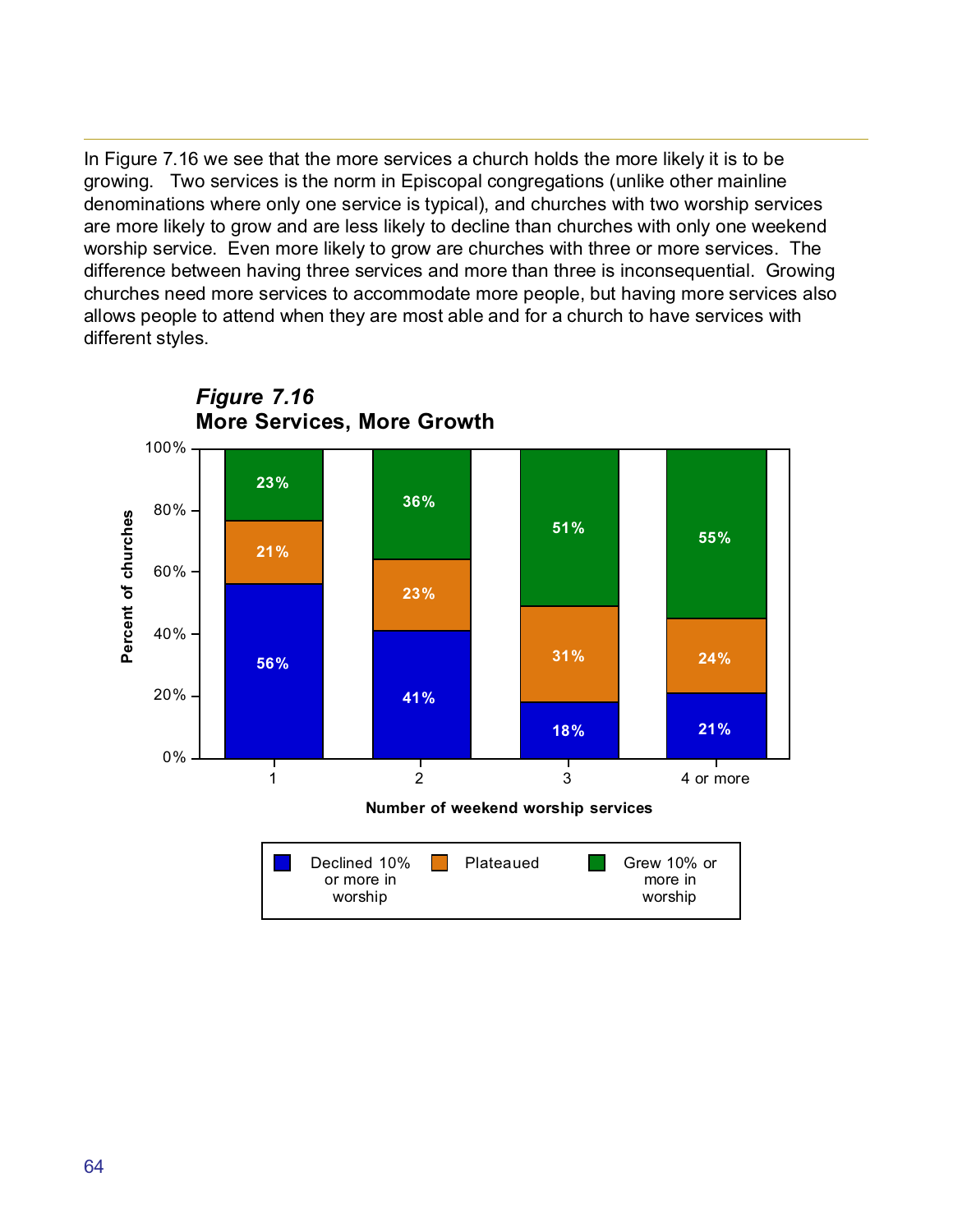In Figure 7.16 we see that the more services a church holds the more likely it is to be growing.  Two services is the norm in Episcopal congregations (unlike other mainline denominations where only one service is typical), and churches with two worship services are more likely to grow and are less likely to decline than churches with only one weekend worship service.  Even more likely to grow are churches with three or more services.  The difference between having three services and more than three is inconsequential.  Growing churches need more services to accommodate more people, but having more services also allows people to attend when they are most able and for a church to have services with different styles.

***Figure 7.16***
**More Services, More Growth**

| Number of weekend worship services | Declined 10% or more in worship | Plateaued | Grew 10% or more in worship |
|---|---|---|---|
| 1 | 56% | 21% | 23% |
| 2 | 41% | 23% | 36% |
| 3 | 18% | 31% | 51% |
| 4 or more | 21% | 24% | 55% |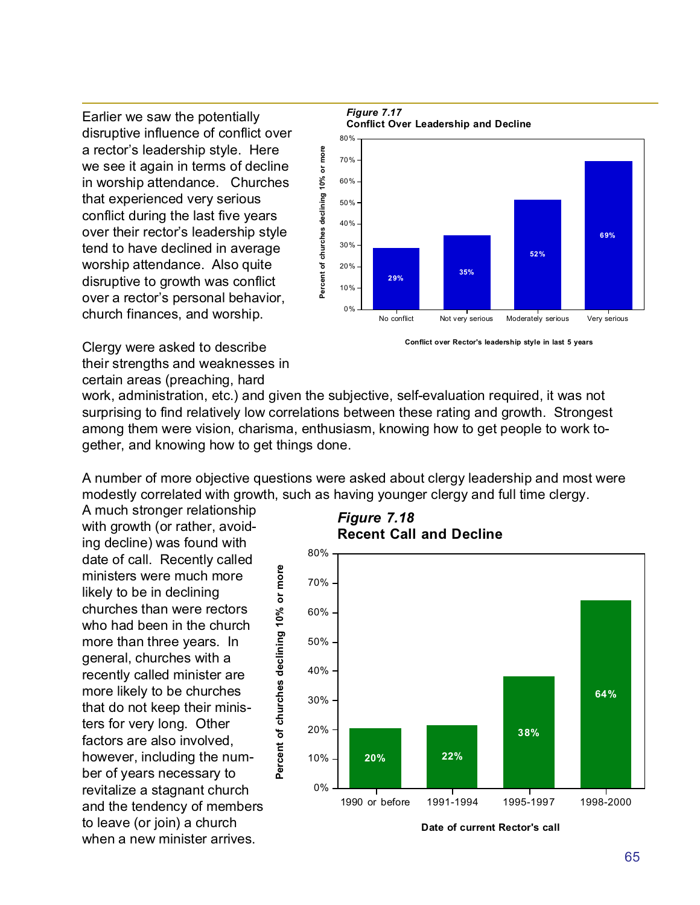Earlier we saw the potentially disruptive influence of conflict over a rector's leadership style. Here we see it again in terms of decline in worship attendance. Churches that experienced very serious conflict during the last five years over their rector's leadership style tend to have declined in average worship attendance. Also quite disruptive to growth was conflict over a rector's personal behavior, church finances, and worship.

***Figure 7.17***
**Conflict Over Leadership and Decline**

| Conflict over Rector's leadership style in last 5 years | Percent of churches declining 10% or more |
|---|---|
| No conflict | 29% |
| Not very serious | 35% |
| Moderately serious | 52% |
| Very serious | 69% |

Clergy were asked to describe their strengths and weaknesses in certain areas (preaching, hard work, administration, etc.) and given the subjective, self-evaluation required, it was not surprising to find relatively low correlations between these rating and growth. Strongest among them were vision, charisma, enthusiasm, knowing how to get people to work together, and knowing how to get things done.

A number of more objective questions were asked about clergy leadership and most were modestly correlated with growth, such as having younger clergy and full time clergy. A much stronger relationship with growth (or rather, avoiding decline) was found with date of call. Recently called ministers were much more likely to be in declining churches than were rectors who had been in the church more than three years. In general, churches with a recently called minister are more likely to be churches that do not keep their ministers for very long. Other factors are also involved, however, including the number of years necessary to revitalize a stagnant church and the tendency of members to leave (or join) a church when a new minister arrives.

***Figure 7.18***
**Recent Call and Decline**

| Date of current Rector's call | Percent of churches declining 10% or more |
|---|---|
| 1990 or before | 20% |
| 1991-1994 | 22% |
| 1995-1997 | 38% |
| 1998-2000 | 64% |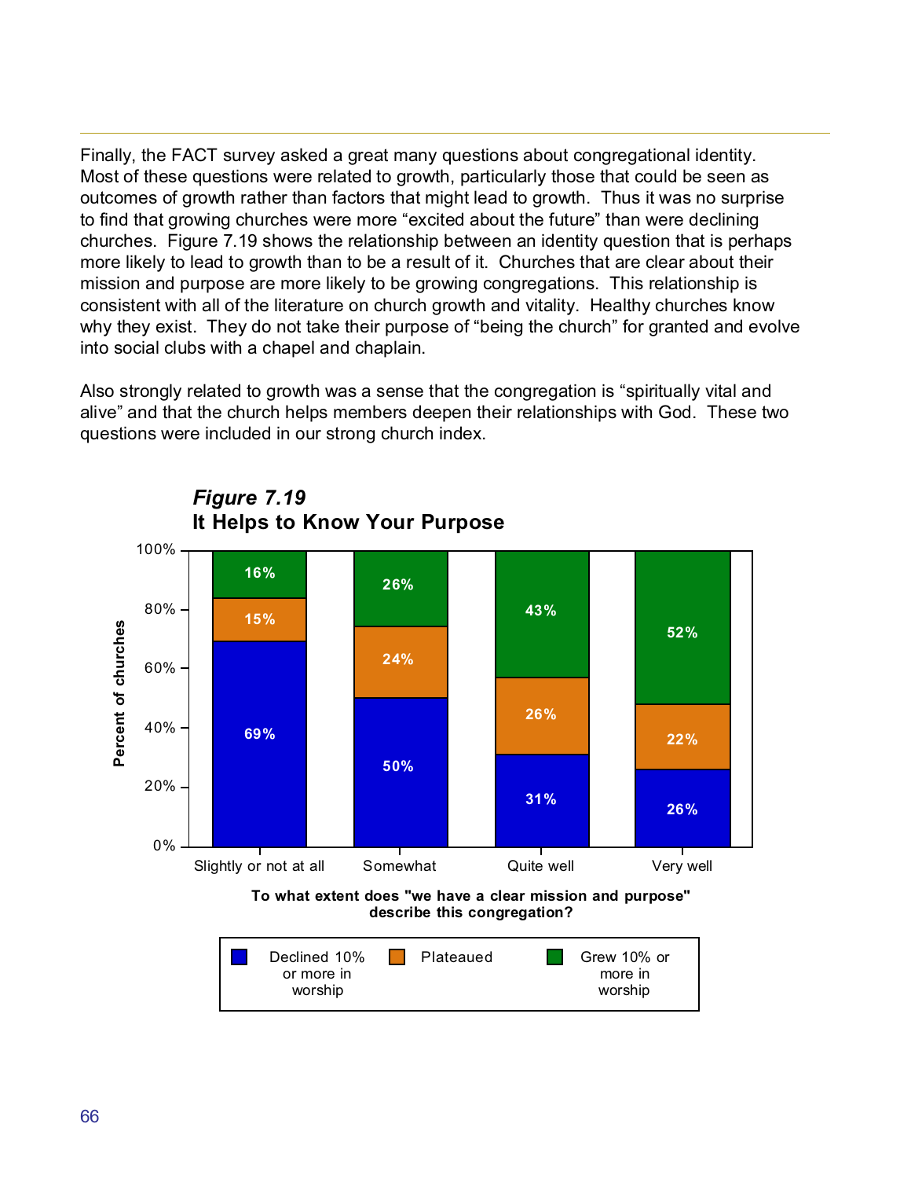Finally, the FACT survey asked a great many questions about congregational identity. Most of these questions were related to growth, particularly those that could be seen as outcomes of growth rather than factors that might lead to growth. Thus it was no surprise to find that growing churches were more “excited about the future” than were declining churches. Figure 7.19 shows the relationship between an identity question that is perhaps more likely to lead to growth than to be a result of it. Churches that are clear about their mission and purpose are more likely to be growing congregations. This relationship is consistent with all of the literature on church growth and vitality. Healthy churches know why they exist. They do not take their purpose of “being the church” for granted and evolve into social clubs with a chapel and chaplain.

Also strongly related to growth was a sense that the congregation is “spiritually vital and alive” and that the church helps members deepen their relationships with God. These two questions were included in our strong church index.

***Figure 7.19***
**It Helps to Know Your Purpose**

| To what extent does "we have a clear mission and purpose" describe this congregation? | Declined 10% or more in worship | Plateaued | Grew 10% or more in worship |
|---|---|---|---|
| Slightly or not at all | 69% | 15% | 16% |
| Somewhat | 50% | 24% | 26% |
| Quite well | 31% | 26% | 43% |
| Very well | 26% | 22% | 52% |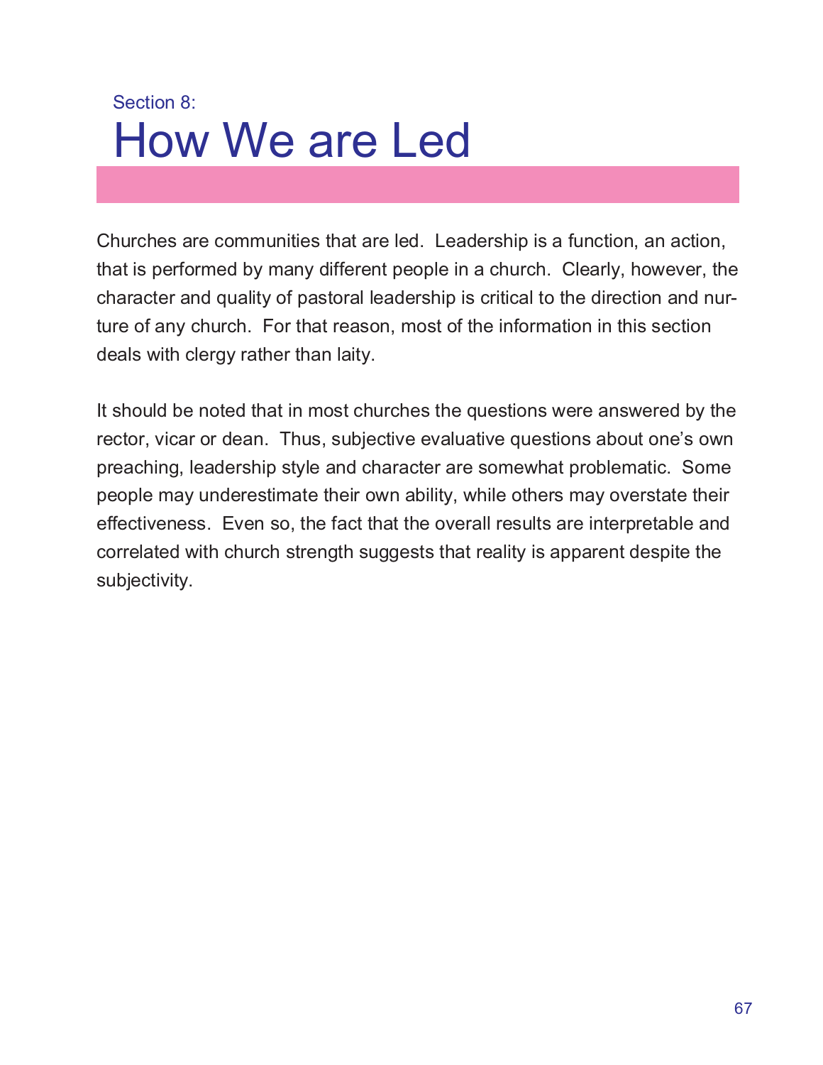Section 8:

# How We are Led

Churches are communities that are led. Leadership is a function, an action, that is performed by many different people in a church. Clearly, however, the character and quality of pastoral leadership is critical to the direction and nurture of any church. For that reason, most of the information in this section deals with clergy rather than laity.

It should be noted that in most churches the questions were answered by the rector, vicar or dean. Thus, subjective evaluative questions about one's own preaching, leadership style and character are somewhat problematic. Some people may underestimate their own ability, while others may overstate their effectiveness. Even so, the fact that the overall results are interpretable and correlated with church strength suggests that reality is apparent despite the subjectivity.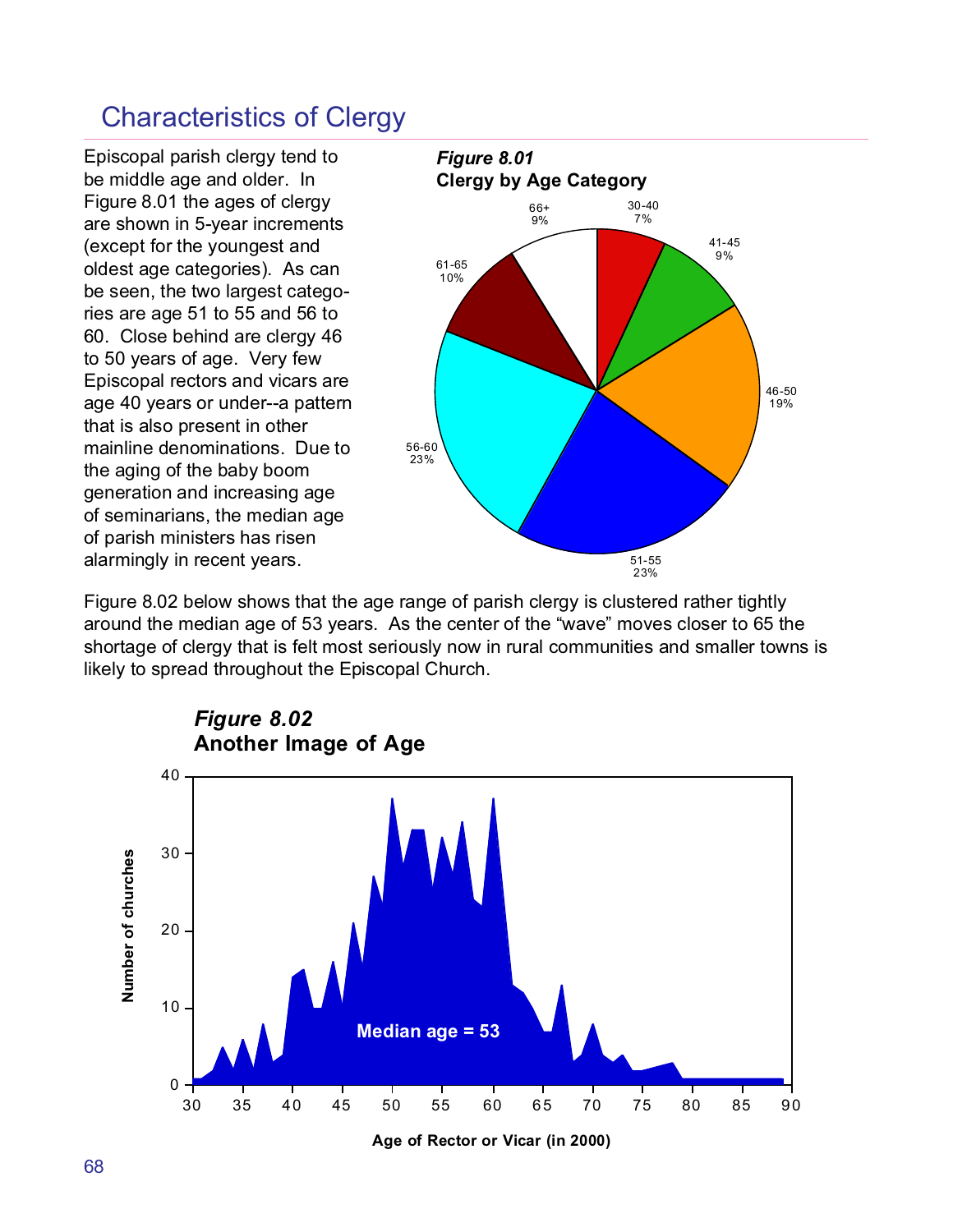## Characteristics of Clergy

Episcopal parish clergy tend to be middle age and older. In Figure 8.01 the ages of clergy are shown in 5-year increments (except for the youngest and oldest age categories). As can be seen, the two largest categories are age 51 to 55 and 56 to 60. Close behind are clergy 46 to 50 years of age. Very few Episcopal rectors and vicars are age 40 years or under--a pattern that is also present in other mainline denominations. Due to the aging of the baby boom generation and increasing age of seminarians, the median age of parish ministers has risen alarmingly in recent years.

***Figure 8.01***
**Clergy by Age Category**

| Age | Percent |
|---|---|
| 30-40 | 7% |
| 41-45 | 9% |
| 46-50 | 19% |
| 51-55 | 23% |
| 56-60 | 23% |
| 61-65 | 10% |
| 66+ | 9% |

Figure 8.02 below shows that the age range of parish clergy is clustered rather tightly around the median age of 53 years. As the center of the "wave" moves closer to 65 the shortage of clergy that is felt most seriously now in rural communities and smaller towns is likely to spread throughout the Episcopal Church.

***Figure 8.02***
**Another Image of Age**

Median age = 53

Number of churches

Age of Rector or Vicar (in 2000)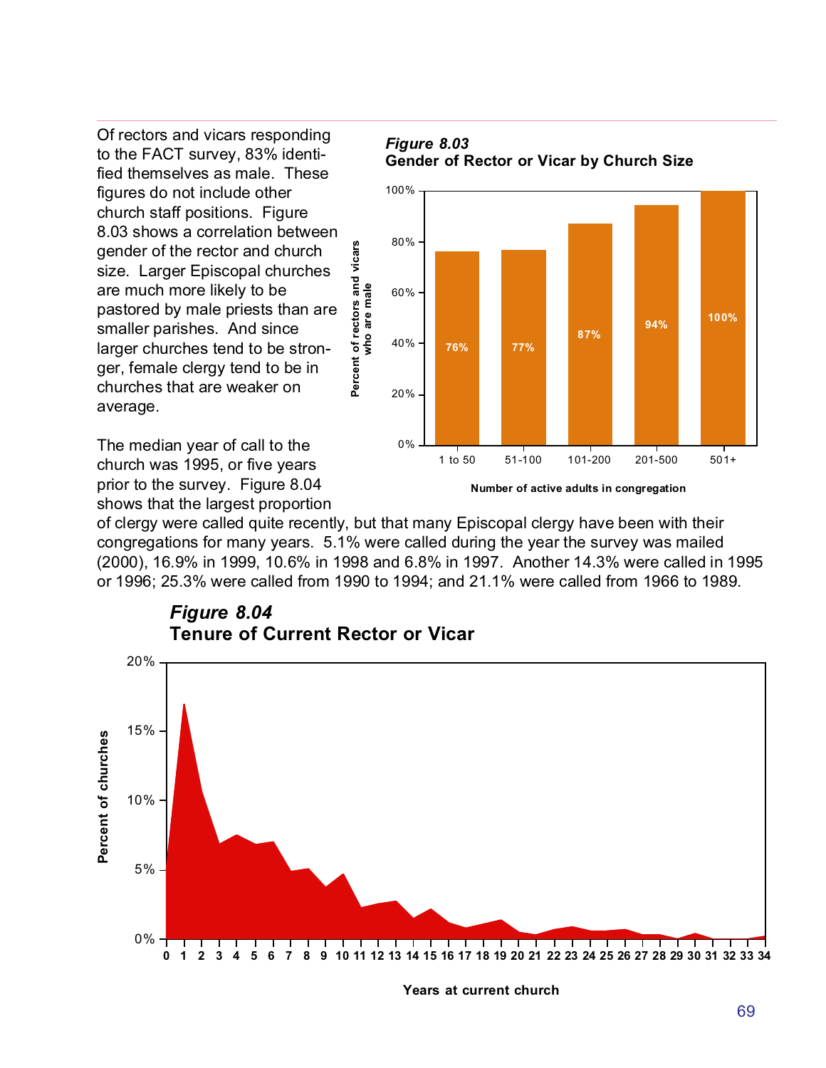Of rectors and vicars responding to the FACT survey, 83% identified themselves as male. These figures do not include other church staff positions. Figure 8.03 shows a correlation between gender of the rector and church size. Larger Episcopal churches are much more likely to be pastored by male priests than are smaller parishes. And since larger churches tend to be stronger, female clergy tend to be in churches that are weaker on average.

***Figure 8.03***
**Gender of Rector or Vicar by Church Size**

| Number of active adults in congregation | Percent of rectors and vicars who are male |
|---|---|
| 1 to 50 | 76% |
| 51-100 | 77% |
| 101-200 | 87% |
| 201-500 | 94% |
| 501+ | 100% |

The median year of call to the church was 1995, or five years prior to the survey. Figure 8.04 shows that the largest proportion of clergy were called quite recently, but that many Episcopal clergy have been with their congregations for many years. 5.1% were called during the year the survey was mailed (2000), 16.9% in 1999, 10.6% in 1998 and 6.8% in 1997. Another 14.3% were called in 1995 or 1996; 25.3% were called from 1990 to 1994; and 21.1% were called from 1966 to 1989.

***Figure 8.04***
**Tenure of Current Rector or Vicar**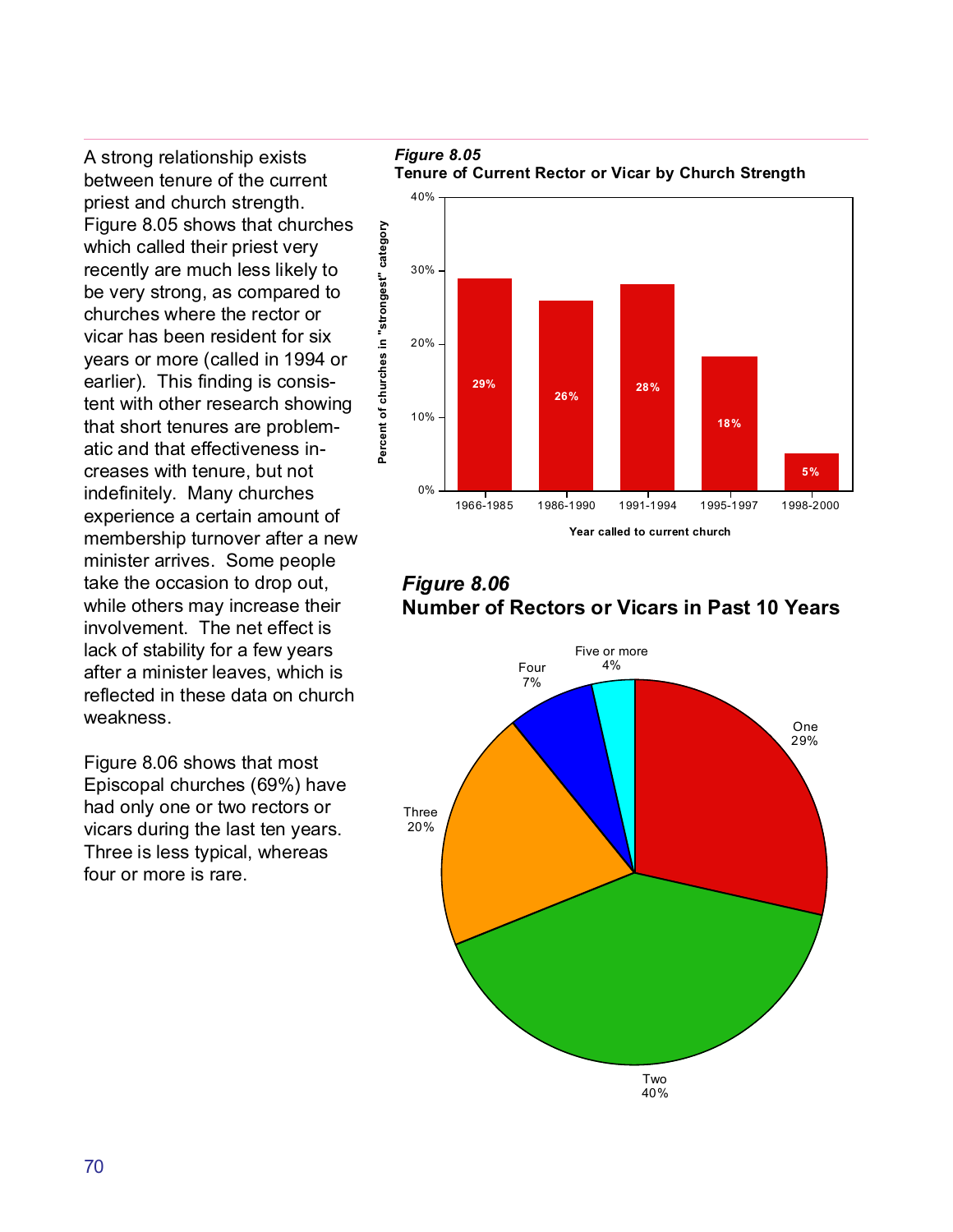A strong relationship exists between tenure of the current priest and church strength. Figure 8.05 shows that churches which called their priest very recently are much less likely to be very strong, as compared to churches where the rector or vicar has been resident for six years or more (called in 1994 or earlier). This finding is consistent with other research showing that short tenures are problematic and that effectiveness increases with tenure, but not indefinitely. Many churches experience a certain amount of membership turnover after a new minister arrives. Some people take the occasion to drop out, while others may increase their involvement. The net effect is lack of stability for a few years after a minister leaves, which is reflected in these data on church weakness.

Figure 8.06 shows that most Episcopal churches (69%) have had only one or two rectors or vicars during the last ten years. Three is less typical, whereas four or more is rare.

***Figure 8.05***
**Tenure of Current Rector or Vicar by Church Strength**

| Year called to current church | Percent of churches in "strongest" category |
|---|---|
| 1966-1985 | 29% |
| 1986-1990 | 26% |
| 1991-1994 | 28% |
| 1995-1997 | 18% |
| 1998-2000 | 5% |

***Figure 8.06***
**Number of Rectors or Vicars in Past 10 Years**

| Number | Percent |
|---|---|
| One | 29% |
| Two | 40% |
| Three | 20% |
| Four | 7% |
| Five or more | 4% |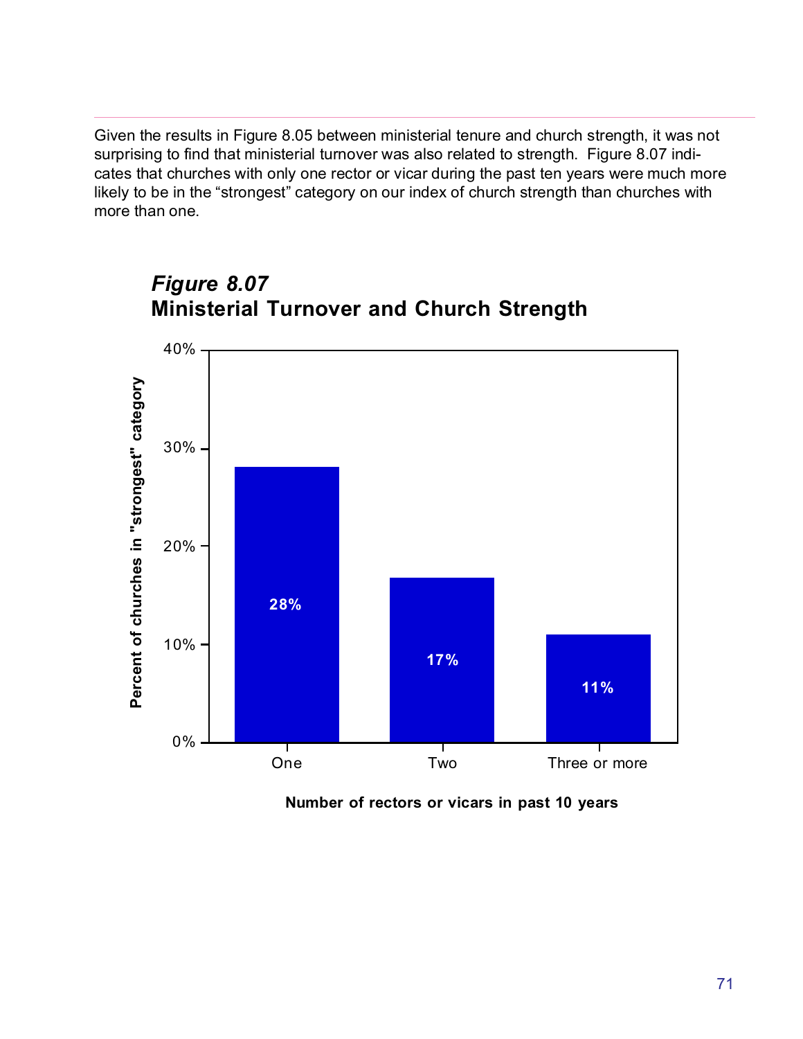Given the results in Figure 8.05 between ministerial tenure and church strength, it was not surprising to find that ministerial turnover was also related to strength. Figure 8.07 indicates that churches with only one rector or vicar during the past ten years were much more likely to be in the "strongest" category on our index of church strength than churches with more than one.

### *Figure 8.07*
### Ministerial Turnover and Church Strength

| Number of rectors or vicars in past 10 years | Percent of churches in "strongest" category |
|---|---|
| One | 28% |
| Two | 17% |
| Three or more | 11% |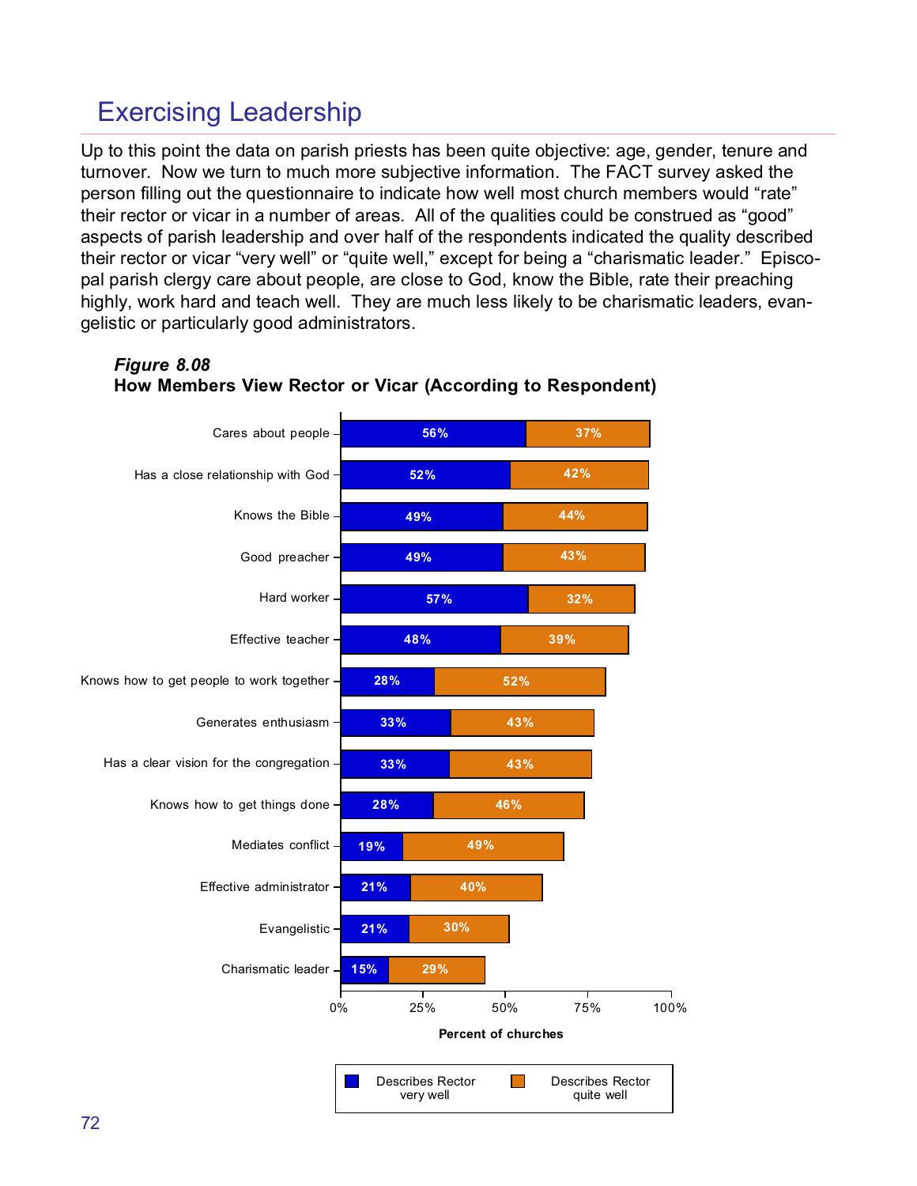## Exercising Leadership

Up to this point the data on parish priests has been quite objective: age, gender, tenure and turnover. Now we turn to much more subjective information. The FACT survey asked the person filling out the questionnaire to indicate how well most church members would "rate" their rector or vicar in a number of areas. All of the qualities could be construed as "good" aspects of parish leadership and over half of the respondents indicated the quality described their rector or vicar "very well" or "quite well," except for being a "charismatic leader." Episcopal parish clergy care about people, are close to God, know the Bible, rate their preaching highly, work hard and teach well. They are much less likely to be charismatic leaders, evangelistic or particularly good administrators.

***Figure 8.08***
**How Members View Rector or Vicar (According to Respondent)**

| | Describes Rector very well | Describes Rector quite well |
|---|---|---|
| Cares about people | 56% | 37% |
| Has a close relationship with God | 52% | 42% |
| Knows the Bible | 49% | 44% |
| Good preacher | 49% | 43% |
| Hard worker | 57% | 32% |
| Effective teacher | 48% | 39% |
| Knows how to get people to work together | 28% | 52% |
| Generates enthusiasm | 33% | 43% |
| Has a clear vision for the congregation | 33% | 43% |
| Knows how to get things done | 28% | 46% |
| Mediates conflict | 19% | 49% |
| Effective administrator | 21% | 40% |
| Evangelistic | 21% | 30% |
| Charismatic leader | 15% | 29% |

Percent of churches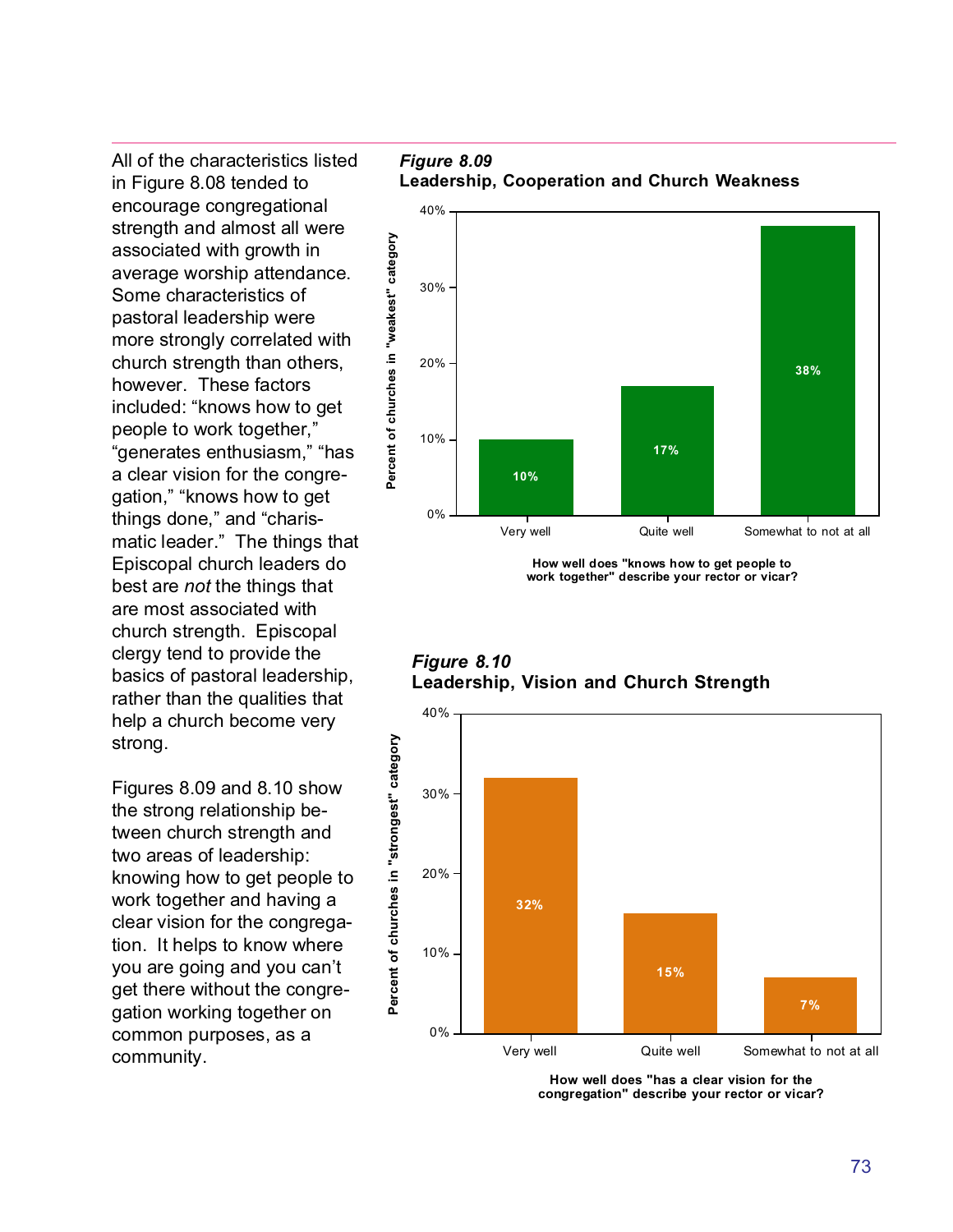All of the characteristics listed in Figure 8.08 tended to encourage congregational strength and almost all were associated with growth in average worship attendance. Some characteristics of pastoral leadership were more strongly correlated with church strength than others, however. These factors included: “knows how to get people to work together,” “generates enthusiasm,” “has a clear vision for the congregation,” “knows how to get things done,” and “charismatic leader.” The things that Episcopal church leaders do best are *not* the things that are most associated with church strength. Episcopal clergy tend to provide the basics of pastoral leadership, rather than the qualities that help a church become very strong.

Figures 8.09 and 8.10 show the strong relationship between church strength and two areas of leadership: knowing how to get people to work together and having a clear vision for the congregation. It helps to know where you are going and you can’t get there without the congregation working together on common purposes, as a community.

***Figure 8.09***
**Leadership, Cooperation and Church Weakness**

| How well does "knows how to get people to work together" describe your rector or vicar? | Percent of churches in "weakest" category |
|---|---|
| Very well | 10% |
| Quite well | 17% |
| Somewhat to not at all | 38% |

***Figure 8.10***
**Leadership, Vision and Church Strength**

| How well does "has a clear vision for the congregation" describe your rector or vicar? | Percent of churches in "strongest" category |
|---|---|
| Very well | 32% |
| Quite well | 15% |
| Somewhat to not at all | 7% |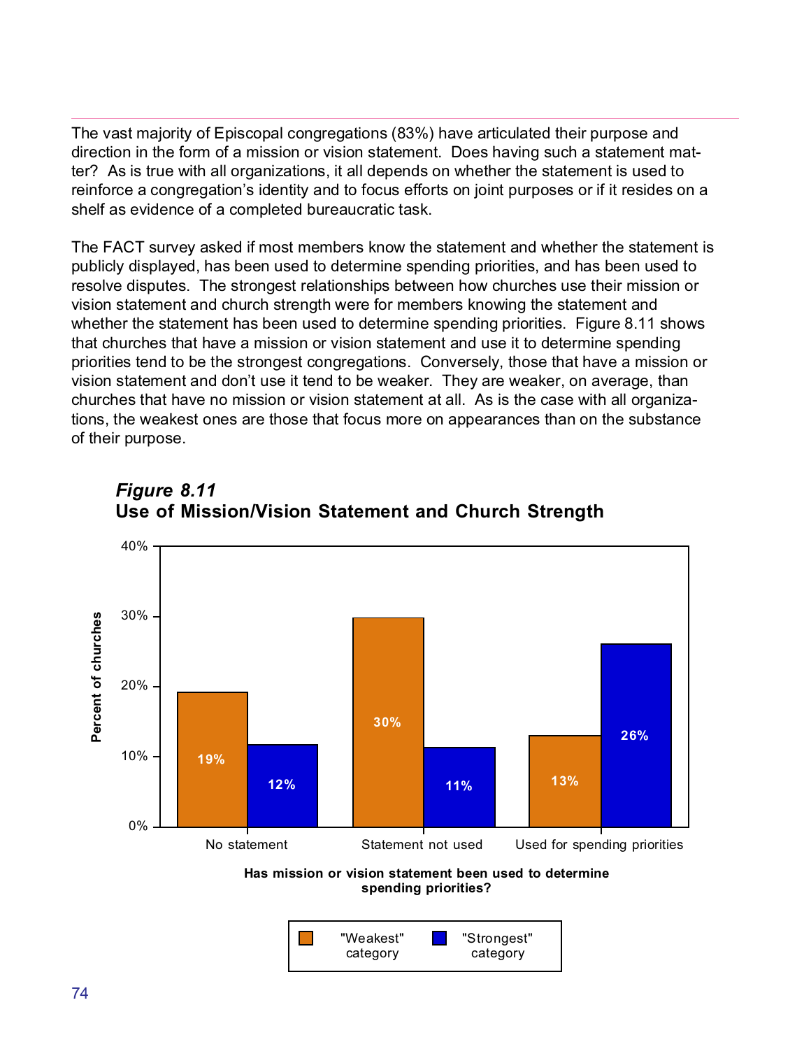The vast majority of Episcopal congregations (83%) have articulated their purpose and direction in the form of a mission or vision statement. Does having such a statement matter? As is true with all organizations, it all depends on whether the statement is used to reinforce a congregation's identity and to focus efforts on joint purposes or if it resides on a shelf as evidence of a completed bureaucratic task.

The FACT survey asked if most members know the statement and whether the statement is publicly displayed, has been used to determine spending priorities, and has been used to resolve disputes. The strongest relationships between how churches use their mission or vision statement and church strength were for members knowing the statement and whether the statement has been used to determine spending priorities. Figure 8.11 shows that churches that have a mission or vision statement and use it to determine spending priorities tend to be the strongest congregations. Conversely, those that have a mission or vision statement and don't use it tend to be weaker. They are weaker, on average, than churches that have no mission or vision statement at all. As is the case with all organizations, the weakest ones are those that focus more on appearances than on the substance of their purpose.

***Figure 8.11***
**Use of Mission/Vision Statement and Church Strength**

| Has mission or vision statement been used to determine spending priorities? | "Weakest" category | "Strongest" category |
|---|---|---|
| No statement | 19% | 12% |
| Statement not used | 30% | 11% |
| Used for spending priorities | 13% | 26% |

*Percent of churches*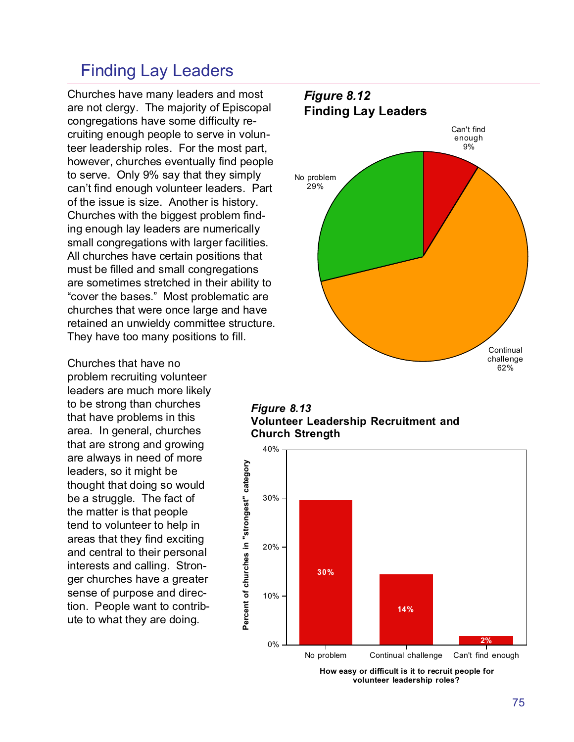## Finding Lay Leaders

Churches have many leaders and most are not clergy. The majority of Episcopal congregations have some difficulty recruiting enough people to serve in volunteer leadership roles. For the most part, however, churches eventually find people to serve. Only 9% say that they simply can't find enough volunteer leaders. Part of the issue is size. Another is history. Churches with the biggest problem finding enough lay leaders are numerically small congregations with larger facilities. All churches have certain positions that must be filled and small congregations are sometimes stretched in their ability to "cover the bases." Most problematic are churches that were once large and have retained an unwieldy committee structure. They have too many positions to fill.

Churches that have no problem recruiting volunteer leaders are much more likely to be strong than churches that have problems in this area. In general, churches that are strong and growing are always in need of more leaders, so it might be thought that doing so would be a struggle. The fact of the matter is that people tend to volunteer to help in areas that they find exciting and central to their personal interests and calling. Stronger churches have a greater sense of purpose and direction. People want to contribute to what they are doing.

***Figure 8.12***
**Finding Lay Leaders**

| Response | Percent |
|---|---|
| Can't find enough | 9% |
| Continual challenge | 62% |
| No problem | 29% |

***Figure 8.13***
**Volunteer Leadership Recruitment and Church Strength**

| How easy or difficult is it to recruit people for volunteer leadership roles? | Percent of churches in "strongest" category |
|---|---|
| No problem | 30% |
| Continual challenge | 14% |
| Can't find enough | 2% |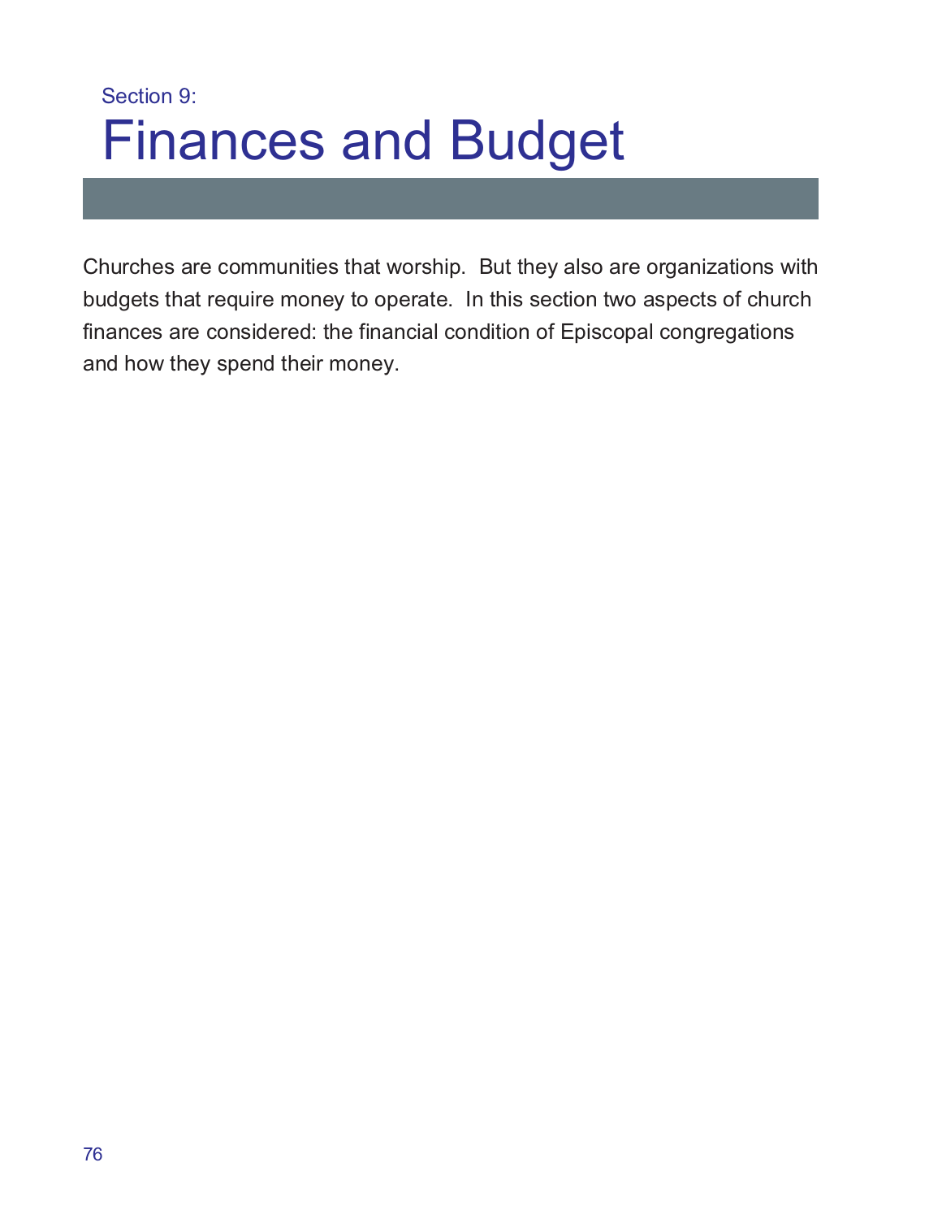Section 9:

# Finances and Budget

Churches are communities that worship. But they also are organizations with budgets that require money to operate. In this section two aspects of church finances are considered: the financial condition of Episcopal congregations and how they spend their money.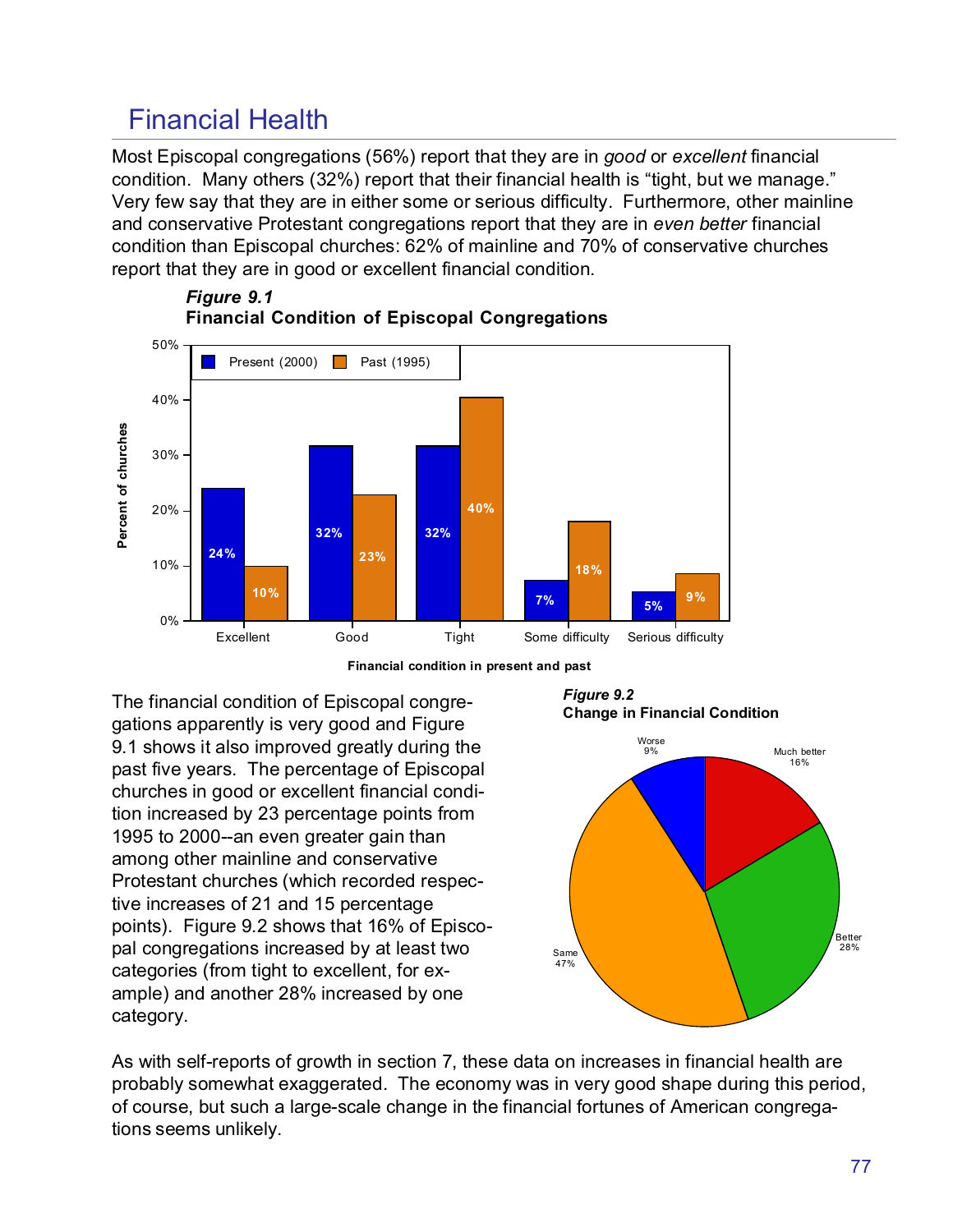## Financial Health

Most Episcopal congregations (56%) report that they are in *good* or *excellent* financial condition. Many others (32%) report that their financial health is "tight, but we manage." Very few say that they are in either some or serious difficulty. Furthermore, other mainline and conservative Protestant congregations report that they are in *even better* financial condition than Episcopal churches: 62% of mainline and 70% of conservative churches report that they are in good or excellent financial condition.

***Figure 9.1***
**Financial Condition of Episcopal Congregations**

| Financial condition in present and past | Present (2000) | Past (1995) |
|---|---|---|
| Excellent | 24% | 10% |
| Good | 32% | 23% |
| Tight | 32% | 40% |
| Some difficulty | 7% | 18% |
| Serious difficulty | 5% | 9% |

The financial condition of Episcopal congregations apparently is very good and Figure 9.1 shows it also improved greatly during the past five years. The percentage of Episcopal churches in good or excellent financial condition increased by 23 percentage points from 1995 to 2000--an even greater gain than among other mainline and conservative Protestant churches (which recorded respective increases of 21 and 15 percentage points). Figure 9.2 shows that 16% of Episcopal congregations increased by at least two categories (from tight to excellent, for example) and another 28% increased by one category.

***Figure 9.2***
**Change in Financial Condition**

| Change | Percent |
|---|---|
| Much better | 16% |
| Better | 28% |
| Same | 47% |
| Worse | 9% |

As with self-reports of growth in section 7, these data on increases in financial health are probably somewhat exaggerated. The economy was in very good shape during this period, of course, but such a large-scale change in the financial fortunes of American congregations seems unlikely.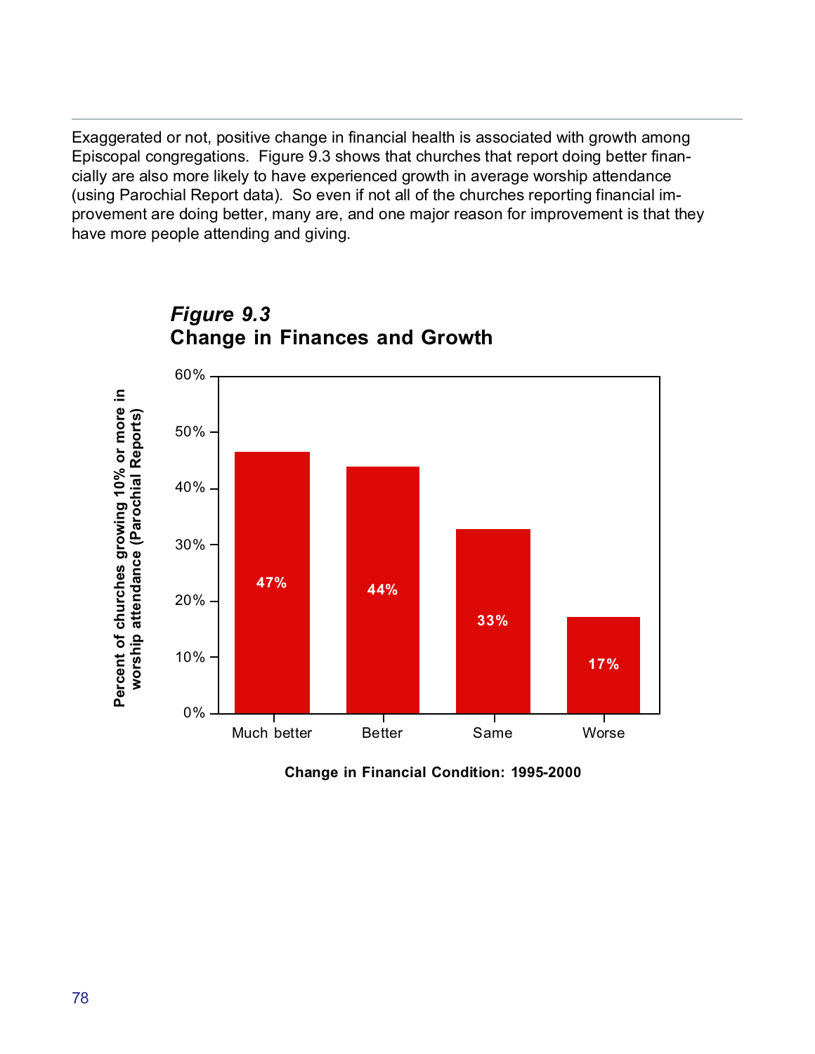Exaggerated or not, positive change in financial health is associated with growth among Episcopal congregations. Figure 9.3 shows that churches that report doing better financially are also more likely to have experienced growth in average worship attendance (using Parochial Report data). So even if not all of the churches reporting financial improvement are doing better, many are, and one major reason for improvement is that they have more people attending and giving.

***Figure 9.3***
**Change in Finances and Growth**

| Change in Financial Condition: 1995-2000 | Percent of churches growing 10% or more in worship attendance (Parochial Reports) |
|---|---|
| Much better | 47% |
| Better | 44% |
| Same | 33% |
| Worse | 17% |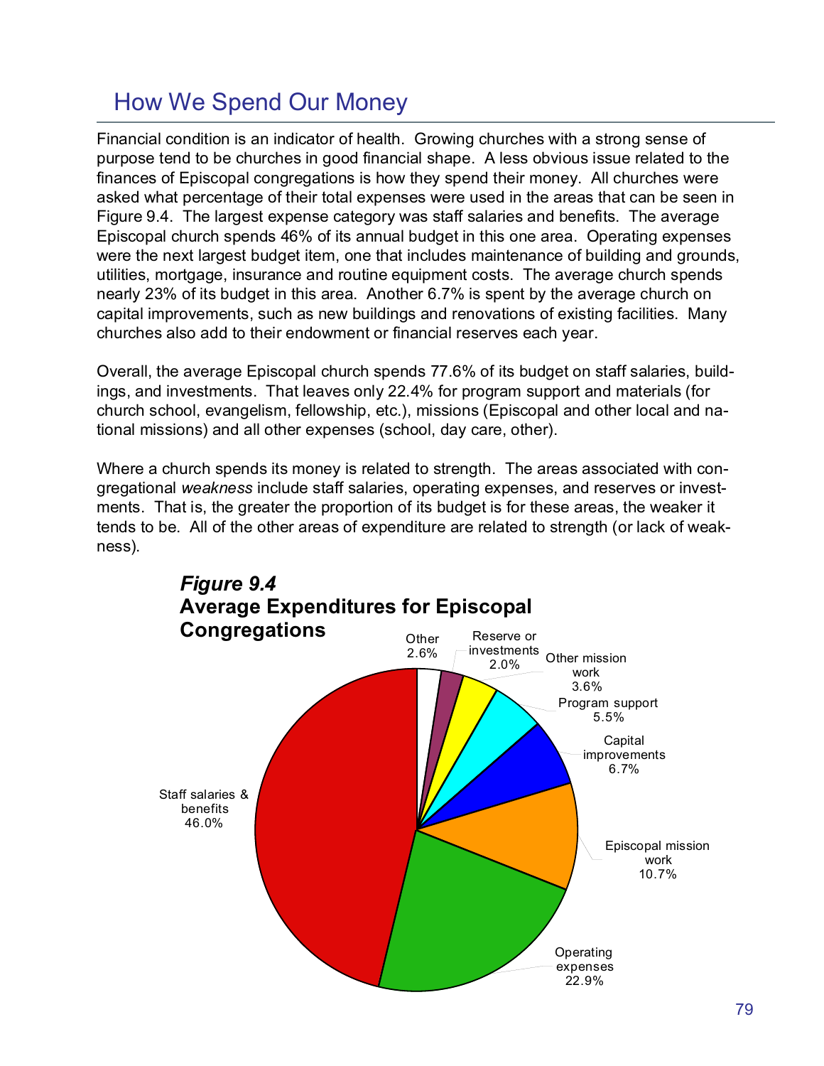# How We Spend Our Money

Financial condition is an indicator of health. Growing churches with a strong sense of purpose tend to be churches in good financial shape. A less obvious issue related to the finances of Episcopal congregations is how they spend their money. All churches were asked what percentage of their total expenses were used in the areas that can be seen in Figure 9.4. The largest expense category was staff salaries and benefits. The average Episcopal church spends 46% of its annual budget in this one area. Operating expenses were the next largest budget item, one that includes maintenance of building and grounds, utilities, mortgage, insurance and routine equipment costs. The average church spends nearly 23% of its budget in this area. Another 6.7% is spent by the average church on capital improvements, such as new buildings and renovations of existing facilities. Many churches also add to their endowment or financial reserves each year.

Overall, the average Episcopal church spends 77.6% of its budget on staff salaries, buildings, and investments. That leaves only 22.4% for program support and materials (for church school, evangelism, fellowship, etc.), missions (Episcopal and other local and national missions) and all other expenses (school, day care, other).

Where a church spends its money is related to strength. The areas associated with congregational *weakness* include staff salaries, operating expenses, and reserves or investments. That is, the greater the proportion of its budget is for these areas, the weaker it tends to be. All of the other areas of expenditure are related to strength (or lack of weakness).

***Figure 9.4***
**Average Expenditures for Episcopal Congregations**

| Category | Percentage |
|---|---|
| Staff salaries & benefits | 46.0% |
| Operating expenses | 22.9% |
| Episcopal mission work | 10.7% |
| Capital improvements | 6.7% |
| Program support | 5.5% |
| Other mission work | 3.6% |
| Reserve or investments | 2.0% |
| Other | 2.6% |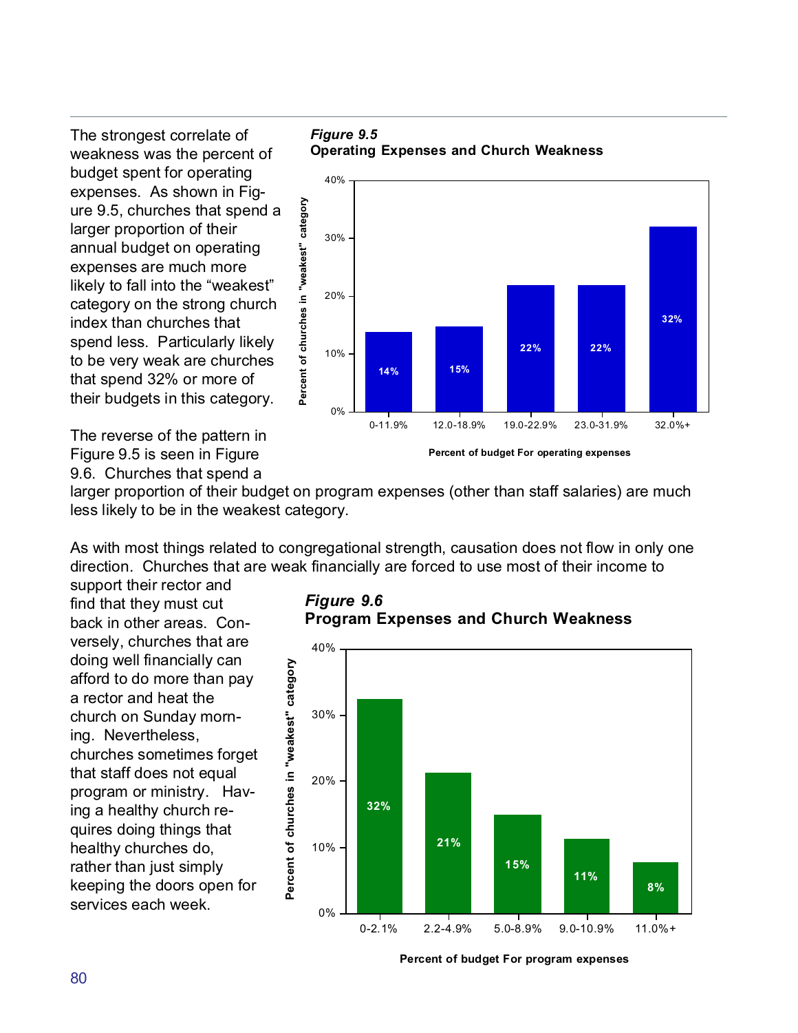The strongest correlate of weakness was the percent of budget spent for operating expenses. As shown in Figure 9.5, churches that spend a larger proportion of their annual budget on operating expenses are much more likely to fall into the "weakest" category on the strong church index than churches that spend less. Particularly likely to be very weak are churches that spend 32% or more of their budgets in this category.

***Figure 9.5***
**Operating Expenses and Church Weakness**

| Percent of budget For operating expenses | Percent of churches in "weakest" category |
|---|---|
| 0-11.9% | 14% |
| 12.0-18.9% | 15% |
| 19.0-22.9% | 22% |
| 23.0-31.9% | 22% |
| 32.0%+ | 32% |

The reverse of the pattern in Figure 9.5 is seen in Figure 9.6. Churches that spend a larger proportion of their budget on program expenses (other than staff salaries) are much less likely to be in the weakest category.

As with most things related to congregational strength, causation does not flow in only one direction. Churches that are weak financially are forced to use most of their income to support their rector and find that they must cut back in other areas. Conversely, churches that are doing well financially can afford to do more than pay a rector and heat the church on Sunday morning. Nevertheless, churches sometimes forget that staff does not equal program or ministry. Having a healthy church requires doing things that healthy churches do, rather than just simply keeping the doors open for services each week.

***Figure 9.6***
**Program Expenses and Church Weakness**

| Percent of budget For program expenses | Percent of churches in "weakest" category |
|---|---|
| 0-2.1% | 32% |
| 2.2-4.9% | 21% |
| 5.0-8.9% | 15% |
| 9.0-10.9% | 11% |
| 11.0%+ | 8% |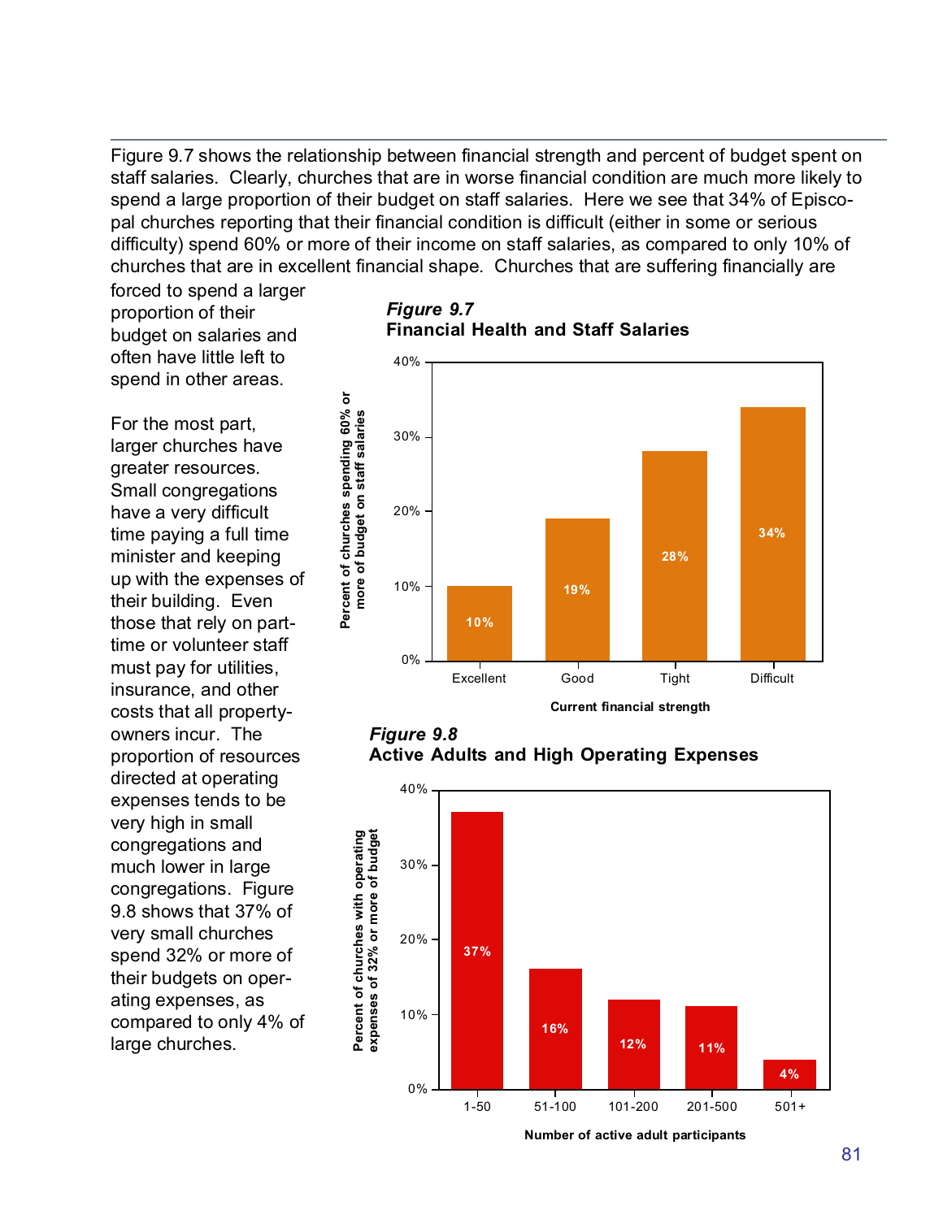Figure 9.7 shows the relationship between financial strength and percent of budget spent on staff salaries. Clearly, churches that are in worse financial condition are much more likely to spend a large proportion of their budget on staff salaries. Here we see that 34% of Episcopal churches reporting that their financial condition is difficult (either in some or serious difficulty) spend 60% or more of their income on staff salaries, as compared to only 10% of churches that are in excellent financial shape. Churches that are suffering financially are forced to spend a larger proportion of their budget on salaries and often have little left to spend in other areas.

For the most part, larger churches have greater resources. Small congregations have a very difficult time paying a full time minister and keeping up with the expenses of their building. Even those that rely on part-time or volunteer staff must pay for utilities, insurance, and other costs that all property-owners incur. The proportion of resources directed at operating expenses tends to be very high in small congregations and much lower in large congregations. Figure 9.8 shows that 37% of very small churches spend 32% or more of their budgets on operating expenses, as compared to only 4% of large churches.

***Figure 9.7***
**Financial Health and Staff Salaries**

| Current financial strength | Percent of churches spending 60% or more of budget on staff salaries |
|---|---|
| Excellent | 10% |
| Good | 19% |
| Tight | 28% |
| Difficult | 34% |

***Figure 9.8***
**Active Adults and High Operating Expenses**

| Number of active adult participants | Percent of churches with operating expenses of 32% or more of budget |
|---|---|
| 1-50 | 37% |
| 51-100 | 16% |
| 101-200 | 12% |
| 201-500 | 11% |
| 501+ | 4% |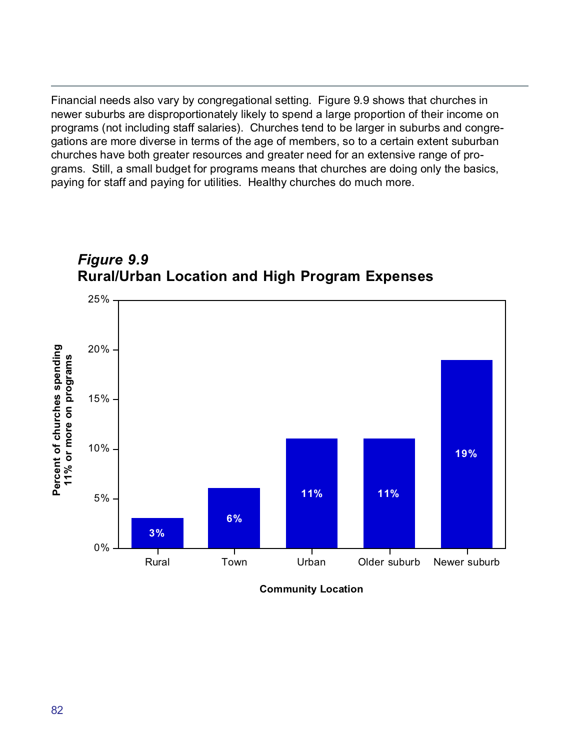Financial needs also vary by congregational setting. Figure 9.9 shows that churches in newer suburbs are disproportionately likely to spend a large proportion of their income on programs (not including staff salaries). Churches tend to be larger in suburbs and congregations are more diverse in terms of the age of members, so to a certain extent suburban churches have both greater resources and greater need for an extensive range of programs. Still, a small budget for programs means that churches are doing only the basics, paying for staff and paying for utilities. Healthy churches do much more.

***Figure 9.9***
**Rural/Urban Location and High Program Expenses**

| Community Location | Percent of churches spending 11% or more on programs |
|---|---|
| Rural | 3% |
| Town | 6% |
| Urban | 11% |
| Older suburb | 11% |
| Newer suburb | 19% |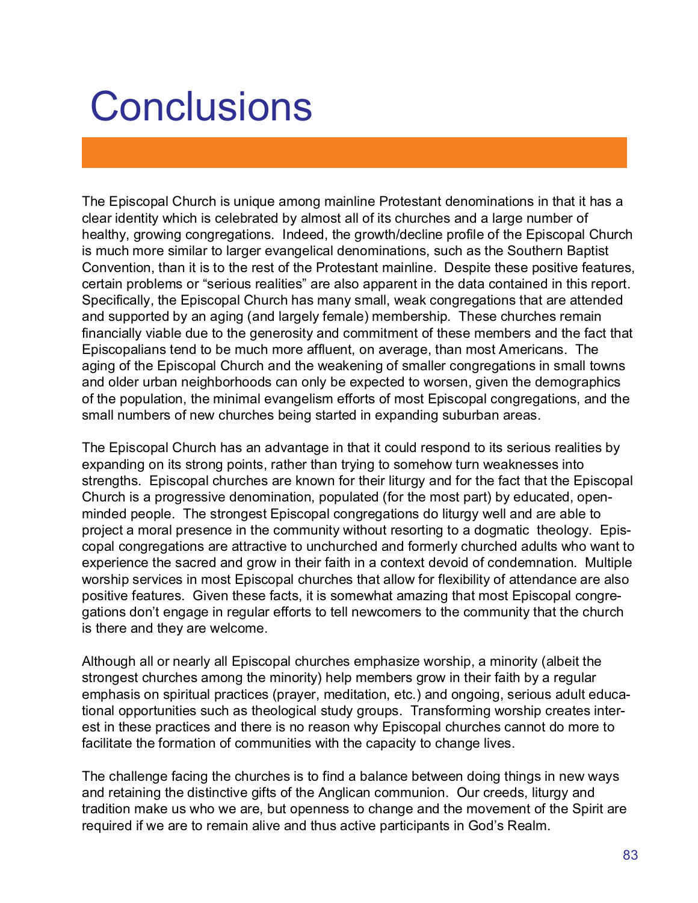# Conclusions

The Episcopal Church is unique among mainline Protestant denominations in that it has a clear identity which is celebrated by almost all of its churches and a large number of healthy, growing congregations. Indeed, the growth/decline profile of the Episcopal Church is much more similar to larger evangelical denominations, such as the Southern Baptist Convention, than it is to the rest of the Protestant mainline. Despite these positive features, certain problems or "serious realities" are also apparent in the data contained in this report. Specifically, the Episcopal Church has many small, weak congregations that are attended and supported by an aging (and largely female) membership. These churches remain financially viable due to the generosity and commitment of these members and the fact that Episcopalians tend to be much more affluent, on average, than most Americans. The aging of the Episcopal Church and the weakening of smaller congregations in small towns and older urban neighborhoods can only be expected to worsen, given the demographics of the population, the minimal evangelism efforts of most Episcopal congregations, and the small numbers of new churches being started in expanding suburban areas.

The Episcopal Church has an advantage in that it could respond to its serious realities by expanding on its strong points, rather than trying to somehow turn weaknesses into strengths. Episcopal churches are known for their liturgy and for the fact that the Episcopal Church is a progressive denomination, populated (for the most part) by educated, open-minded people. The strongest Episcopal congregations do liturgy well and are able to project a moral presence in the community without resorting to a dogmatic theology. Episcopal congregations are attractive to unchurched and formerly churched adults who want to experience the sacred and grow in their faith in a context devoid of condemnation. Multiple worship services in most Episcopal churches that allow for flexibility of attendance are also positive features. Given these facts, it is somewhat amazing that most Episcopal congregations don't engage in regular efforts to tell newcomers to the community that the church is there and they are welcome.

Although all or nearly all Episcopal churches emphasize worship, a minority (albeit the strongest churches among the minority) help members grow in their faith by a regular emphasis on spiritual practices (prayer, meditation, etc.) and ongoing, serious adult educational opportunities such as theological study groups. Transforming worship creates interest in these practices and there is no reason why Episcopal churches cannot do more to facilitate the formation of communities with the capacity to change lives.

The challenge facing the churches is to find a balance between doing things in new ways and retaining the distinctive gifts of the Anglican communion. Our creeds, liturgy and tradition make us who we are, but openness to change and the movement of the Spirit are required if we are to remain alive and thus active participants in God's Realm.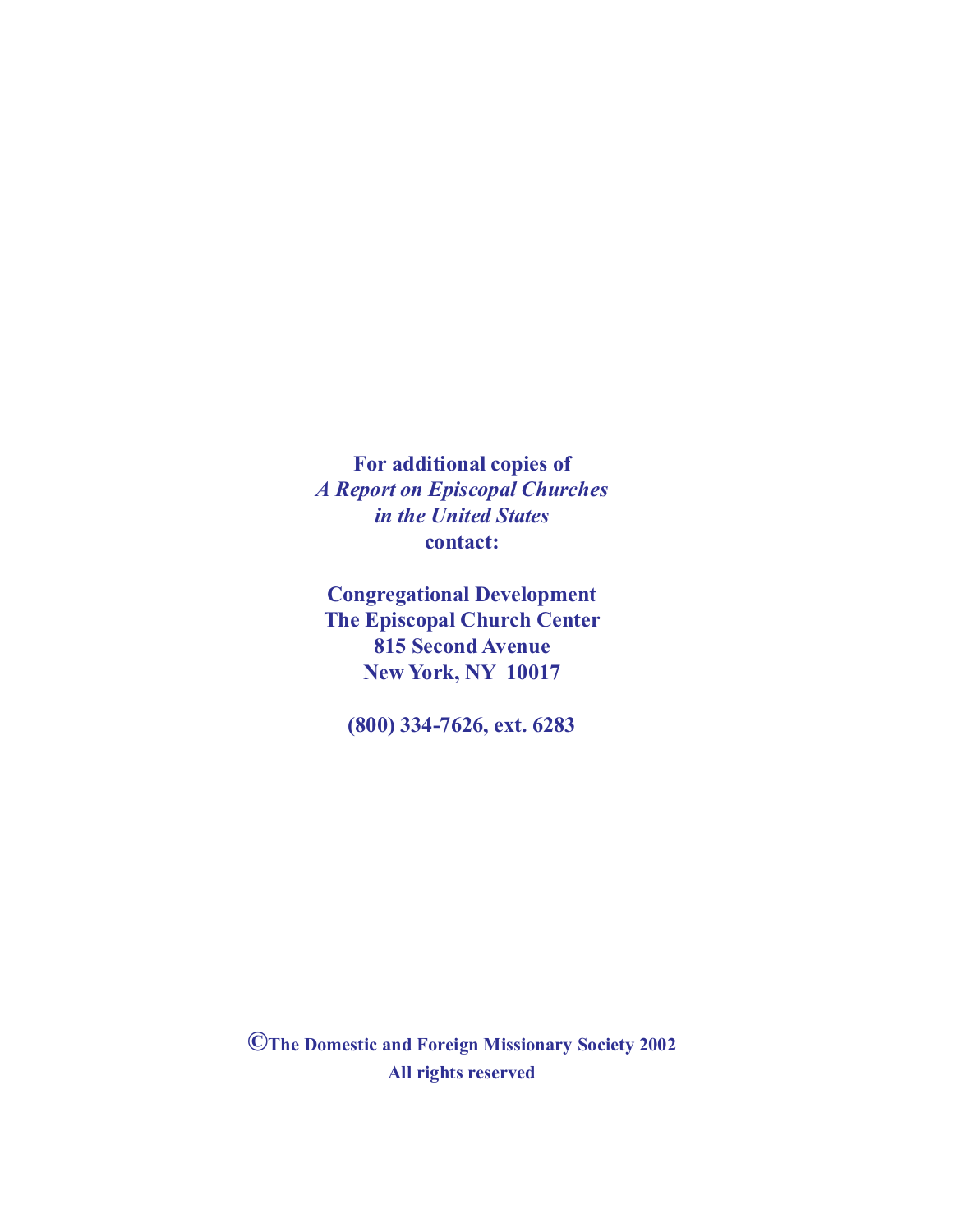**For additional copies of**
***A Report on Episcopal Churches in the United States***
**contact:**

**Congregational Development**
**The Episcopal Church Center**
**815 Second Avenue**
**New York, NY 10017**

**(800) 334-7626, ext. 6283**

**©The Domestic and Foreign Missionary Society 2002**
**All rights reserved**